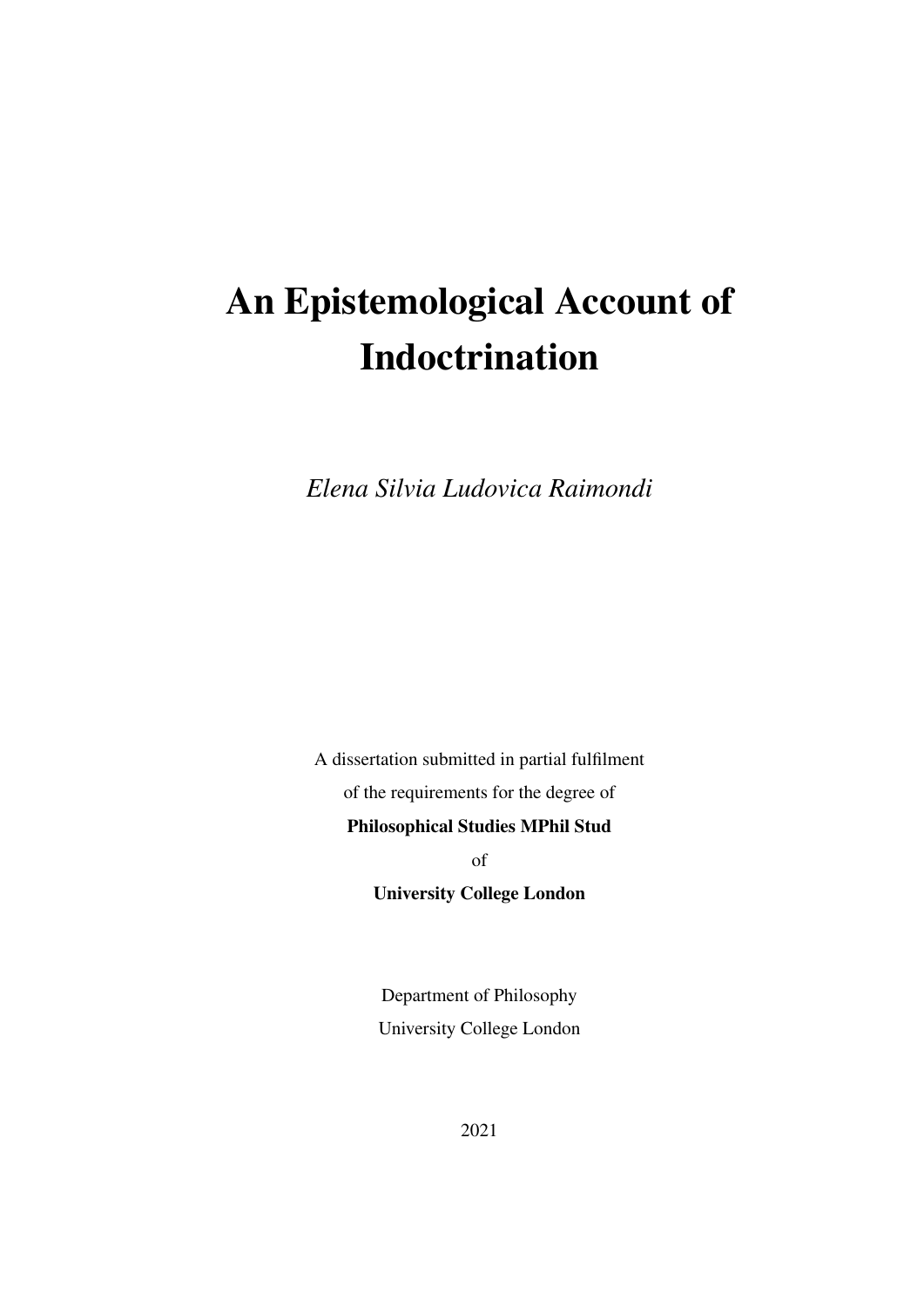# An Epistemological Account of Indoctrination

*Elena Silvia Ludovica Raimondi*

A dissertation submitted in partial fulfilment

of the requirements for the degree of

**Philosophical Studies MPhil Stud**

of

**University College London**

Department of Philosophy

University College London

2021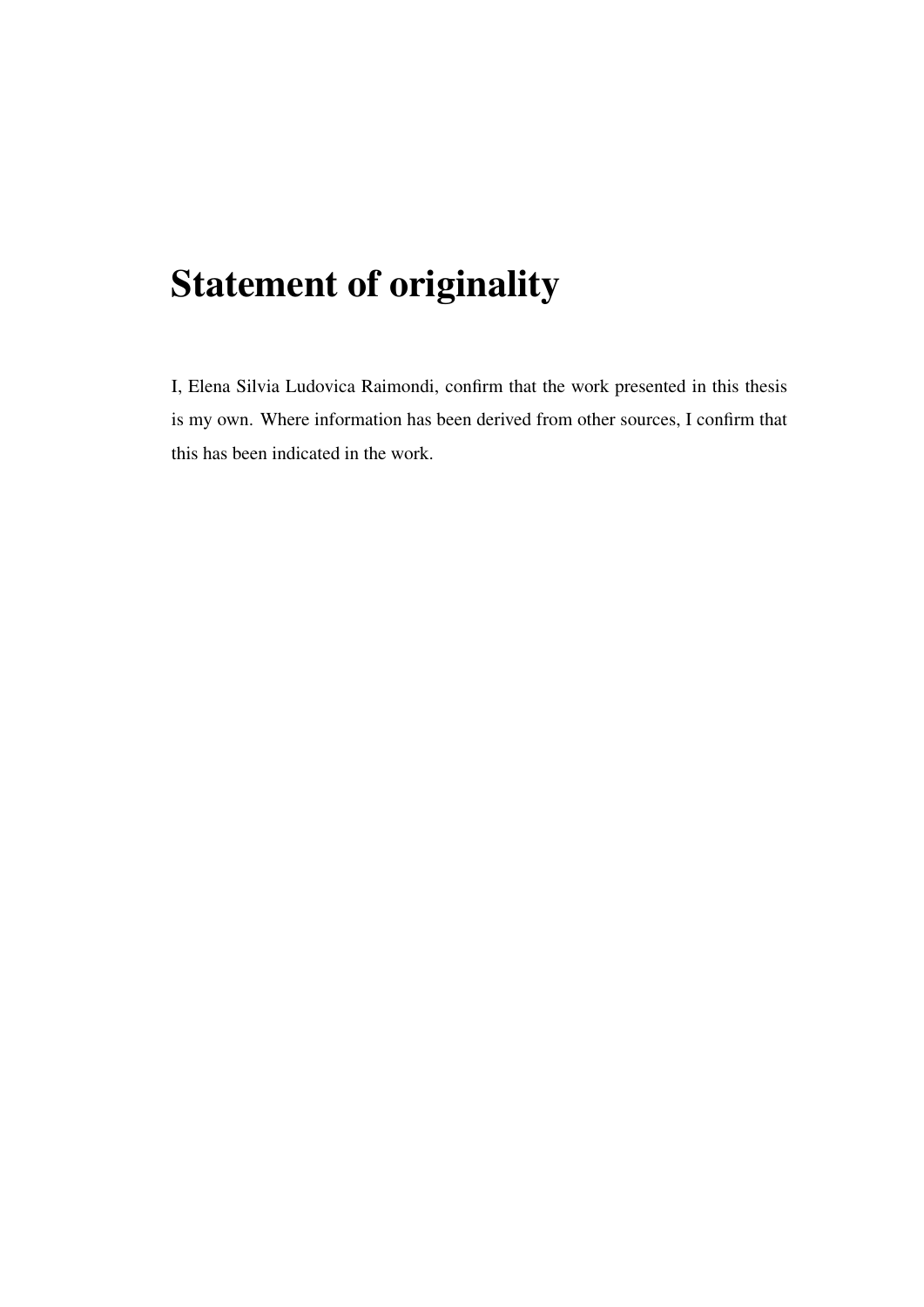# Statement of originality

I, Elena Silvia Ludovica Raimondi, confirm that the work presented in this thesis is my own. Where information has been derived from other sources, I confirm that this has been indicated in the work.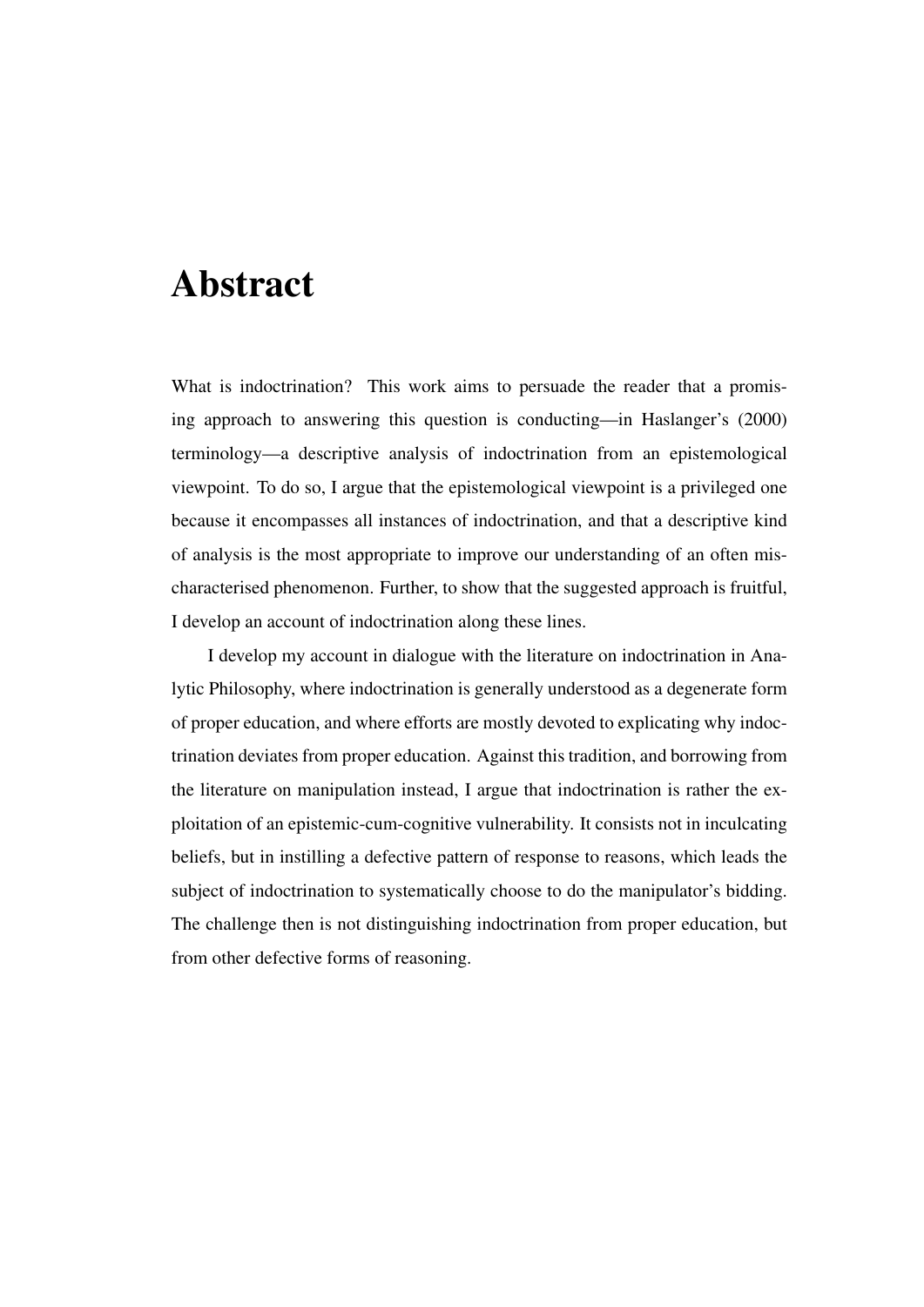# Abstract

What is indoctrination? This work aims to persuade the reader that a promising approach to answering this question is conducting—in Haslanger's (2000) terminology—a descriptive analysis of indoctrination from an epistemological viewpoint. To do so, I argue that the epistemological viewpoint is a privileged one because it encompasses all instances of indoctrination, and that a descriptive kind of analysis is the most appropriate to improve our understanding of an often mischaracterised phenomenon. Further, to show that the suggested approach is fruitful, I develop an account of indoctrination along these lines.

I develop my account in dialogue with the literature on indoctrination in Analytic Philosophy, where indoctrination is generally understood as a degenerate form of proper education, and where efforts are mostly devoted to explicating why indoctrination deviates from proper education. Against this tradition, and borrowing from the literature on manipulation instead, I argue that indoctrination is rather the exploitation of an epistemic-cum-cognitive vulnerability. It consists not in inculcating beliefs, but in instilling a defective pattern of response to reasons, which leads the subject of indoctrination to systematically choose to do the manipulator's bidding. The challenge then is not distinguishing indoctrination from proper education, but from other defective forms of reasoning.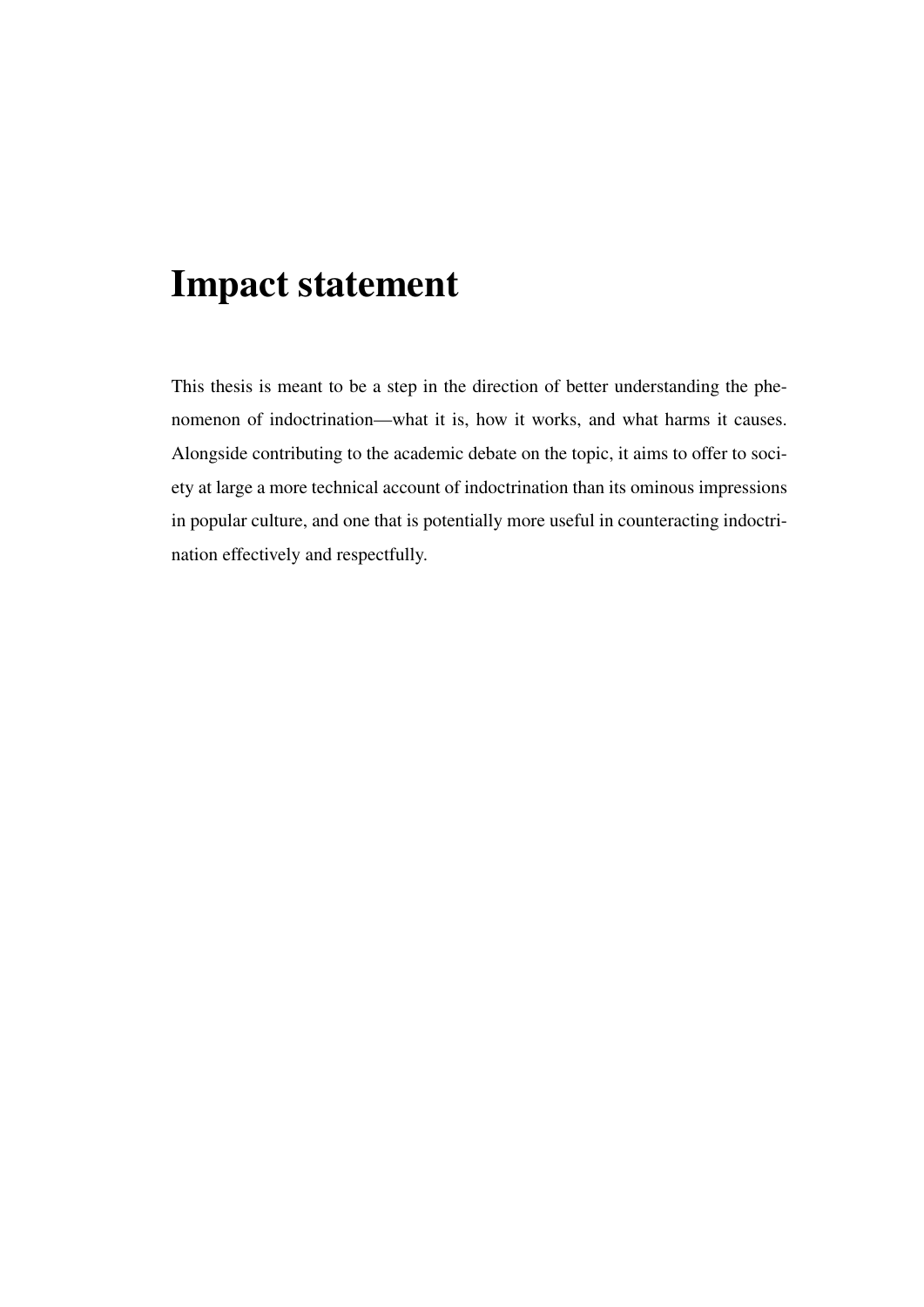# Impact statement

This thesis is meant to be a step in the direction of better understanding the phenomenon of indoctrination—what it is, how it works, and what harms it causes. Alongside contributing to the academic debate on the topic, it aims to offer to society at large a more technical account of indoctrination than its ominous impressions in popular culture, and one that is potentially more useful in counteracting indoctrination effectively and respectfully.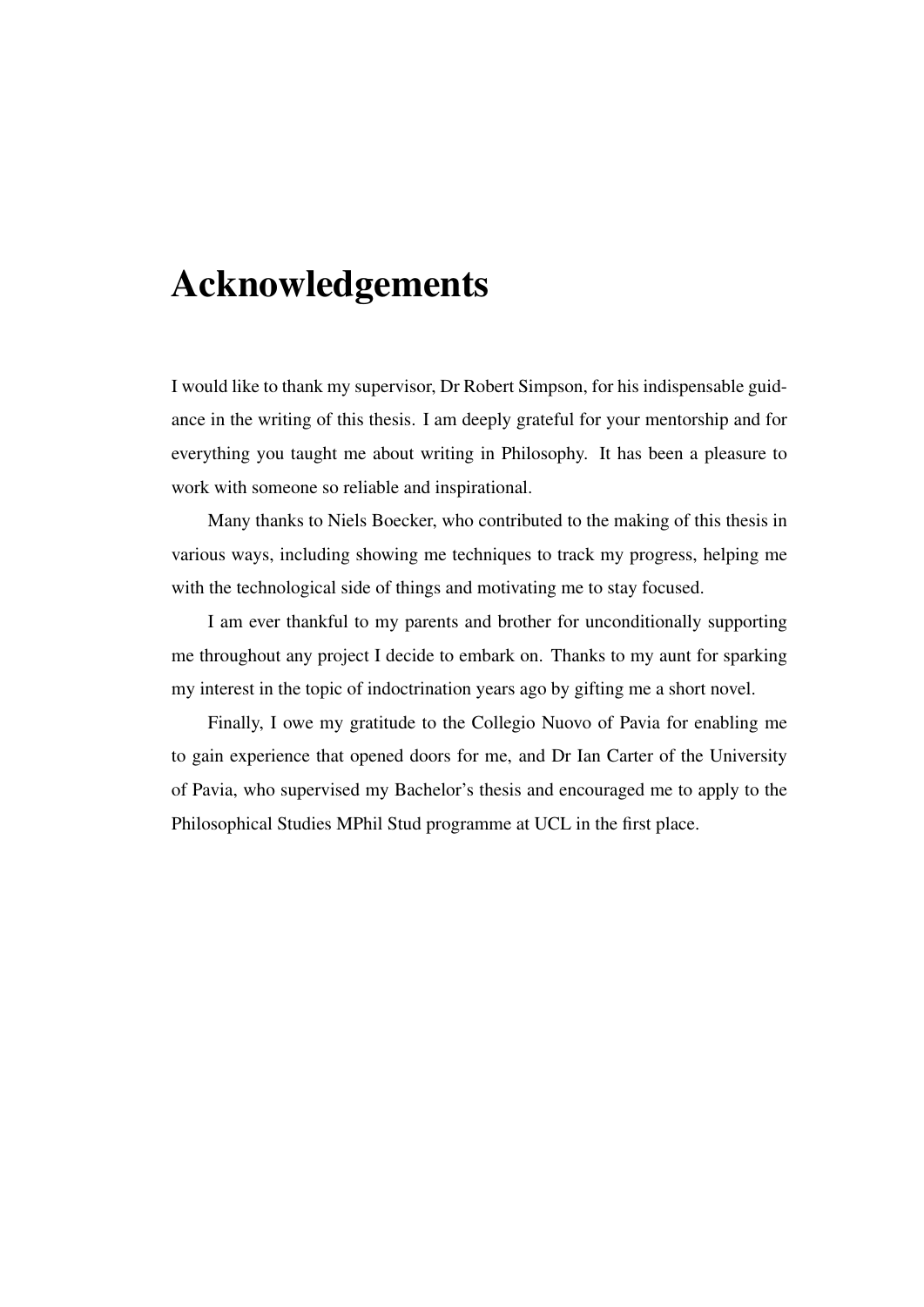# Acknowledgements

I would like to thank my supervisor, Dr Robert Simpson, for his indispensable guidance in the writing of this thesis. I am deeply grateful for your mentorship and for everything you taught me about writing in Philosophy. It has been a pleasure to work with someone so reliable and inspirational.

Many thanks to Niels Boecker, who contributed to the making of this thesis in various ways, including showing me techniques to track my progress, helping me with the technological side of things and motivating me to stay focused.

I am ever thankful to my parents and brother for unconditionally supporting me throughout any project I decide to embark on. Thanks to my aunt for sparking my interest in the topic of indoctrination years ago by gifting me a short novel.

Finally, I owe my gratitude to the Collegio Nuovo of Pavia for enabling me to gain experience that opened doors for me, and Dr Ian Carter of the University of Pavia, who supervised my Bachelor's thesis and encouraged me to apply to the Philosophical Studies MPhil Stud programme at UCL in the first place.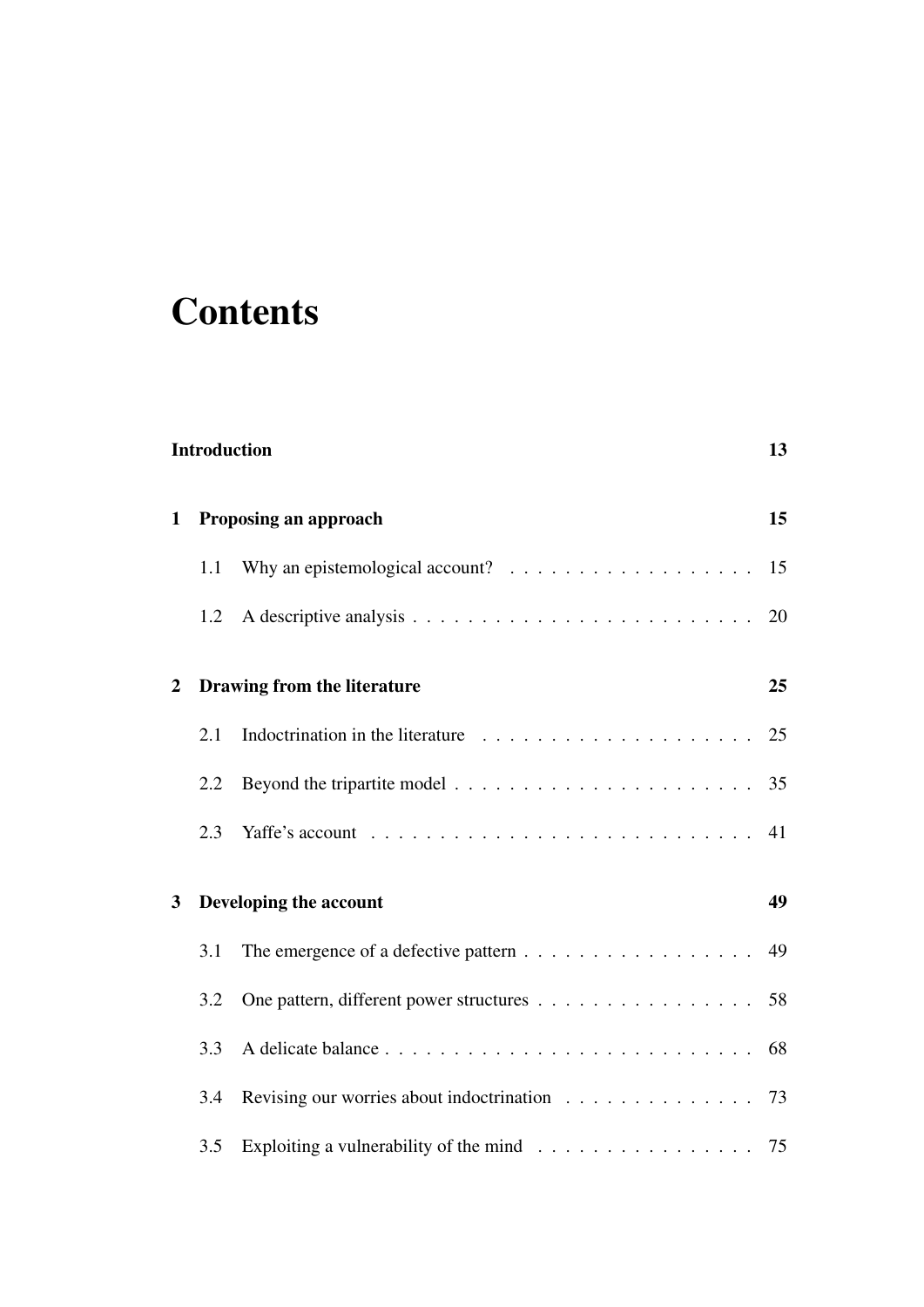# Contents

**Introduction** **13**

**1 Proposing an approach** **15**

- 1.1 Why an epistemological account? . . . . . . . . . . . . . . . . . . 15
- 1.2 A descriptive analysis . . . . . . . . . . . . . . . . . . . . . . . . 20

**2 Drawing from the literature** **25**

- 2.1 Indoctrination in the literature . . . . . . . . . . . . . . . . . . . . 25
- 2.2 Beyond the tripartite model . . . . . . . . . . . . . . . . . . . . . 35
- 2.3 Yaffe's account . . . . . . . . . . . . . . . . . . . . . . . . . . . . 41

**3 Developing the account** **49**

- 3.1 The emergence of a defective pattern . . . . . . . . . . . . . . . . 49
- 3.2 One pattern, different power structures . . . . . . . . . . . . . . . 58
- 3.3 A delicate balance . . . . . . . . . . . . . . . . . . . . . . . . . . 68
- 3.4 Revising our worries about indoctrination . . . . . . . . . . . . . 73
- 3.5 Exploiting a vulnerability of the mind . . . . . . . . . . . . . . . 75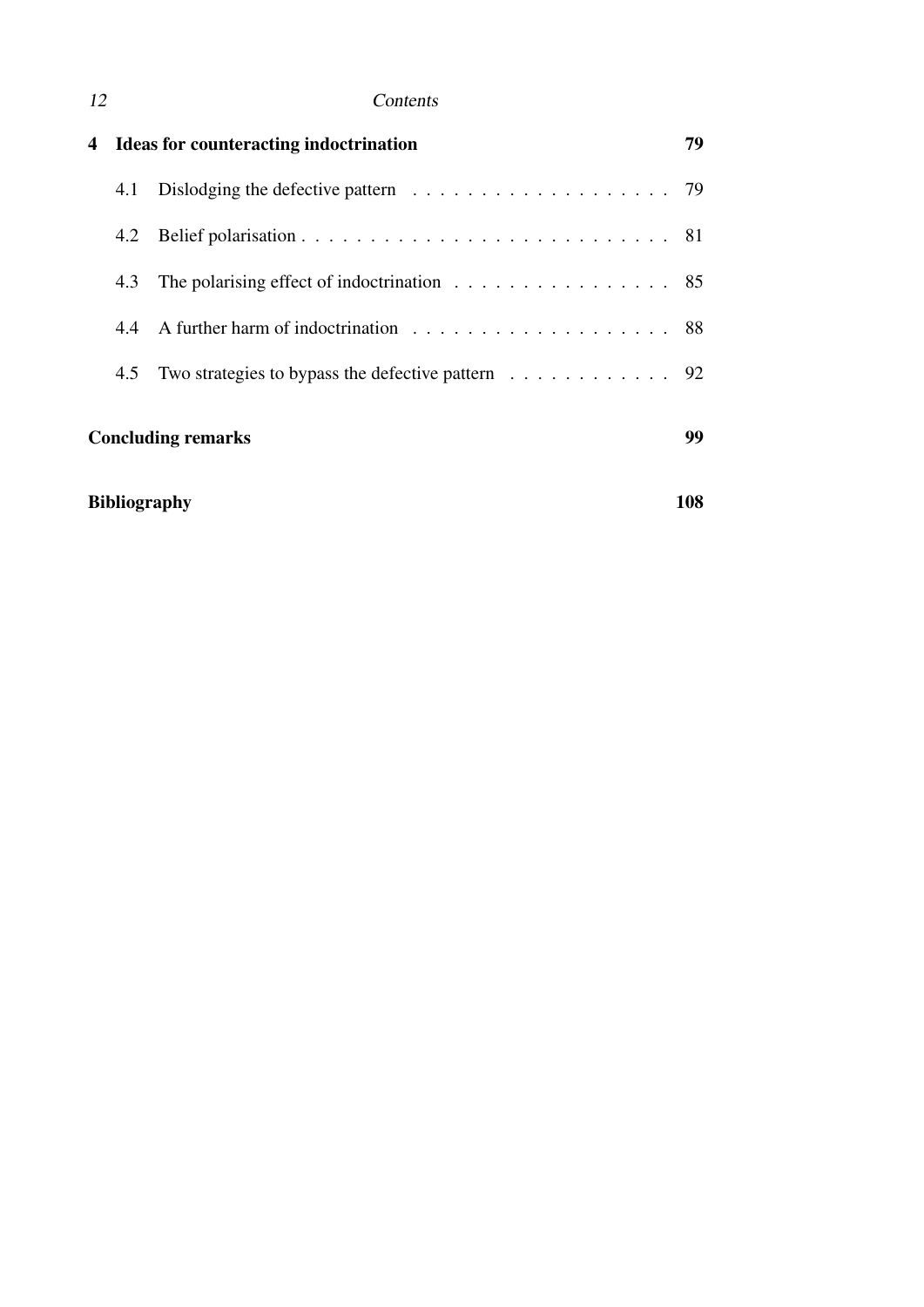**4 Ideas for counteracting indoctrination** — 79

- 4.1 Dislodging the defective pattern — 79
- 4.2 Belief polarisation — 81
- 4.3 The polarising effect of indoctrination — 85
- 4.4 A further harm of indoctrination — 88
- 4.5 Two strategies to bypass the defective pattern — 92

**Concluding remarks** — 99

**Bibliography** — 108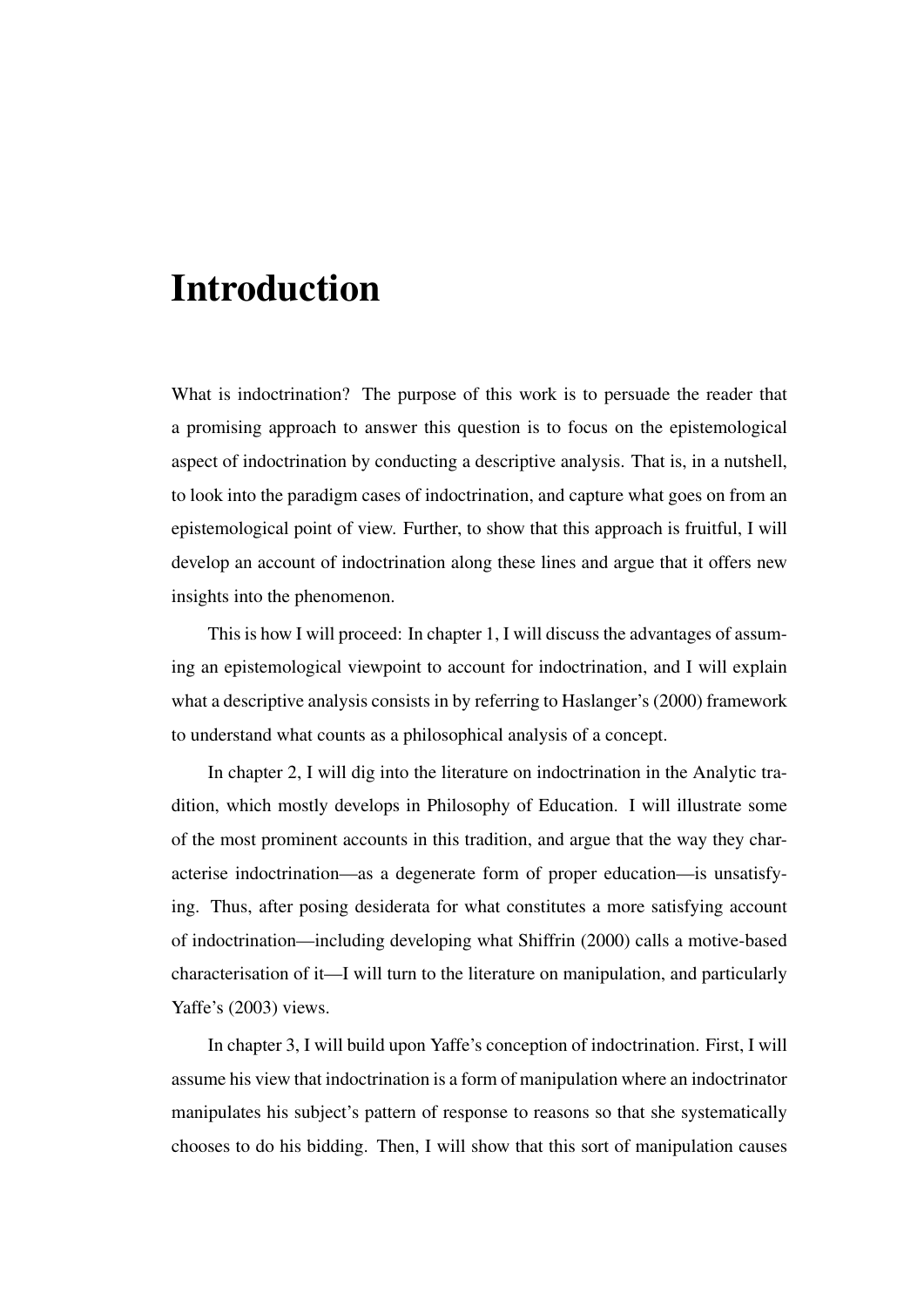# Introduction

What is indoctrination? The purpose of this work is to persuade the reader that a promising approach to answer this question is to focus on the epistemological aspect of indoctrination by conducting a descriptive analysis. That is, in a nutshell, to look into the paradigm cases of indoctrination, and capture what goes on from an epistemological point of view. Further, to show that this approach is fruitful, I will develop an account of indoctrination along these lines and argue that it offers new insights into the phenomenon.

This is how I will proceed: In chapter 1, I will discuss the advantages of assuming an epistemological viewpoint to account for indoctrination, and I will explain what a descriptive analysis consists in by referring to Haslanger's (2000) framework to understand what counts as a philosophical analysis of a concept.

In chapter 2, I will dig into the literature on indoctrination in the Analytic tradition, which mostly develops in Philosophy of Education. I will illustrate some of the most prominent accounts in this tradition, and argue that the way they characterise indoctrination—as a degenerate form of proper education—is unsatisfying. Thus, after posing desiderata for what constitutes a more satisfying account of indoctrination—including developing what Shiffrin (2000) calls a motive-based characterisation of it—I will turn to the literature on manipulation, and particularly Yaffe's (2003) views.

In chapter 3, I will build upon Yaffe's conception of indoctrination. First, I will assume his view that indoctrination is a form of manipulation where an indoctrinator manipulates his subject's pattern of response to reasons so that she systematically chooses to do his bidding. Then, I will show that this sort of manipulation causes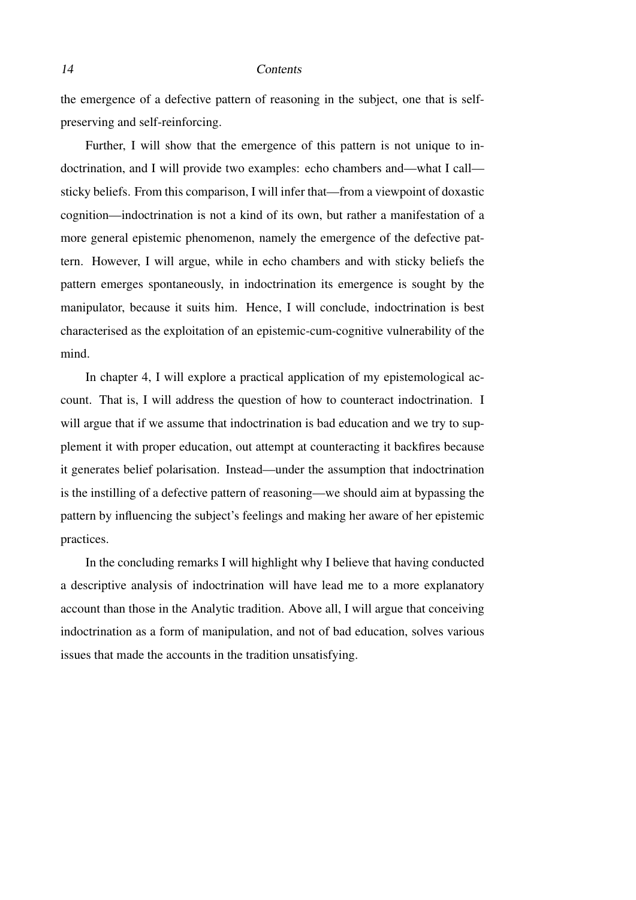the emergence of a defective pattern of reasoning in the subject, one that is self-preserving and self-reinforcing.

Further, I will show that the emergence of this pattern is not unique to indoctrination, and I will provide two examples: echo chambers and—what I call—sticky beliefs. From this comparison, I will infer that—from a viewpoint of doxastic cognition—indoctrination is not a kind of its own, but rather a manifestation of a more general epistemic phenomenon, namely the emergence of the defective pattern. However, I will argue, while in echo chambers and with sticky beliefs the pattern emerges spontaneously, in indoctrination its emergence is sought by the manipulator, because it suits him. Hence, I will conclude, indoctrination is best characterised as the exploitation of an epistemic-cum-cognitive vulnerability of the mind.

In chapter 4, I will explore a practical application of my epistemological account. That is, I will address the question of how to counteract indoctrination. I will argue that if we assume that indoctrination is bad education and we try to supplement it with proper education, out attempt at counteracting it backfires because it generates belief polarisation. Instead—under the assumption that indoctrination is the instilling of a defective pattern of reasoning—we should aim at bypassing the pattern by influencing the subject's feelings and making her aware of her epistemic practices.

In the concluding remarks I will highlight why I believe that having conducted a descriptive analysis of indoctrination will have lead me to a more explanatory account than those in the Analytic tradition. Above all, I will argue that conceiving indoctrination as a form of manipulation, and not of bad education, solves various issues that made the accounts in the tradition unsatisfying.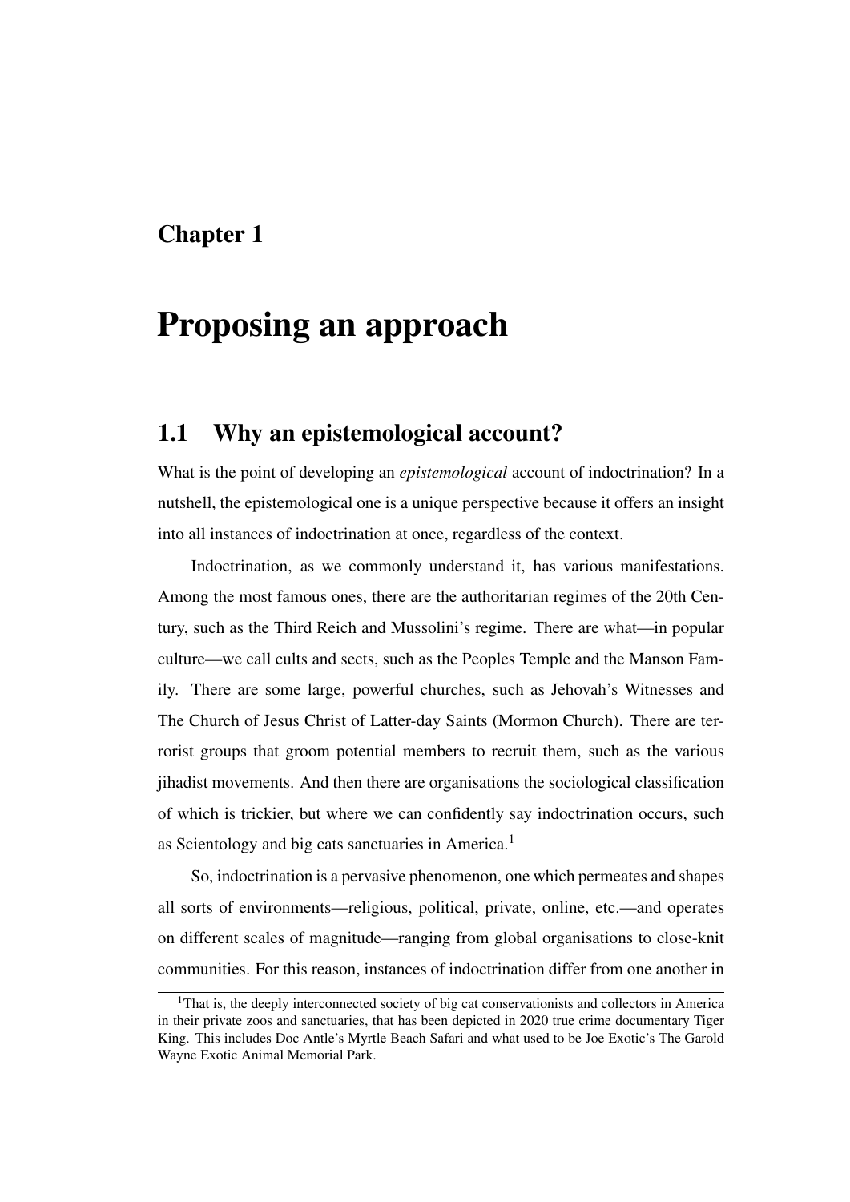# Chapter 1

# Proposing an approach

## 1.1 Why an epistemological account?

What is the point of developing an *epistemological* account of indoctrination? In a nutshell, the epistemological one is a unique perspective because it offers an insight into all instances of indoctrination at once, regardless of the context.

Indoctrination, as we commonly understand it, has various manifestations. Among the most famous ones, there are the authoritarian regimes of the 20th Century, such as the Third Reich and Mussolini's regime. There are what—in popular culture—we call cults and sects, such as the Peoples Temple and the Manson Family. There are some large, powerful churches, such as Jehovah's Witnesses and The Church of Jesus Christ of Latter-day Saints (Mormon Church). There are terrorist groups that groom potential members to recruit them, such as the various jihadist movements. And then there are organisations the sociological classification of which is trickier, but where we can confidently say indoctrination occurs, such as Scientology and big cats sanctuaries in America.[1]

So, indoctrination is a pervasive phenomenon, one which permeates and shapes all sorts of environments—religious, political, private, online, etc.—and operates on different scales of magnitude—ranging from global organisations to close-knit communities. For this reason, instances of indoctrination differ from one another in

[1] That is, the deeply interconnected society of big cat conservationists and collectors in America in their private zoos and sanctuaries, that has been depicted in 2020 true crime documentary Tiger King. This includes Doc Antle's Myrtle Beach Safari and what used to be Joe Exotic's The Garold Wayne Exotic Animal Memorial Park.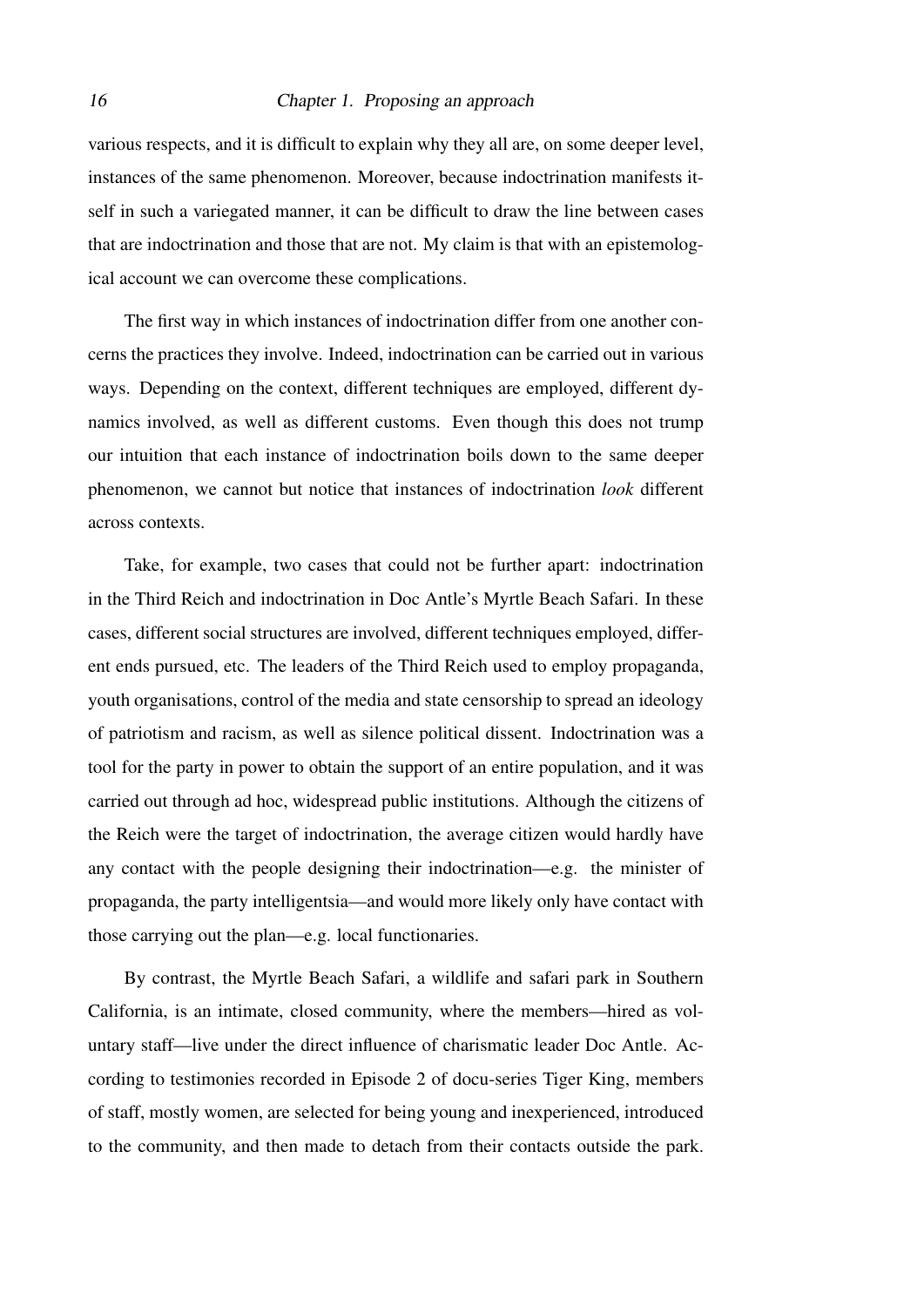various respects, and it is difficult to explain why they all are, on some deeper level, instances of the same phenomenon. Moreover, because indoctrination manifests itself in such a variegated manner, it can be difficult to draw the line between cases that are indoctrination and those that are not. My claim is that with an epistemological account we can overcome these complications.

The first way in which instances of indoctrination differ from one another concerns the practices they involve. Indeed, indoctrination can be carried out in various ways. Depending on the context, different techniques are employed, different dynamics involved, as well as different customs. Even though this does not trump our intuition that each instance of indoctrination boils down to the same deeper phenomenon, we cannot but notice that instances of indoctrination *look* different across contexts.

Take, for example, two cases that could not be further apart: indoctrination in the Third Reich and indoctrination in Doc Antle's Myrtle Beach Safari. In these cases, different social structures are involved, different techniques employed, different ends pursued, etc. The leaders of the Third Reich used to employ propaganda, youth organisations, control of the media and state censorship to spread an ideology of patriotism and racism, as well as silence political dissent. Indoctrination was a tool for the party in power to obtain the support of an entire population, and it was carried out through ad hoc, widespread public institutions. Although the citizens of the Reich were the target of indoctrination, the average citizen would hardly have any contact with the people designing their indoctrination—e.g. the minister of propaganda, the party intelligentsia—and would more likely only have contact with those carrying out the plan—e.g. local functionaries.

By contrast, the Myrtle Beach Safari, a wildlife and safari park in Southern California, is an intimate, closed community, where the members—hired as voluntary staff—live under the direct influence of charismatic leader Doc Antle. According to testimonies recorded in Episode 2 of docu-series Tiger King, members of staff, mostly women, are selected for being young and inexperienced, introduced to the community, and then made to detach from their contacts outside the park.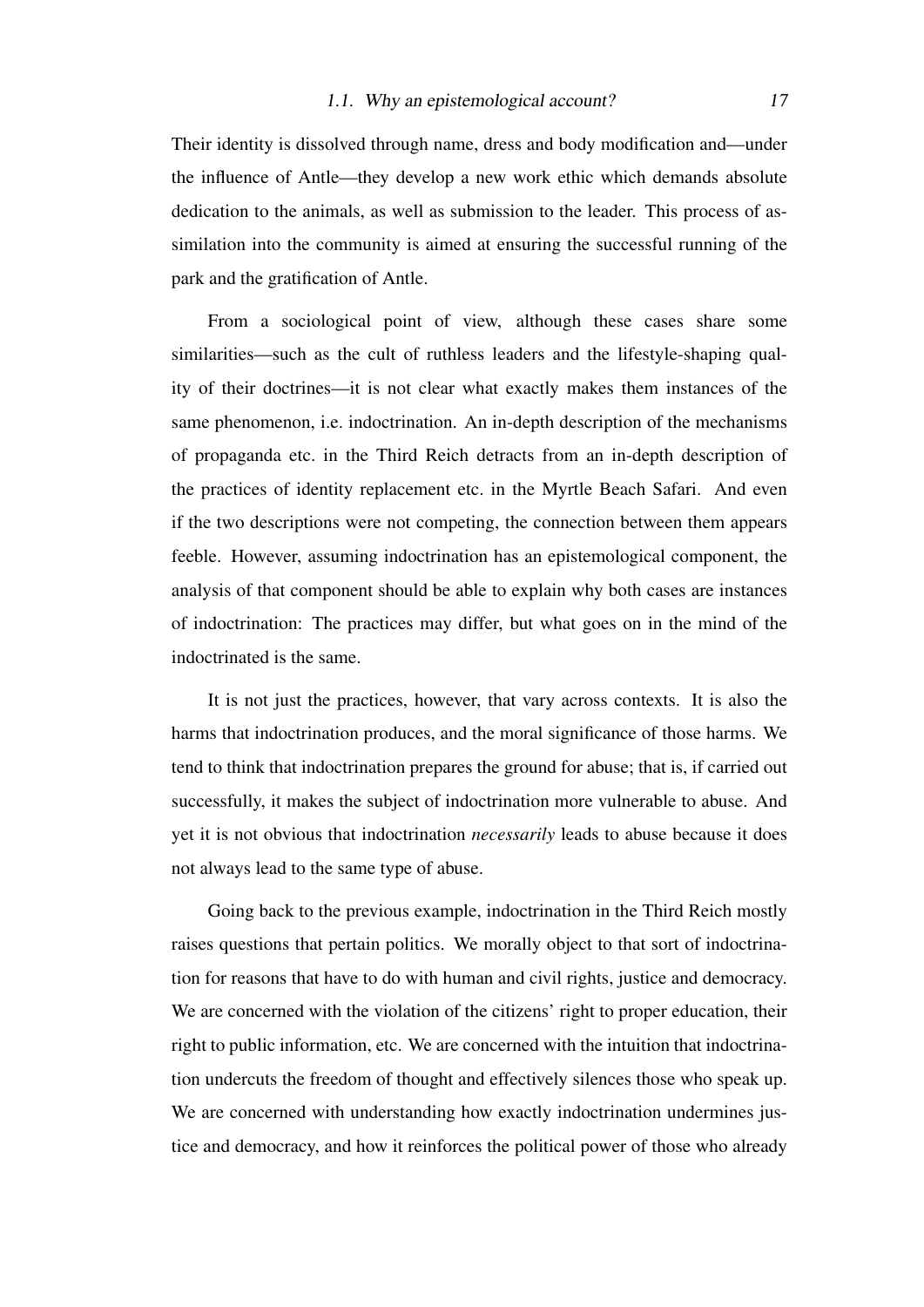Their identity is dissolved through name, dress and body modification and—under the influence of Antle—they develop a new work ethic which demands absolute dedication to the animals, as well as submission to the leader. This process of assimilation into the community is aimed at ensuring the successful running of the park and the gratification of Antle.

From a sociological point of view, although these cases share some similarities—such as the cult of ruthless leaders and the lifestyle-shaping quality of their doctrines—it is not clear what exactly makes them instances of the same phenomenon, i.e. indoctrination. An in-depth description of the mechanisms of propaganda etc. in the Third Reich detracts from an in-depth description of the practices of identity replacement etc. in the Myrtle Beach Safari. And even if the two descriptions were not competing, the connection between them appears feeble. However, assuming indoctrination has an epistemological component, the analysis of that component should be able to explain why both cases are instances of indoctrination: The practices may differ, but what goes on in the mind of the indoctrinated is the same.

It is not just the practices, however, that vary across contexts. It is also the harms that indoctrination produces, and the moral significance of those harms. We tend to think that indoctrination prepares the ground for abuse; that is, if carried out successfully, it makes the subject of indoctrination more vulnerable to abuse. And yet it is not obvious that indoctrination *necessarily* leads to abuse because it does not always lead to the same type of abuse.

Going back to the previous example, indoctrination in the Third Reich mostly raises questions that pertain politics. We morally object to that sort of indoctrination for reasons that have to do with human and civil rights, justice and democracy. We are concerned with the violation of the citizens' right to proper education, their right to public information, etc. We are concerned with the intuition that indoctrination undercuts the freedom of thought and effectively silences those who speak up. We are concerned with understanding how exactly indoctrination undermines justice and democracy, and how it reinforces the political power of those who already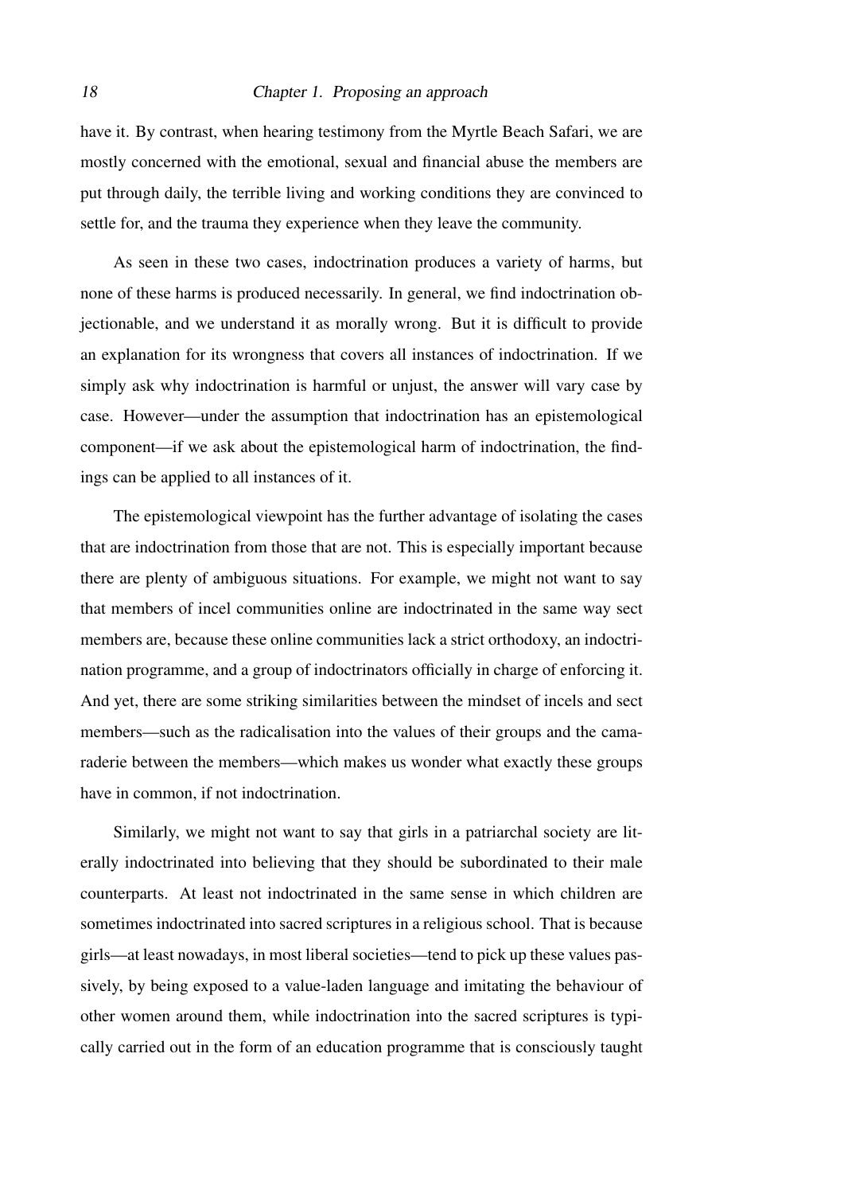have it. By contrast, when hearing testimony from the Myrtle Beach Safari, we are mostly concerned with the emotional, sexual and financial abuse the members are put through daily, the terrible living and working conditions they are convinced to settle for, and the trauma they experience when they leave the community.

As seen in these two cases, indoctrination produces a variety of harms, but none of these harms is produced necessarily. In general, we find indoctrination objectionable, and we understand it as morally wrong. But it is difficult to provide an explanation for its wrongness that covers all instances of indoctrination. If we simply ask why indoctrination is harmful or unjust, the answer will vary case by case. However—under the assumption that indoctrination has an epistemological component—if we ask about the epistemological harm of indoctrination, the findings can be applied to all instances of it.

The epistemological viewpoint has the further advantage of isolating the cases that are indoctrination from those that are not. This is especially important because there are plenty of ambiguous situations. For example, we might not want to say that members of incel communities online are indoctrinated in the same way sect members are, because these online communities lack a strict orthodoxy, an indoctrination programme, and a group of indoctrinators officially in charge of enforcing it. And yet, there are some striking similarities between the mindset of incels and sect members—such as the radicalisation into the values of their groups and the camaraderie between the members—which makes us wonder what exactly these groups have in common, if not indoctrination.

Similarly, we might not want to say that girls in a patriarchal society are literally indoctrinated into believing that they should be subordinated to their male counterparts. At least not indoctrinated in the same sense in which children are sometimes indoctrinated into sacred scriptures in a religious school. That is because girls—at least nowadays, in most liberal societies—tend to pick up these values passively, by being exposed to a value-laden language and imitating the behaviour of other women around them, while indoctrination into the sacred scriptures is typically carried out in the form of an education programme that is consciously taught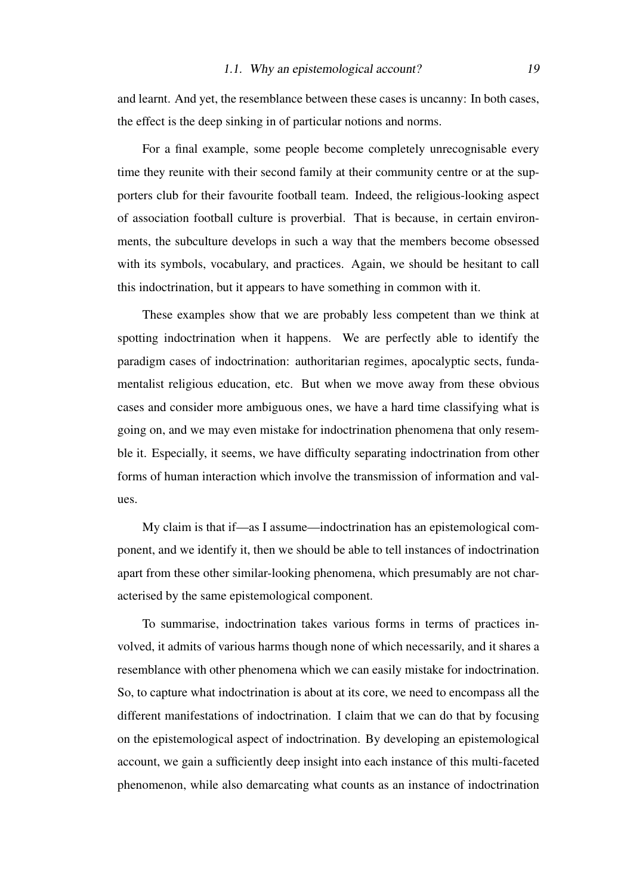and learnt. And yet, the resemblance between these cases is uncanny: In both cases, the effect is the deep sinking in of particular notions and norms.

For a final example, some people become completely unrecognisable every time they reunite with their second family at their community centre or at the supporters club for their favourite football team. Indeed, the religious-looking aspect of association football culture is proverbial. That is because, in certain environments, the subculture develops in such a way that the members become obsessed with its symbols, vocabulary, and practices. Again, we should be hesitant to call this indoctrination, but it appears to have something in common with it.

These examples show that we are probably less competent than we think at spotting indoctrination when it happens. We are perfectly able to identify the paradigm cases of indoctrination: authoritarian regimes, apocalyptic sects, fundamentalist religious education, etc. But when we move away from these obvious cases and consider more ambiguous ones, we have a hard time classifying what is going on, and we may even mistake for indoctrination phenomena that only resemble it. Especially, it seems, we have difficulty separating indoctrination from other forms of human interaction which involve the transmission of information and values.

My claim is that if—as I assume—indoctrination has an epistemological component, and we identify it, then we should be able to tell instances of indoctrination apart from these other similar-looking phenomena, which presumably are not characterised by the same epistemological component.

To summarise, indoctrination takes various forms in terms of practices involved, it admits of various harms though none of which necessarily, and it shares a resemblance with other phenomena which we can easily mistake for indoctrination. So, to capture what indoctrination is about at its core, we need to encompass all the different manifestations of indoctrination. I claim that we can do that by focusing on the epistemological aspect of indoctrination. By developing an epistemological account, we gain a sufficiently deep insight into each instance of this multi-faceted phenomenon, while also demarcating what counts as an instance of indoctrination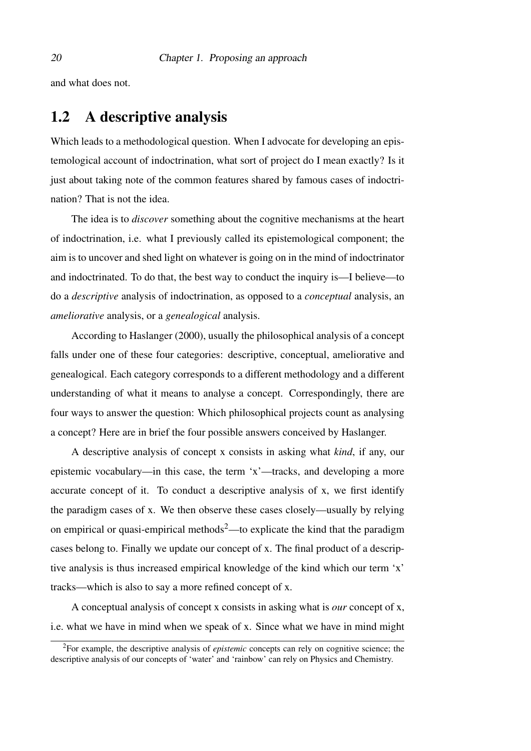and what does not.

## 1.2 A descriptive analysis

Which leads to a methodological question. When I advocate for developing an epistemological account of indoctrination, what sort of project do I mean exactly? Is it just about taking note of the common features shared by famous cases of indoctrination? That is not the idea.

The idea is to *discover* something about the cognitive mechanisms at the heart of indoctrination, i.e. what I previously called its epistemological component; the aim is to uncover and shed light on whatever is going on in the mind of indoctrinator and indoctrinated. To do that, the best way to conduct the inquiry is—I believe—to do a *descriptive* analysis of indoctrination, as opposed to a *conceptual* analysis, an *ameliorative* analysis, or a *genealogical* analysis.

According to Haslanger (2000), usually the philosophical analysis of a concept falls under one of these four categories: descriptive, conceptual, ameliorative and genealogical. Each category corresponds to a different methodology and a different understanding of what it means to analyse a concept. Correspondingly, there are four ways to answer the question: Which philosophical projects count as analysing a concept? Here are in brief the four possible answers conceived by Haslanger.

A descriptive analysis of concept x consists in asking what *kind*, if any, our epistemic vocabulary—in this case, the term 'x'—tracks, and developing a more accurate concept of it. To conduct a descriptive analysis of x, we first identify the paradigm cases of x. We then observe these cases closely—usually by relying on empirical or quasi-empirical methods[2]—to explicate the kind that the paradigm cases belong to. Finally we update our concept of x. The final product of a descriptive analysis is thus increased empirical knowledge of the kind which our term 'x' tracks—which is also to say a more refined concept of x.

A conceptual analysis of concept x consists in asking what is *our* concept of x, i.e. what we have in mind when we speak of x. Since what we have in mind might

[2]For example, the descriptive analysis of *epistemic* concepts can rely on cognitive science; the descriptive analysis of our concepts of 'water' and 'rainbow' can rely on Physics and Chemistry.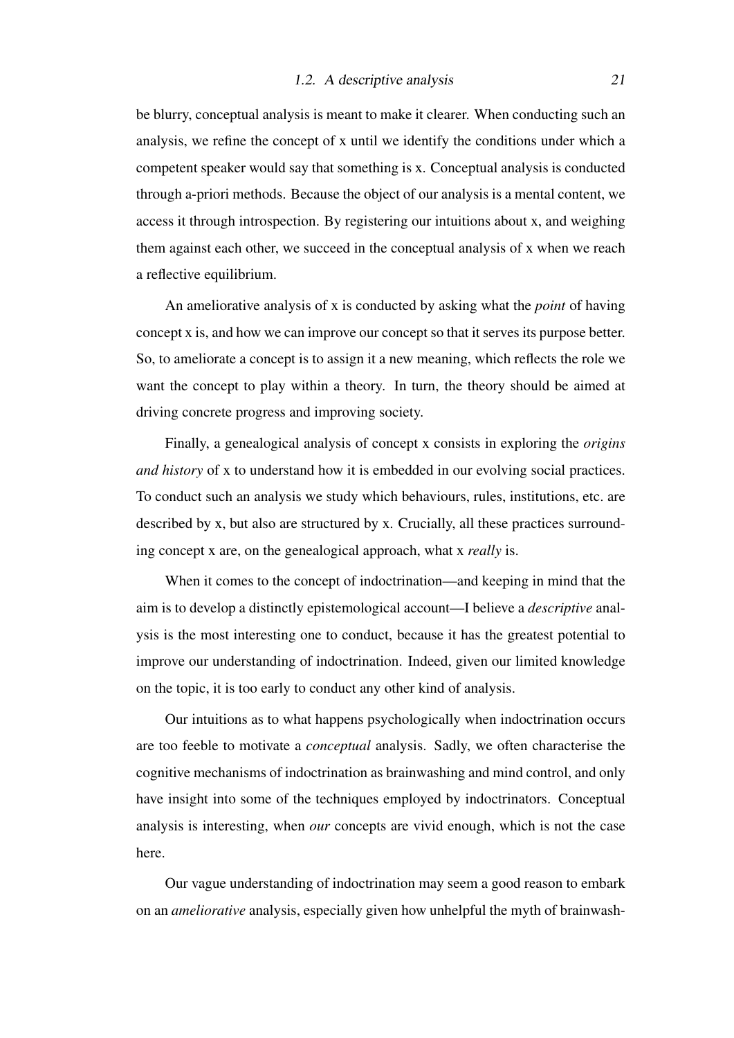be blurry, conceptual analysis is meant to make it clearer. When conducting such an analysis, we refine the concept of x until we identify the conditions under which a competent speaker would say that something is x. Conceptual analysis is conducted through a-priori methods. Because the object of our analysis is a mental content, we access it through introspection. By registering our intuitions about x, and weighing them against each other, we succeed in the conceptual analysis of x when we reach a reflective equilibrium.

An ameliorative analysis of x is conducted by asking what the *point* of having concept x is, and how we can improve our concept so that it serves its purpose better. So, to ameliorate a concept is to assign it a new meaning, which reflects the role we want the concept to play within a theory. In turn, the theory should be aimed at driving concrete progress and improving society.

Finally, a genealogical analysis of concept x consists in exploring the *origins and history* of x to understand how it is embedded in our evolving social practices. To conduct such an analysis we study which behaviours, rules, institutions, etc. are described by x, but also are structured by x. Crucially, all these practices surrounding concept x are, on the genealogical approach, what x *really* is.

When it comes to the concept of indoctrination—and keeping in mind that the aim is to develop a distinctly epistemological account—I believe a *descriptive* analysis is the most interesting one to conduct, because it has the greatest potential to improve our understanding of indoctrination. Indeed, given our limited knowledge on the topic, it is too early to conduct any other kind of analysis.

Our intuitions as to what happens psychologically when indoctrination occurs are too feeble to motivate a *conceptual* analysis. Sadly, we often characterise the cognitive mechanisms of indoctrination as brainwashing and mind control, and only have insight into some of the techniques employed by indoctrinators. Conceptual analysis is interesting, when *our* concepts are vivid enough, which is not the case here.

Our vague understanding of indoctrination may seem a good reason to embark on an *ameliorative* analysis, especially given how unhelpful the myth of brainwash-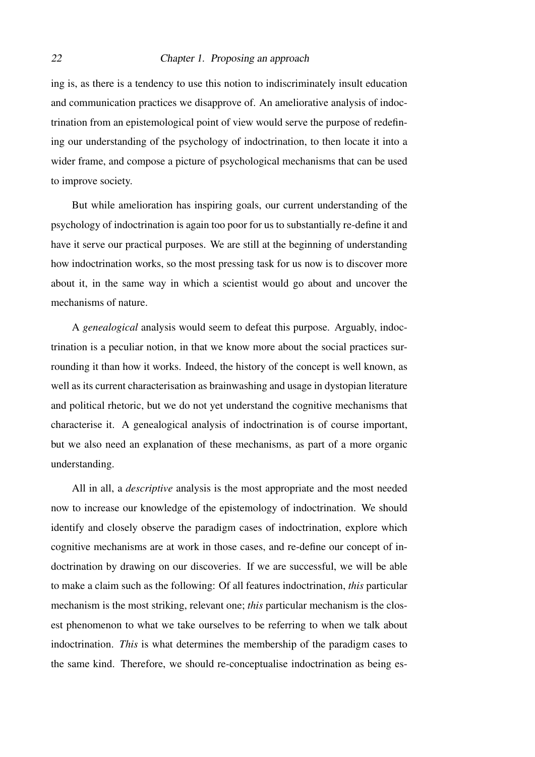ing is, as there is a tendency to use this notion to indiscriminately insult education and communication practices we disapprove of. An ameliorative analysis of indoctrination from an epistemological point of view would serve the purpose of redefining our understanding of the psychology of indoctrination, to then locate it into a wider frame, and compose a picture of psychological mechanisms that can be used to improve society.

But while amelioration has inspiring goals, our current understanding of the psychology of indoctrination is again too poor for us to substantially re-define it and have it serve our practical purposes. We are still at the beginning of understanding how indoctrination works, so the most pressing task for us now is to discover more about it, in the same way in which a scientist would go about and uncover the mechanisms of nature.

A *genealogical* analysis would seem to defeat this purpose. Arguably, indoctrination is a peculiar notion, in that we know more about the social practices surrounding it than how it works. Indeed, the history of the concept is well known, as well as its current characterisation as brainwashing and usage in dystopian literature and political rhetoric, but we do not yet understand the cognitive mechanisms that characterise it. A genealogical analysis of indoctrination is of course important, but we also need an explanation of these mechanisms, as part of a more organic understanding.

All in all, a *descriptive* analysis is the most appropriate and the most needed now to increase our knowledge of the epistemology of indoctrination. We should identify and closely observe the paradigm cases of indoctrination, explore which cognitive mechanisms are at work in those cases, and re-define our concept of indoctrination by drawing on our discoveries. If we are successful, we will be able to make a claim such as the following: Of all features indoctrination, *this* particular mechanism is the most striking, relevant one; *this* particular mechanism is the closest phenomenon to what we take ourselves to be referring to when we talk about indoctrination. *This* is what determines the membership of the paradigm cases to the same kind. Therefore, we should re-conceptualise indoctrination as being es-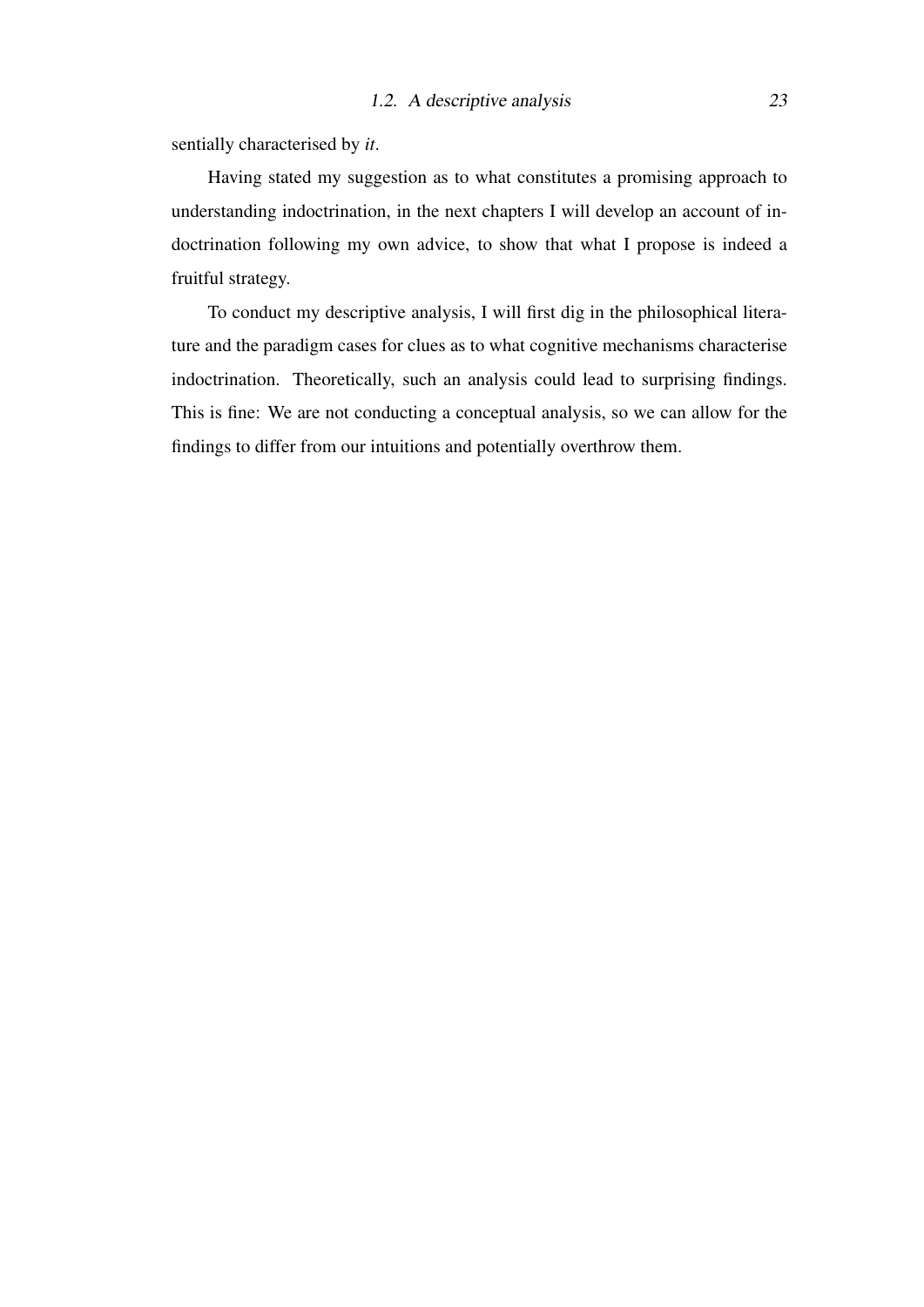sentially characterised by *it*.

Having stated my suggestion as to what constitutes a promising approach to understanding indoctrination, in the next chapters I will develop an account of indoctrination following my own advice, to show that what I propose is indeed a fruitful strategy.

To conduct my descriptive analysis, I will first dig in the philosophical literature and the paradigm cases for clues as to what cognitive mechanisms characterise indoctrination. Theoretically, such an analysis could lead to surprising findings. This is fine: We are not conducting a conceptual analysis, so we can allow for the findings to differ from our intuitions and potentially overthrow them.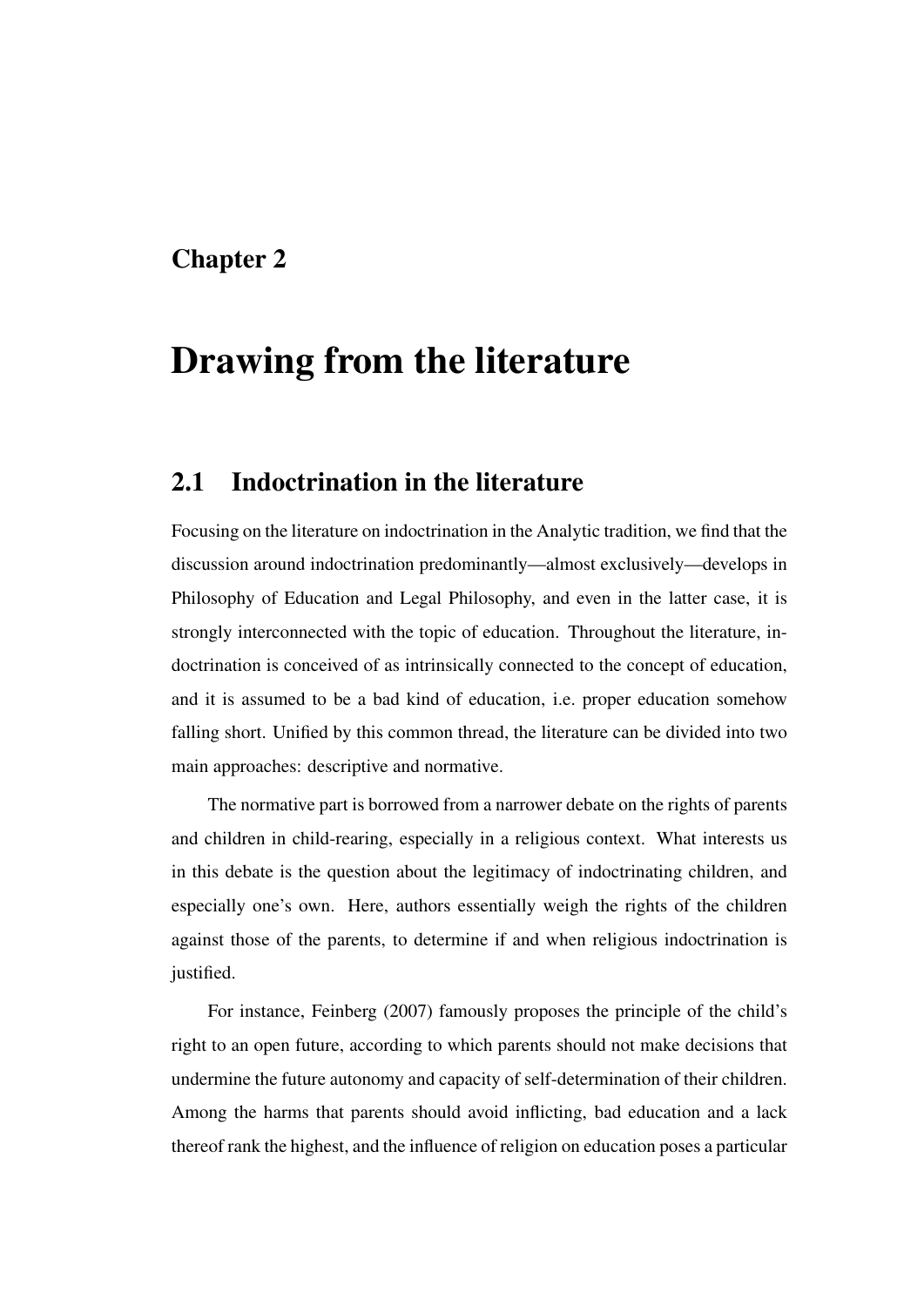# Chapter 2

# Drawing from the literature

## 2.1 Indoctrination in the literature

Focusing on the literature on indoctrination in the Analytic tradition, we find that the discussion around indoctrination predominantly—almost exclusively—develops in Philosophy of Education and Legal Philosophy, and even in the latter case, it is strongly interconnected with the topic of education. Throughout the literature, indoctrination is conceived of as intrinsically connected to the concept of education, and it is assumed to be a bad kind of education, i.e. proper education somehow falling short. Unified by this common thread, the literature can be divided into two main approaches: descriptive and normative.

The normative part is borrowed from a narrower debate on the rights of parents and children in child-rearing, especially in a religious context. What interests us in this debate is the question about the legitimacy of indoctrinating children, and especially one's own. Here, authors essentially weigh the rights of the children against those of the parents, to determine if and when religious indoctrination is justified.

For instance, Feinberg (2007) famously proposes the principle of the child's right to an open future, according to which parents should not make decisions that undermine the future autonomy and capacity of self-determination of their children. Among the harms that parents should avoid inflicting, bad education and a lack thereof rank the highest, and the influence of religion on education poses a particular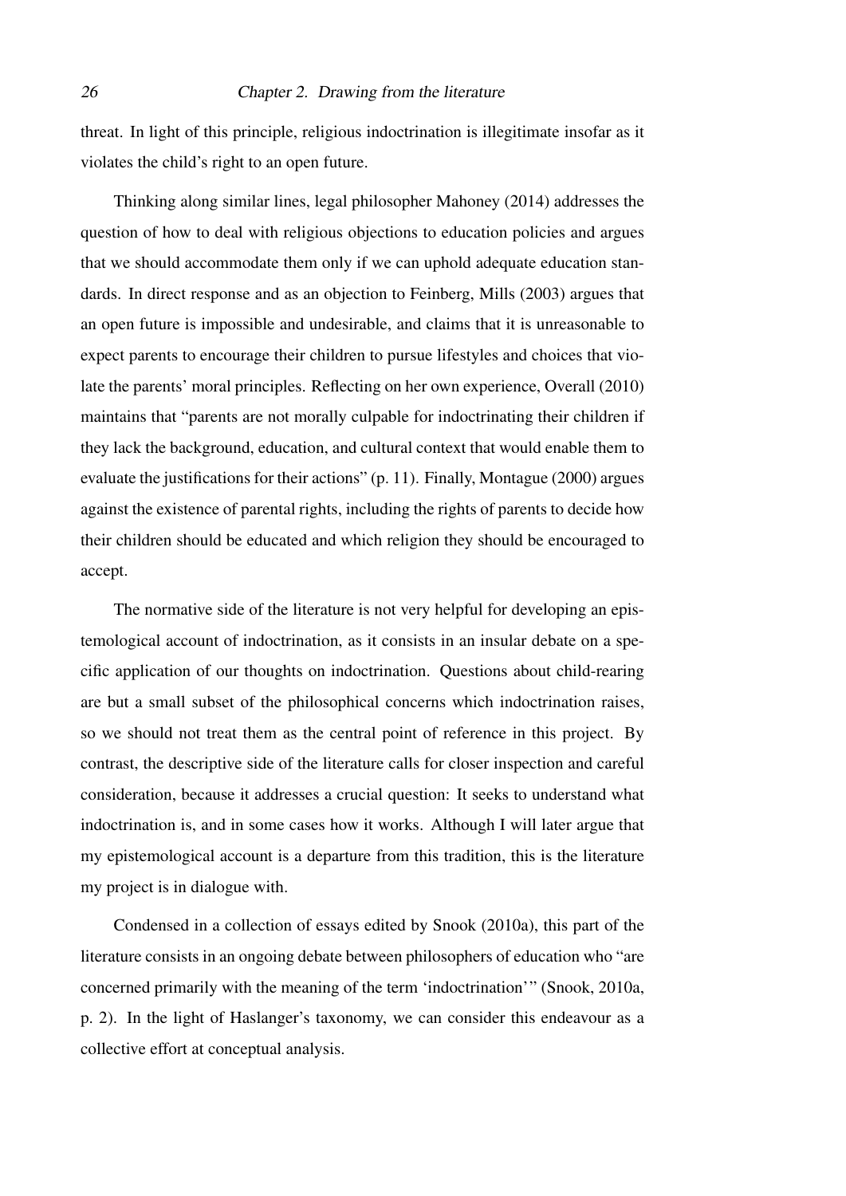threat. In light of this principle, religious indoctrination is illegitimate insofar as it violates the child's right to an open future.

Thinking along similar lines, legal philosopher Mahoney (2014) addresses the question of how to deal with religious objections to education policies and argues that we should accommodate them only if we can uphold adequate education standards. In direct response and as an objection to Feinberg, Mills (2003) argues that an open future is impossible and undesirable, and claims that it is unreasonable to expect parents to encourage their children to pursue lifestyles and choices that violate the parents' moral principles. Reflecting on her own experience, Overall (2010) maintains that "parents are not morally culpable for indoctrinating their children if they lack the background, education, and cultural context that would enable them to evaluate the justifications for their actions" (p. 11). Finally, Montague (2000) argues against the existence of parental rights, including the rights of parents to decide how their children should be educated and which religion they should be encouraged to accept.

The normative side of the literature is not very helpful for developing an epistemological account of indoctrination, as it consists in an insular debate on a specific application of our thoughts on indoctrination. Questions about child-rearing are but a small subset of the philosophical concerns which indoctrination raises, so we should not treat them as the central point of reference in this project. By contrast, the descriptive side of the literature calls for closer inspection and careful consideration, because it addresses a crucial question: It seeks to understand what indoctrination is, and in some cases how it works. Although I will later argue that my epistemological account is a departure from this tradition, this is the literature my project is in dialogue with.

Condensed in a collection of essays edited by Snook (2010a), this part of the literature consists in an ongoing debate between philosophers of education who "are concerned primarily with the meaning of the term 'indoctrination'" (Snook, 2010a, p. 2). In the light of Haslanger's taxonomy, we can consider this endeavour as a collective effort at conceptual analysis.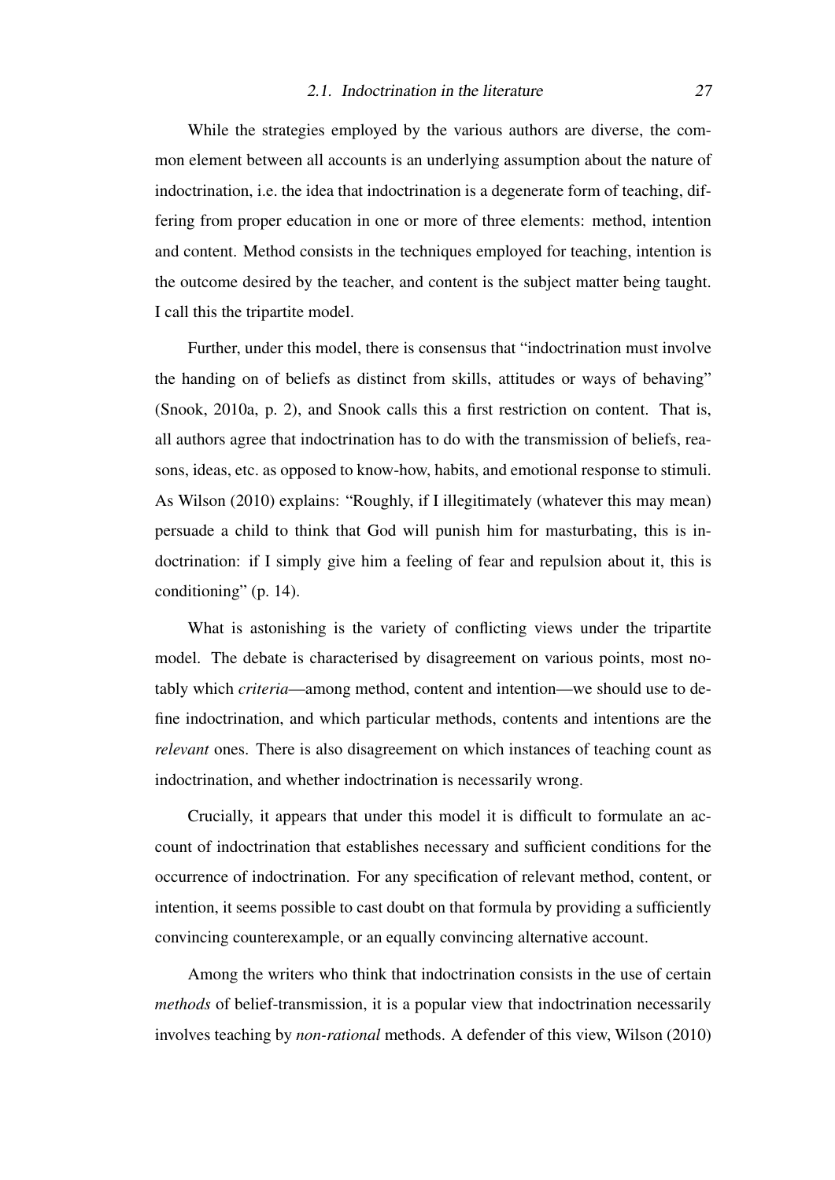While the strategies employed by the various authors are diverse, the common element between all accounts is an underlying assumption about the nature of indoctrination, i.e. the idea that indoctrination is a degenerate form of teaching, differing from proper education in one or more of three elements: method, intention and content. Method consists in the techniques employed for teaching, intention is the outcome desired by the teacher, and content is the subject matter being taught. I call this the tripartite model.

Further, under this model, there is consensus that "indoctrination must involve the handing on of beliefs as distinct from skills, attitudes or ways of behaving" (Snook, 2010a, p. 2), and Snook calls this a first restriction on content. That is, all authors agree that indoctrination has to do with the transmission of beliefs, reasons, ideas, etc. as opposed to know-how, habits, and emotional response to stimuli. As Wilson (2010) explains: "Roughly, if I illegitimately (whatever this may mean) persuade a child to think that God will punish him for masturbating, this is indoctrination: if I simply give him a feeling of fear and repulsion about it, this is conditioning" (p. 14).

What is astonishing is the variety of conflicting views under the tripartite model. The debate is characterised by disagreement on various points, most notably which *criteria*—among method, content and intention—we should use to define indoctrination, and which particular methods, contents and intentions are the *relevant* ones. There is also disagreement on which instances of teaching count as indoctrination, and whether indoctrination is necessarily wrong.

Crucially, it appears that under this model it is difficult to formulate an account of indoctrination that establishes necessary and sufficient conditions for the occurrence of indoctrination. For any specification of relevant method, content, or intention, it seems possible to cast doubt on that formula by providing a sufficiently convincing counterexample, or an equally convincing alternative account.

Among the writers who think that indoctrination consists in the use of certain *methods* of belief-transmission, it is a popular view that indoctrination necessarily involves teaching by *non-rational* methods. A defender of this view, Wilson (2010)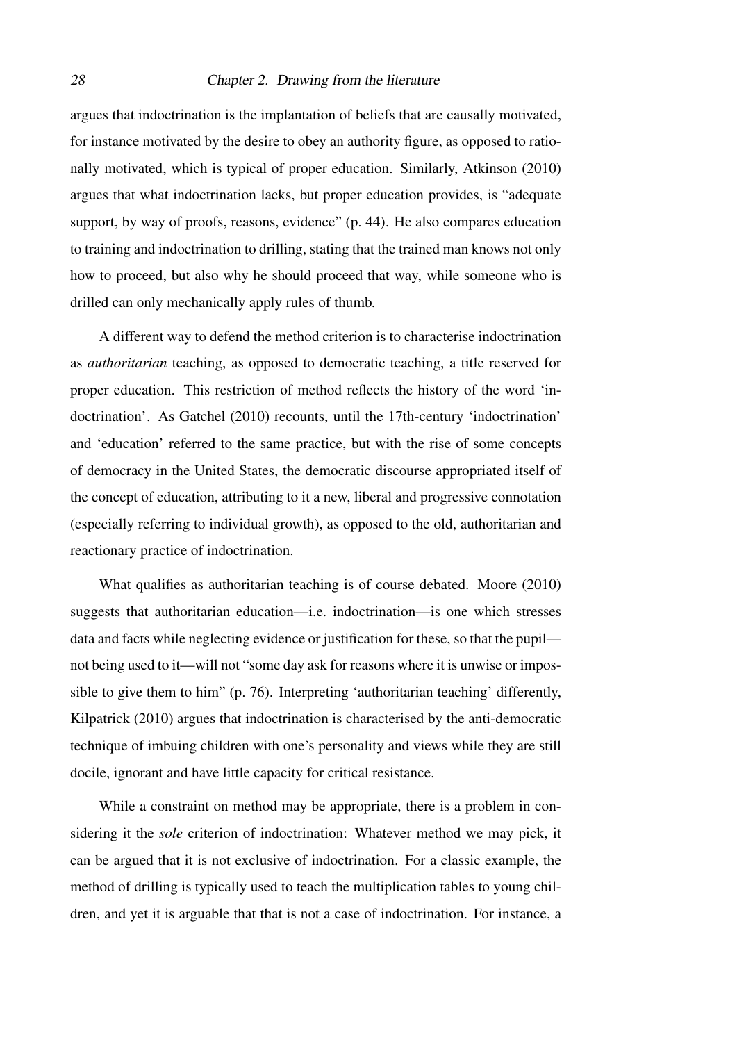argues that indoctrination is the implantation of beliefs that are causally motivated, for instance motivated by the desire to obey an authority figure, as opposed to rationally motivated, which is typical of proper education. Similarly, Atkinson (2010) argues that what indoctrination lacks, but proper education provides, is "adequate support, by way of proofs, reasons, evidence" (p. 44). He also compares education to training and indoctrination to drilling, stating that the trained man knows not only how to proceed, but also why he should proceed that way, while someone who is drilled can only mechanically apply rules of thumb.

A different way to defend the method criterion is to characterise indoctrination as *authoritarian* teaching, as opposed to democratic teaching, a title reserved for proper education. This restriction of method reflects the history of the word 'indoctrination'. As Gatchel (2010) recounts, until the 17th-century 'indoctrination' and 'education' referred to the same practice, but with the rise of some concepts of democracy in the United States, the democratic discourse appropriated itself of the concept of education, attributing to it a new, liberal and progressive connotation (especially referring to individual growth), as opposed to the old, authoritarian and reactionary practice of indoctrination.

What qualifies as authoritarian teaching is of course debated. Moore (2010) suggests that authoritarian education—i.e. indoctrination—is one which stresses data and facts while neglecting evidence or justification for these, so that the pupil—not being used to it—will not "some day ask for reasons where it is unwise or impossible to give them to him" (p. 76). Interpreting 'authoritarian teaching' differently, Kilpatrick (2010) argues that indoctrination is characterised by the anti-democratic technique of imbuing children with one's personality and views while they are still docile, ignorant and have little capacity for critical resistance.

While a constraint on method may be appropriate, there is a problem in considering it the *sole* criterion of indoctrination: Whatever method we may pick, it can be argued that it is not exclusive of indoctrination. For a classic example, the method of drilling is typically used to teach the multiplication tables to young children, and yet it is arguable that that is not a case of indoctrination. For instance, a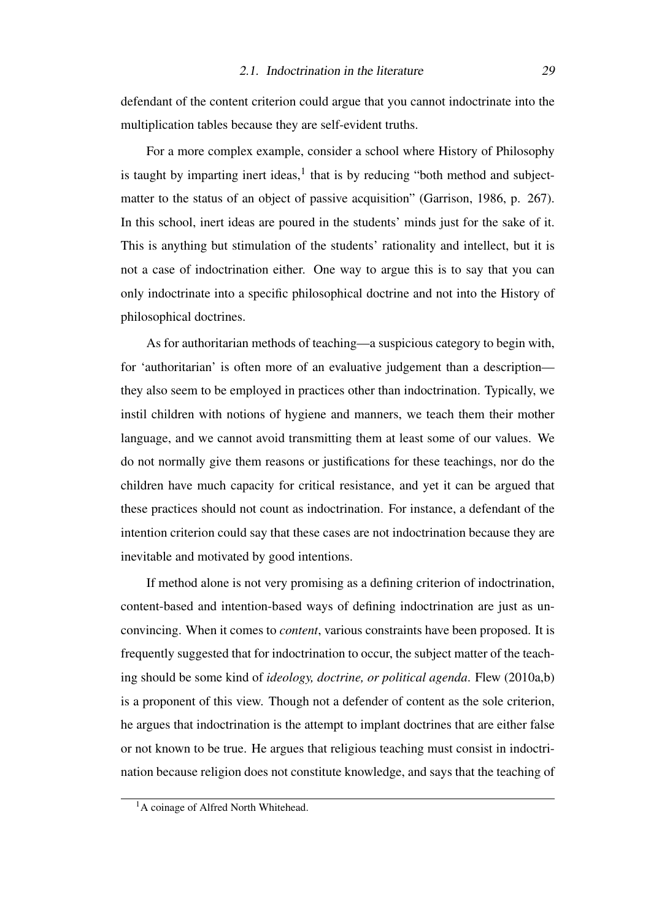defendant of the content criterion could argue that you cannot indoctrinate into the multiplication tables because they are self-evident truths.

For a more complex example, consider a school where History of Philosophy is taught by imparting inert ideas,[1] that is by reducing "both method and subject-matter to the status of an object of passive acquisition" (Garrison, 1986, p. 267). In this school, inert ideas are poured in the students' minds just for the sake of it. This is anything but stimulation of the students' rationality and intellect, but it is not a case of indoctrination either. One way to argue this is to say that you can only indoctrinate into a specific philosophical doctrine and not into the History of philosophical doctrines.

As for authoritarian methods of teaching—a suspicious category to begin with, for 'authoritarian' is often more of an evaluative judgement than a description—they also seem to be employed in practices other than indoctrination. Typically, we instil children with notions of hygiene and manners, we teach them their mother language, and we cannot avoid transmitting them at least some of our values. We do not normally give them reasons or justifications for these teachings, nor do the children have much capacity for critical resistance, and yet it can be argued that these practices should not count as indoctrination. For instance, a defendant of the intention criterion could say that these cases are not indoctrination because they are inevitable and motivated by good intentions.

If method alone is not very promising as a defining criterion of indoctrination, content-based and intention-based ways of defining indoctrination are just as unconvincing. When it comes to *content*, various constraints have been proposed. It is frequently suggested that for indoctrination to occur, the subject matter of the teaching should be some kind of *ideology, doctrine, or political agenda*. Flew (2010a,b) is a proponent of this view. Though not a defender of content as the sole criterion, he argues that indoctrination is the attempt to implant doctrines that are either false or not known to be true. He argues that religious teaching must consist in indoctrination because religion does not constitute knowledge, and says that the teaching of

[1] A coinage of Alfred North Whitehead.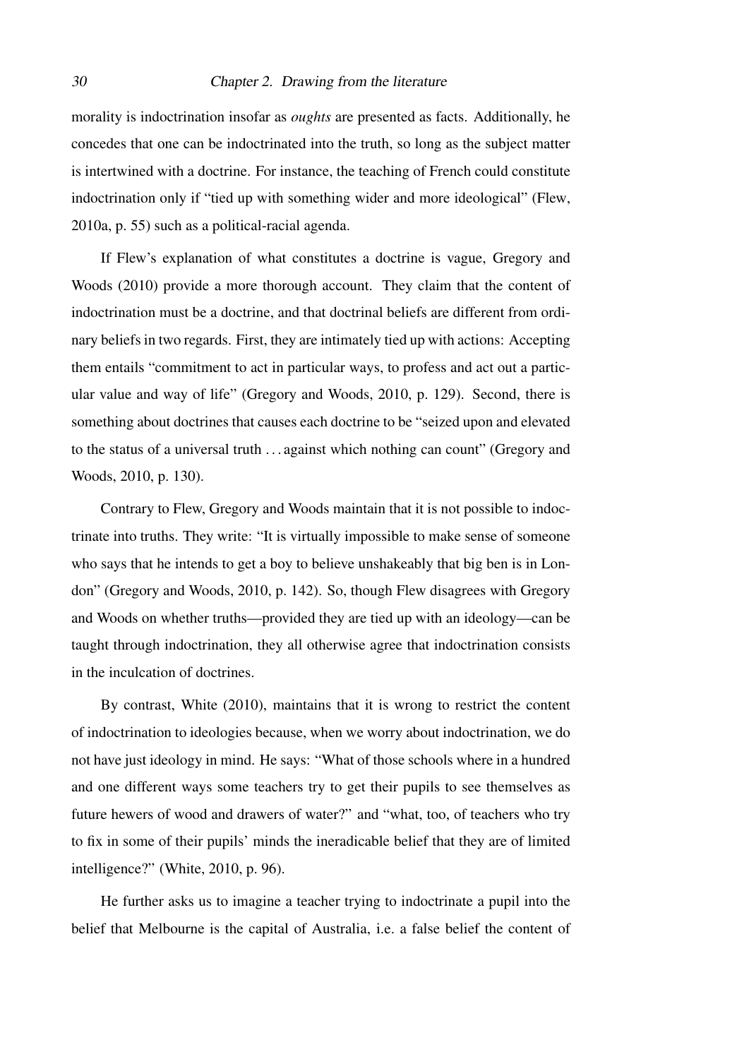morality is indoctrination insofar as *oughts* are presented as facts. Additionally, he concedes that one can be indoctrinated into the truth, so long as the subject matter is intertwined with a doctrine. For instance, the teaching of French could constitute indoctrination only if "tied up with something wider and more ideological" (Flew, 2010a, p. 55) such as a political-racial agenda.

If Flew's explanation of what constitutes a doctrine is vague, Gregory and Woods (2010) provide a more thorough account. They claim that the content of indoctrination must be a doctrine, and that doctrinal beliefs are different from ordinary beliefs in two regards. First, they are intimately tied up with actions: Accepting them entails "commitment to act in particular ways, to profess and act out a particular value and way of life" (Gregory and Woods, 2010, p. 129). Second, there is something about doctrines that causes each doctrine to be "seized upon and elevated to the status of a universal truth . . . against which nothing can count" (Gregory and Woods, 2010, p. 130).

Contrary to Flew, Gregory and Woods maintain that it is not possible to indoctrinate into truths. They write: "It is virtually impossible to make sense of someone who says that he intends to get a boy to believe unshakeably that big ben is in London" (Gregory and Woods, 2010, p. 142). So, though Flew disagrees with Gregory and Woods on whether truths—provided they are tied up with an ideology—can be taught through indoctrination, they all otherwise agree that indoctrination consists in the inculcation of doctrines.

By contrast, White (2010), maintains that it is wrong to restrict the content of indoctrination to ideologies because, when we worry about indoctrination, we do not have just ideology in mind. He says: "What of those schools where in a hundred and one different ways some teachers try to get their pupils to see themselves as future hewers of wood and drawers of water?" and "what, too, of teachers who try to fix in some of their pupils' minds the ineradicable belief that they are of limited intelligence?" (White, 2010, p. 96).

He further asks us to imagine a teacher trying to indoctrinate a pupil into the belief that Melbourne is the capital of Australia, i.e. a false belief the content of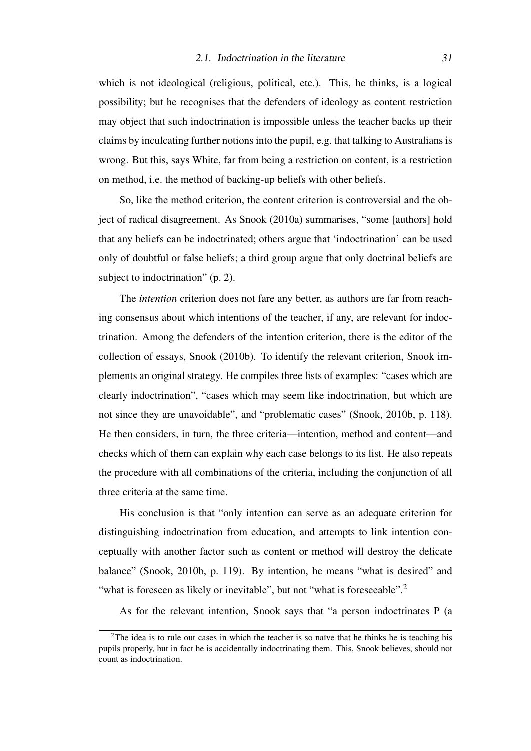which is not ideological (religious, political, etc.). This, he thinks, is a logical possibility; but he recognises that the defenders of ideology as content restriction may object that such indoctrination is impossible unless the teacher backs up their claims by inculcating further notions into the pupil, e.g. that talking to Australians is wrong. But this, says White, far from being a restriction on content, is a restriction on method, i.e. the method of backing-up beliefs with other beliefs.

So, like the method criterion, the content criterion is controversial and the object of radical disagreement. As Snook (2010a) summarises, "some [authors] hold that any beliefs can be indoctrinated; others argue that 'indoctrination' can be used only of doubtful or false beliefs; a third group argue that only doctrinal beliefs are subject to indoctrination" (p. 2).

The *intention* criterion does not fare any better, as authors are far from reaching consensus about which intentions of the teacher, if any, are relevant for indoctrination. Among the defenders of the intention criterion, there is the editor of the collection of essays, Snook (2010b). To identify the relevant criterion, Snook implements an original strategy. He compiles three lists of examples: "cases which are clearly indoctrination", "cases which may seem like indoctrination, but which are not since they are unavoidable", and "problematic cases" (Snook, 2010b, p. 118). He then considers, in turn, the three criteria—intention, method and content—and checks which of them can explain why each case belongs to its list. He also repeats the procedure with all combinations of the criteria, including the conjunction of all three criteria at the same time.

His conclusion is that "only intention can serve as an adequate criterion for distinguishing indoctrination from education, and attempts to link intention conceptually with another factor such as content or method will destroy the delicate balance" (Snook, 2010b, p. 119). By intention, he means "what is desired" and "what is foreseen as likely or inevitable", but not "what is foreseeable".[2]

As for the relevant intention, Snook says that "a person indoctrinates P (a

[2] The idea is to rule out cases in which the teacher is so naïve that he thinks he is teaching his pupils properly, but in fact he is accidentally indoctrinating them. This, Snook believes, should not count as indoctrination.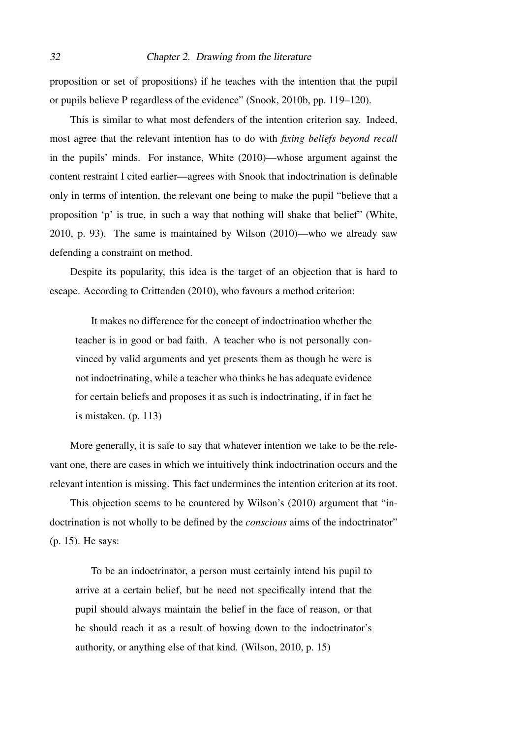proposition or set of propositions) if he teaches with the intention that the pupil or pupils believe P regardless of the evidence" (Snook, 2010b, pp. 119–120).

This is similar to what most defenders of the intention criterion say. Indeed, most agree that the relevant intention has to do with *fixing beliefs beyond recall* in the pupils' minds. For instance, White (2010)—whose argument against the content restraint I cited earlier—agrees with Snook that indoctrination is definable only in terms of intention, the relevant one being to make the pupil "believe that a proposition 'p' is true, in such a way that nothing will shake that belief" (White, 2010, p. 93). The same is maintained by Wilson (2010)—who we already saw defending a constraint on method.

Despite its popularity, this idea is the target of an objection that is hard to escape. According to Crittenden (2010), who favours a method criterion:

> It makes no difference for the concept of indoctrination whether the teacher is in good or bad faith. A teacher who is not personally convinced by valid arguments and yet presents them as though he were is not indoctrinating, while a teacher who thinks he has adequate evidence for certain beliefs and proposes it as such is indoctrinating, if in fact he is mistaken. (p. 113)

More generally, it is safe to say that whatever intention we take to be the relevant one, there are cases in which we intuitively think indoctrination occurs and the relevant intention is missing. This fact undermines the intention criterion at its root.

This objection seems to be countered by Wilson's (2010) argument that "indoctrination is not wholly to be defined by the *conscious* aims of the indoctrinator" (p. 15). He says:

> To be an indoctrinator, a person must certainly intend his pupil to arrive at a certain belief, but he need not specifically intend that the pupil should always maintain the belief in the face of reason, or that he should reach it as a result of bowing down to the indoctrinator's authority, or anything else of that kind. (Wilson, 2010, p. 15)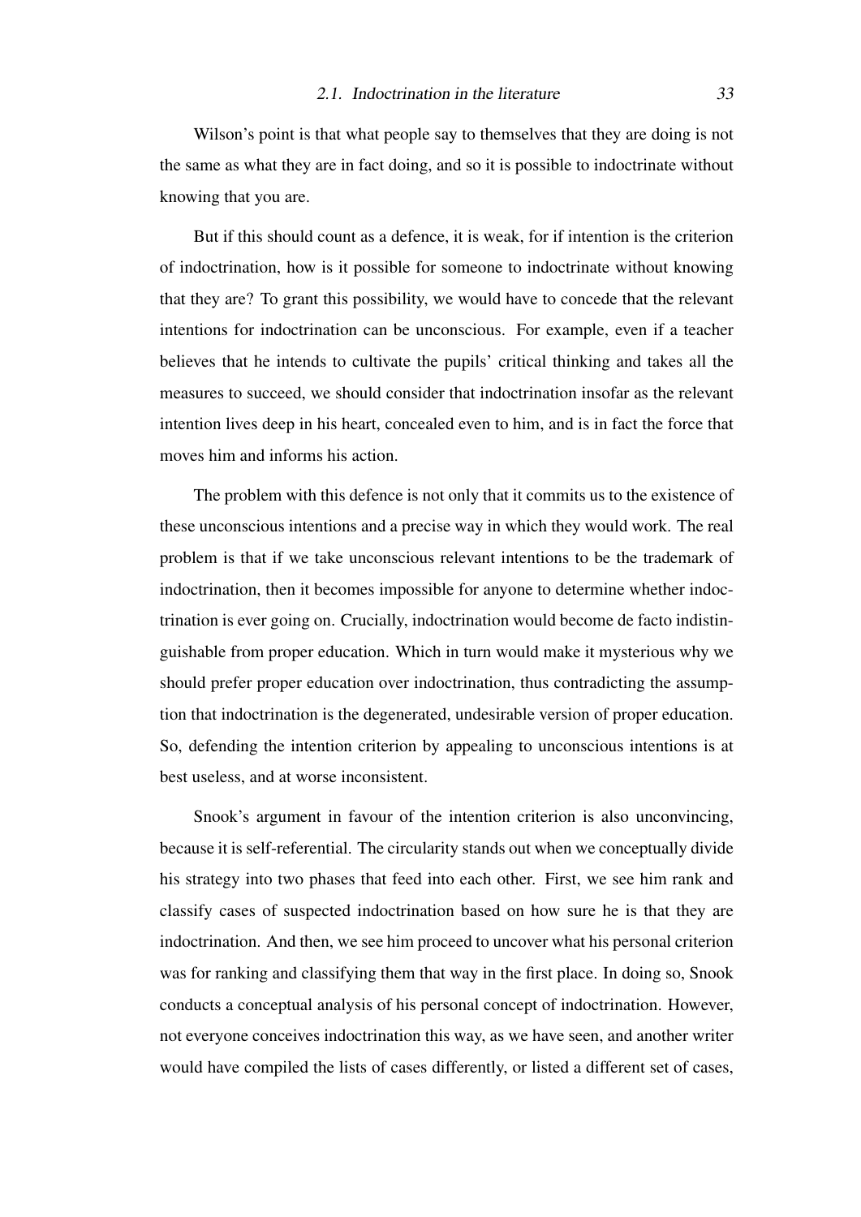Wilson's point is that what people say to themselves that they are doing is not the same as what they are in fact doing, and so it is possible to indoctrinate without knowing that you are.

But if this should count as a defence, it is weak, for if intention is the criterion of indoctrination, how is it possible for someone to indoctrinate without knowing that they are? To grant this possibility, we would have to concede that the relevant intentions for indoctrination can be unconscious. For example, even if a teacher believes that he intends to cultivate the pupils' critical thinking and takes all the measures to succeed, we should consider that indoctrination insofar as the relevant intention lives deep in his heart, concealed even to him, and is in fact the force that moves him and informs his action.

The problem with this defence is not only that it commits us to the existence of these unconscious intentions and a precise way in which they would work. The real problem is that if we take unconscious relevant intentions to be the trademark of indoctrination, then it becomes impossible for anyone to determine whether indoctrination is ever going on. Crucially, indoctrination would become de facto indistinguishable from proper education. Which in turn would make it mysterious why we should prefer proper education over indoctrination, thus contradicting the assumption that indoctrination is the degenerated, undesirable version of proper education. So, defending the intention criterion by appealing to unconscious intentions is at best useless, and at worse inconsistent.

Snook's argument in favour of the intention criterion is also unconvincing, because it is self-referential. The circularity stands out when we conceptually divide his strategy into two phases that feed into each other. First, we see him rank and classify cases of suspected indoctrination based on how sure he is that they are indoctrination. And then, we see him proceed to uncover what his personal criterion was for ranking and classifying them that way in the first place. In doing so, Snook conducts a conceptual analysis of his personal concept of indoctrination. However, not everyone conceives indoctrination this way, as we have seen, and another writer would have compiled the lists of cases differently, or listed a different set of cases,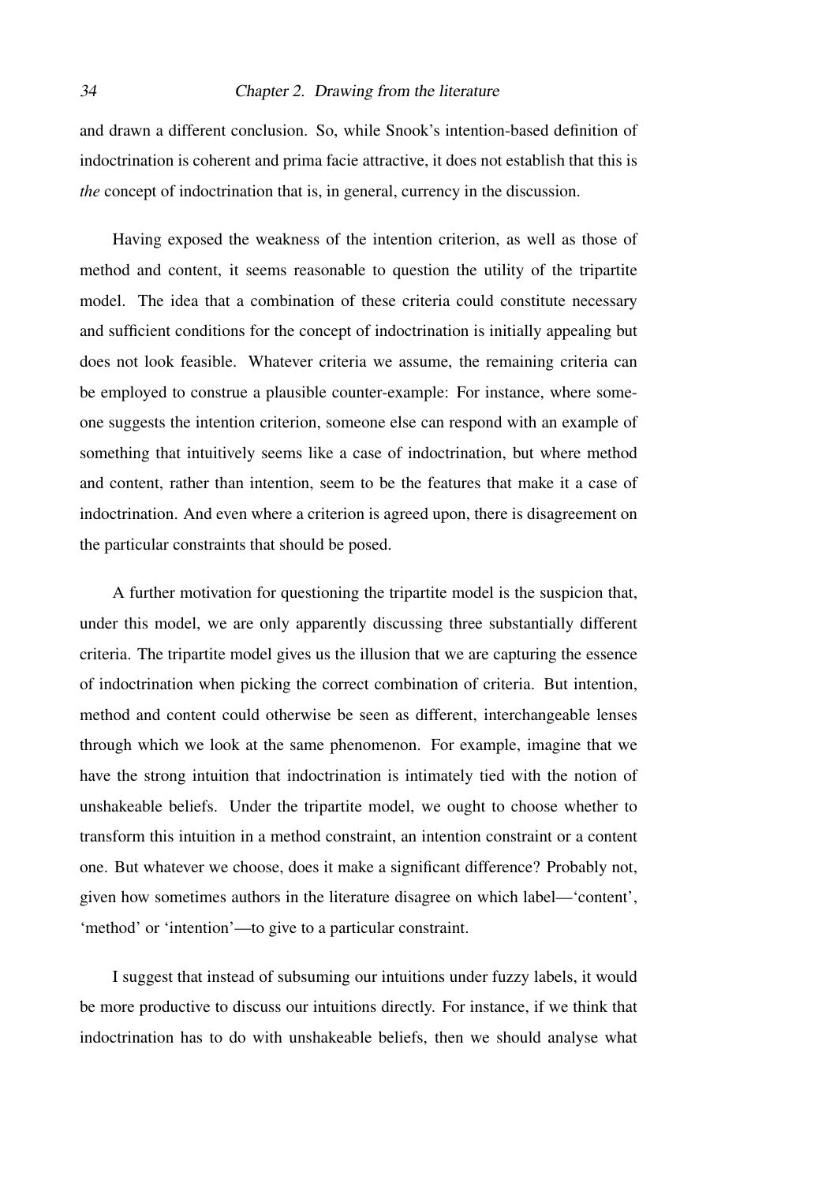and drawn a different conclusion. So, while Snook's intention-based definition of indoctrination is coherent and prima facie attractive, it does not establish that this is *the* concept of indoctrination that is, in general, currency in the discussion.

Having exposed the weakness of the intention criterion, as well as those of method and content, it seems reasonable to question the utility of the tripartite model. The idea that a combination of these criteria could constitute necessary and sufficient conditions for the concept of indoctrination is initially appealing but does not look feasible. Whatever criteria we assume, the remaining criteria can be employed to construe a plausible counter-example: For instance, where someone suggests the intention criterion, someone else can respond with an example of something that intuitively seems like a case of indoctrination, but where method and content, rather than intention, seem to be the features that make it a case of indoctrination. And even where a criterion is agreed upon, there is disagreement on the particular constraints that should be posed.

A further motivation for questioning the tripartite model is the suspicion that, under this model, we are only apparently discussing three substantially different criteria. The tripartite model gives us the illusion that we are capturing the essence of indoctrination when picking the correct combination of criteria. But intention, method and content could otherwise be seen as different, interchangeable lenses through which we look at the same phenomenon. For example, imagine that we have the strong intuition that indoctrination is intimately tied with the notion of unshakeable beliefs. Under the tripartite model, we ought to choose whether to transform this intuition in a method constraint, an intention constraint or a content one. But whatever we choose, does it make a significant difference? Probably not, given how sometimes authors in the literature disagree on which label—'content', 'method' or 'intention'—to give to a particular constraint.

I suggest that instead of subsuming our intuitions under fuzzy labels, it would be more productive to discuss our intuitions directly. For instance, if we think that indoctrination has to do with unshakeable beliefs, then we should analyse what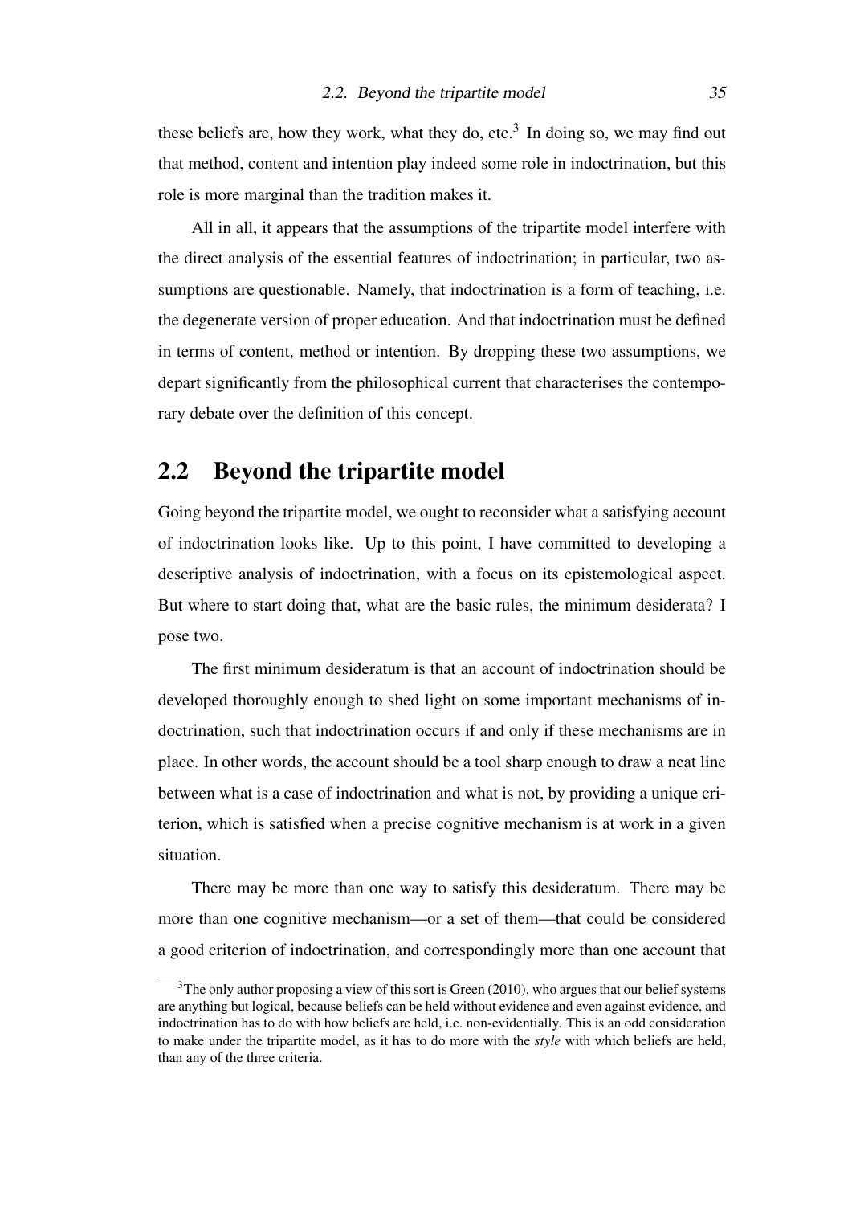these beliefs are, how they work, what they do, etc.[3] In doing so, we may find out that method, content and intention play indeed some role in indoctrination, but this role is more marginal than the tradition makes it.

All in all, it appears that the assumptions of the tripartite model interfere with the direct analysis of the essential features of indoctrination; in particular, two assumptions are questionable. Namely, that indoctrination is a form of teaching, i.e. the degenerate version of proper education. And that indoctrination must be defined in terms of content, method or intention. By dropping these two assumptions, we depart significantly from the philosophical current that characterises the contemporary debate over the definition of this concept.

## 2.2 Beyond the tripartite model

Going beyond the tripartite model, we ought to reconsider what a satisfying account of indoctrination looks like. Up to this point, I have committed to developing a descriptive analysis of indoctrination, with a focus on its epistemological aspect. But where to start doing that, what are the basic rules, the minimum desiderata? I pose two.

The first minimum desideratum is that an account of indoctrination should be developed thoroughly enough to shed light on some important mechanisms of indoctrination, such that indoctrination occurs if and only if these mechanisms are in place. In other words, the account should be a tool sharp enough to draw a neat line between what is a case of indoctrination and what is not, by providing a unique criterion, which is satisfied when a precise cognitive mechanism is at work in a given situation.

There may be more than one way to satisfy this desideratum. There may be more than one cognitive mechanism—or a set of them—that could be considered a good criterion of indoctrination, and correspondingly more than one account that

[3] The only author proposing a view of this sort is Green (2010), who argues that our belief systems are anything but logical, because beliefs can be held without evidence and even against evidence, and indoctrination has to do with how beliefs are held, i.e. non-evidentially. This is an odd consideration to make under the tripartite model, as it has to do more with the *style* with which beliefs are held, than any of the three criteria.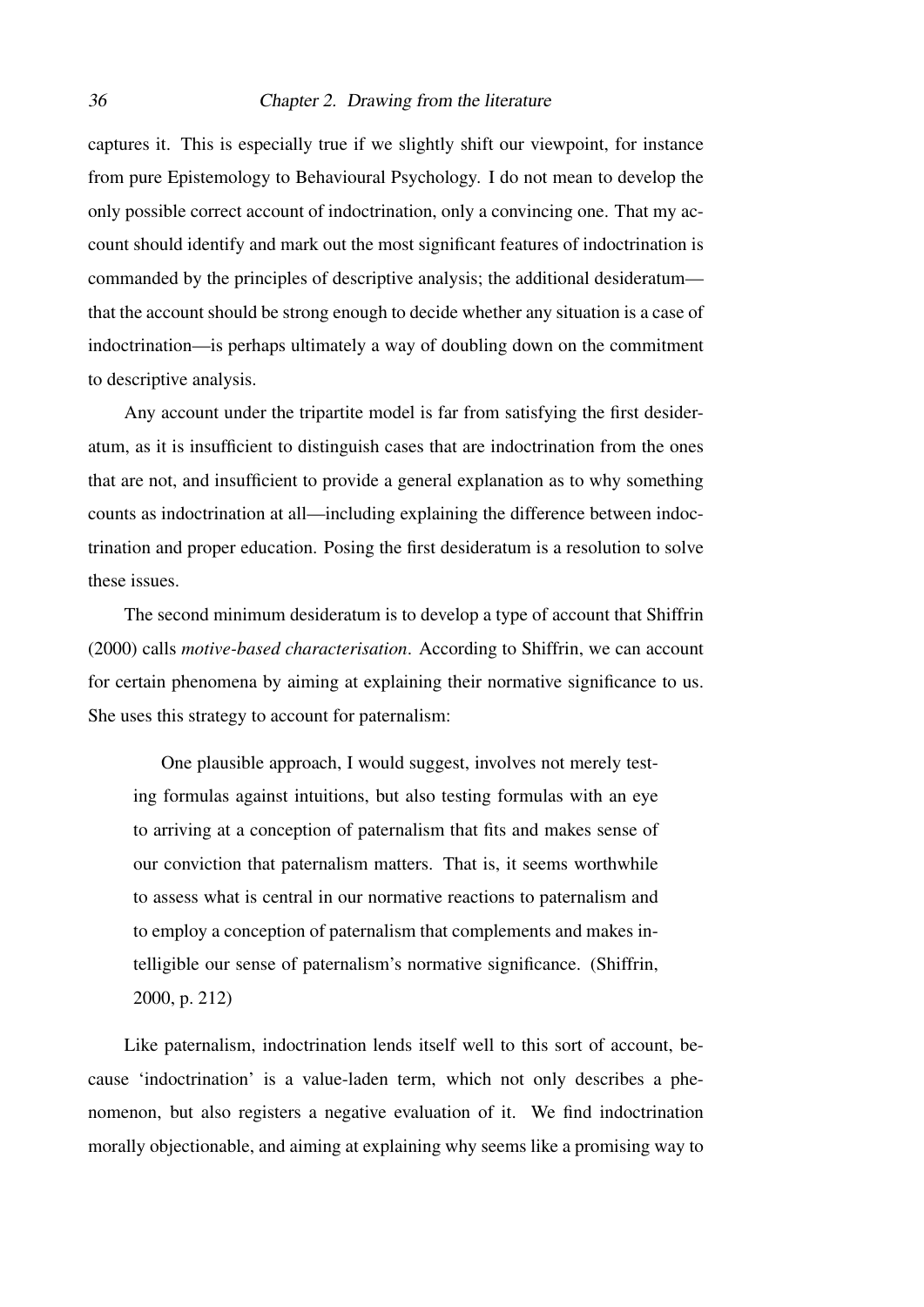captures it. This is especially true if we slightly shift our viewpoint, for instance from pure Epistemology to Behavioural Psychology. I do not mean to develop the only possible correct account of indoctrination, only a convincing one. That my account should identify and mark out the most significant features of indoctrination is commanded by the principles of descriptive analysis; the additional desideratum—that the account should be strong enough to decide whether any situation is a case of indoctrination—is perhaps ultimately a way of doubling down on the commitment to descriptive analysis.

Any account under the tripartite model is far from satisfying the first desideratum, as it is insufficient to distinguish cases that are indoctrination from the ones that are not, and insufficient to provide a general explanation as to why something counts as indoctrination at all—including explaining the difference between indoctrination and proper education. Posing the first desideratum is a resolution to solve these issues.

The second minimum desideratum is to develop a type of account that Shiffrin (2000) calls *motive-based characterisation*. According to Shiffrin, we can account for certain phenomena by aiming at explaining their normative significance to us. She uses this strategy to account for paternalism:

> One plausible approach, I would suggest, involves not merely testing formulas against intuitions, but also testing formulas with an eye to arriving at a conception of paternalism that fits and makes sense of our conviction that paternalism matters. That is, it seems worthwhile to assess what is central in our normative reactions to paternalism and to employ a conception of paternalism that complements and makes intelligible our sense of paternalism's normative significance. (Shiffrin, 2000, p. 212)

Like paternalism, indoctrination lends itself well to this sort of account, because 'indoctrination' is a value-laden term, which not only describes a phenomenon, but also registers a negative evaluation of it. We find indoctrination morally objectionable, and aiming at explaining why seems like a promising way to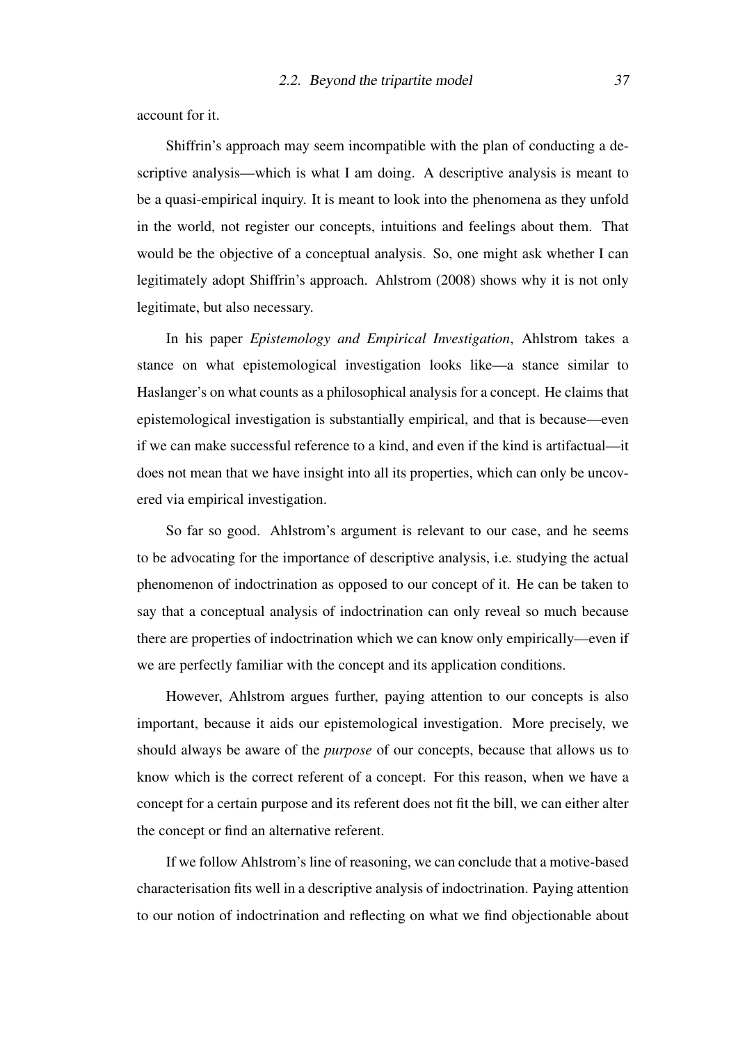account for it.

Shiffrin's approach may seem incompatible with the plan of conducting a descriptive analysis—which is what I am doing. A descriptive analysis is meant to be a quasi-empirical inquiry. It is meant to look into the phenomena as they unfold in the world, not register our concepts, intuitions and feelings about them. That would be the objective of a conceptual analysis. So, one might ask whether I can legitimately adopt Shiffrin's approach. Ahlstrom (2008) shows why it is not only legitimate, but also necessary.

In his paper *Epistemology and Empirical Investigation*, Ahlstrom takes a stance on what epistemological investigation looks like—a stance similar to Haslanger's on what counts as a philosophical analysis for a concept. He claims that epistemological investigation is substantially empirical, and that is because—even if we can make successful reference to a kind, and even if the kind is artifactual—it does not mean that we have insight into all its properties, which can only be uncovered via empirical investigation.

So far so good. Ahlstrom's argument is relevant to our case, and he seems to be advocating for the importance of descriptive analysis, i.e. studying the actual phenomenon of indoctrination as opposed to our concept of it. He can be taken to say that a conceptual analysis of indoctrination can only reveal so much because there are properties of indoctrination which we can know only empirically—even if we are perfectly familiar with the concept and its application conditions.

However, Ahlstrom argues further, paying attention to our concepts is also important, because it aids our epistemological investigation. More precisely, we should always be aware of the *purpose* of our concepts, because that allows us to know which is the correct referent of a concept. For this reason, when we have a concept for a certain purpose and its referent does not fit the bill, we can either alter the concept or find an alternative referent.

If we follow Ahlstrom's line of reasoning, we can conclude that a motive-based characterisation fits well in a descriptive analysis of indoctrination. Paying attention to our notion of indoctrination and reflecting on what we find objectionable about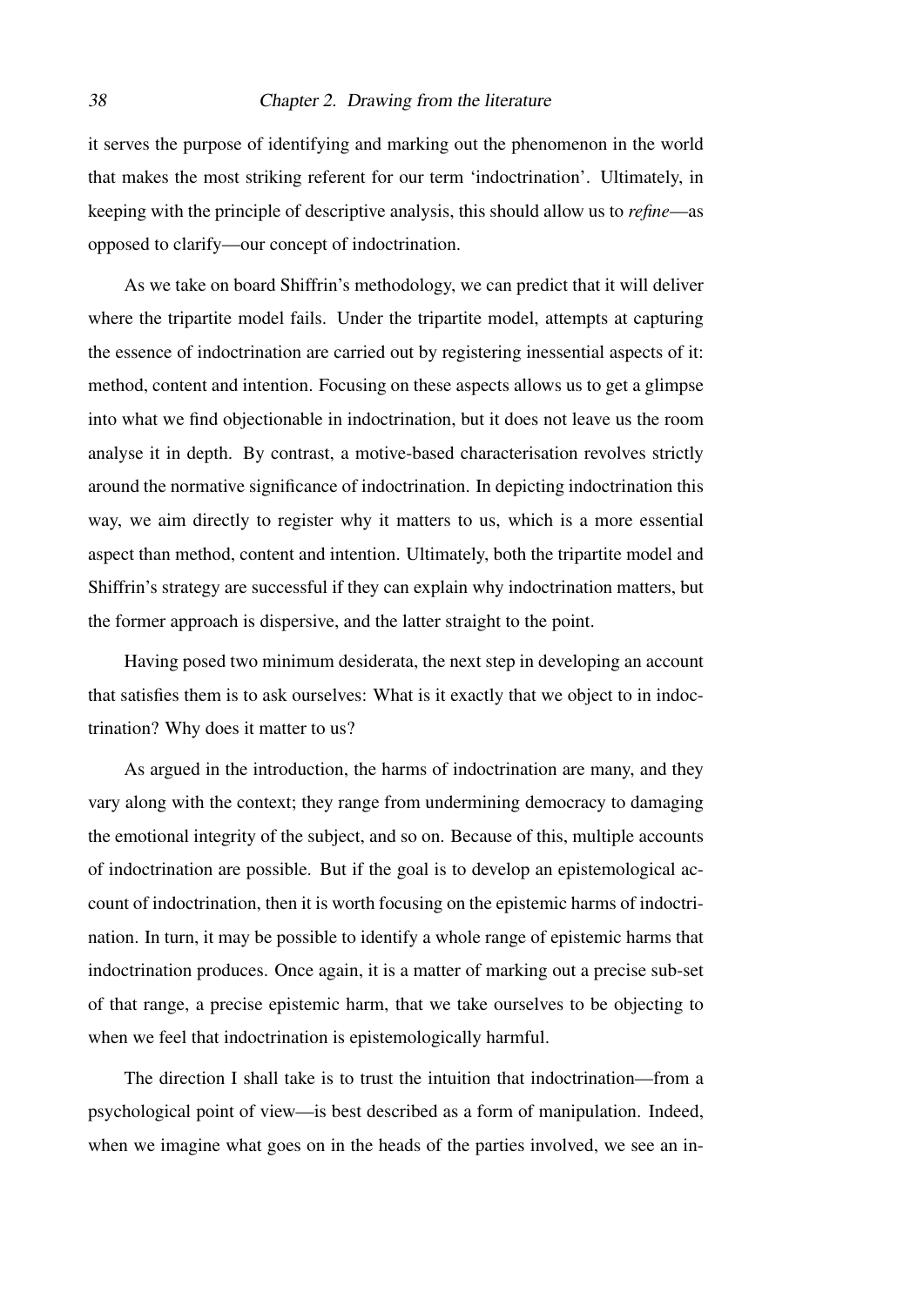it serves the purpose of identifying and marking out the phenomenon in the world that makes the most striking referent for our term 'indoctrination'. Ultimately, in keeping with the principle of descriptive analysis, this should allow us to *refine*—as opposed to clarify—our concept of indoctrination.

As we take on board Shiffrin's methodology, we can predict that it will deliver where the tripartite model fails. Under the tripartite model, attempts at capturing the essence of indoctrination are carried out by registering inessential aspects of it: method, content and intention. Focusing on these aspects allows us to get a glimpse into what we find objectionable in indoctrination, but it does not leave us the room analyse it in depth. By contrast, a motive-based characterisation revolves strictly around the normative significance of indoctrination. In depicting indoctrination this way, we aim directly to register why it matters to us, which is a more essential aspect than method, content and intention. Ultimately, both the tripartite model and Shiffrin's strategy are successful if they can explain why indoctrination matters, but the former approach is dispersive, and the latter straight to the point.

Having posed two minimum desiderata, the next step in developing an account that satisfies them is to ask ourselves: What is it exactly that we object to in indoctrination? Why does it matter to us?

As argued in the introduction, the harms of indoctrination are many, and they vary along with the context; they range from undermining democracy to damaging the emotional integrity of the subject, and so on. Because of this, multiple accounts of indoctrination are possible. But if the goal is to develop an epistemological account of indoctrination, then it is worth focusing on the epistemic harms of indoctrination. In turn, it may be possible to identify a whole range of epistemic harms that indoctrination produces. Once again, it is a matter of marking out a precise sub-set of that range, a precise epistemic harm, that we take ourselves to be objecting to when we feel that indoctrination is epistemologically harmful.

The direction I shall take is to trust the intuition that indoctrination—from a psychological point of view—is best described as a form of manipulation. Indeed, when we imagine what goes on in the heads of the parties involved, we see an in-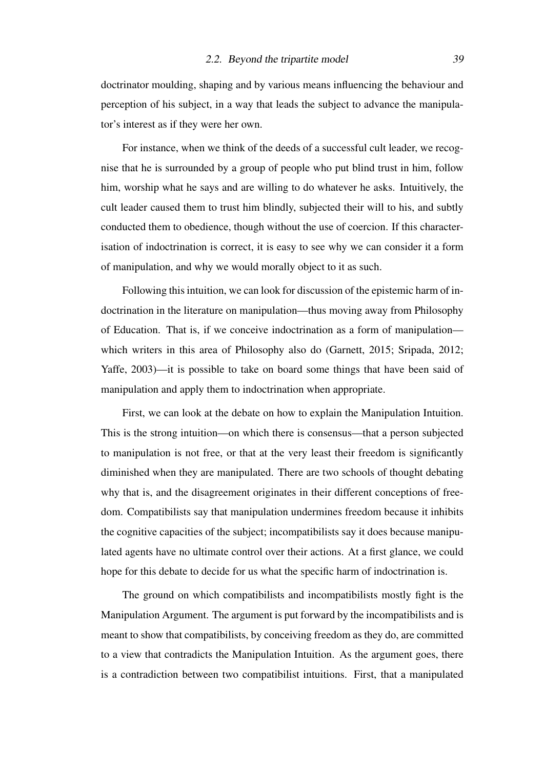doctrinator moulding, shaping and by various means influencing the behaviour and perception of his subject, in a way that leads the subject to advance the manipulator's interest as if they were her own.

For instance, when we think of the deeds of a successful cult leader, we recognise that he is surrounded by a group of people who put blind trust in him, follow him, worship what he says and are willing to do whatever he asks. Intuitively, the cult leader caused them to trust him blindly, subjected their will to his, and subtly conducted them to obedience, though without the use of coercion. If this characterisation of indoctrination is correct, it is easy to see why we can consider it a form of manipulation, and why we would morally object to it as such.

Following this intuition, we can look for discussion of the epistemic harm of indoctrination in the literature on manipulation—thus moving away from Philosophy of Education. That is, if we conceive indoctrination as a form of manipulation—which writers in this area of Philosophy also do (Garnett, 2015; Sripada, 2012; Yaffe, 2003)—it is possible to take on board some things that have been said of manipulation and apply them to indoctrination when appropriate.

First, we can look at the debate on how to explain the Manipulation Intuition. This is the strong intuition—on which there is consensus—that a person subjected to manipulation is not free, or that at the very least their freedom is significantly diminished when they are manipulated. There are two schools of thought debating why that is, and the disagreement originates in their different conceptions of freedom. Compatibilists say that manipulation undermines freedom because it inhibits the cognitive capacities of the subject; incompatibilists say it does because manipulated agents have no ultimate control over their actions. At a first glance, we could hope for this debate to decide for us what the specific harm of indoctrination is.

The ground on which compatibilists and incompatibilists mostly fight is the Manipulation Argument. The argument is put forward by the incompatibilists and is meant to show that compatibilists, by conceiving freedom as they do, are committed to a view that contradicts the Manipulation Intuition. As the argument goes, there is a contradiction between two compatibilist intuitions. First, that a manipulated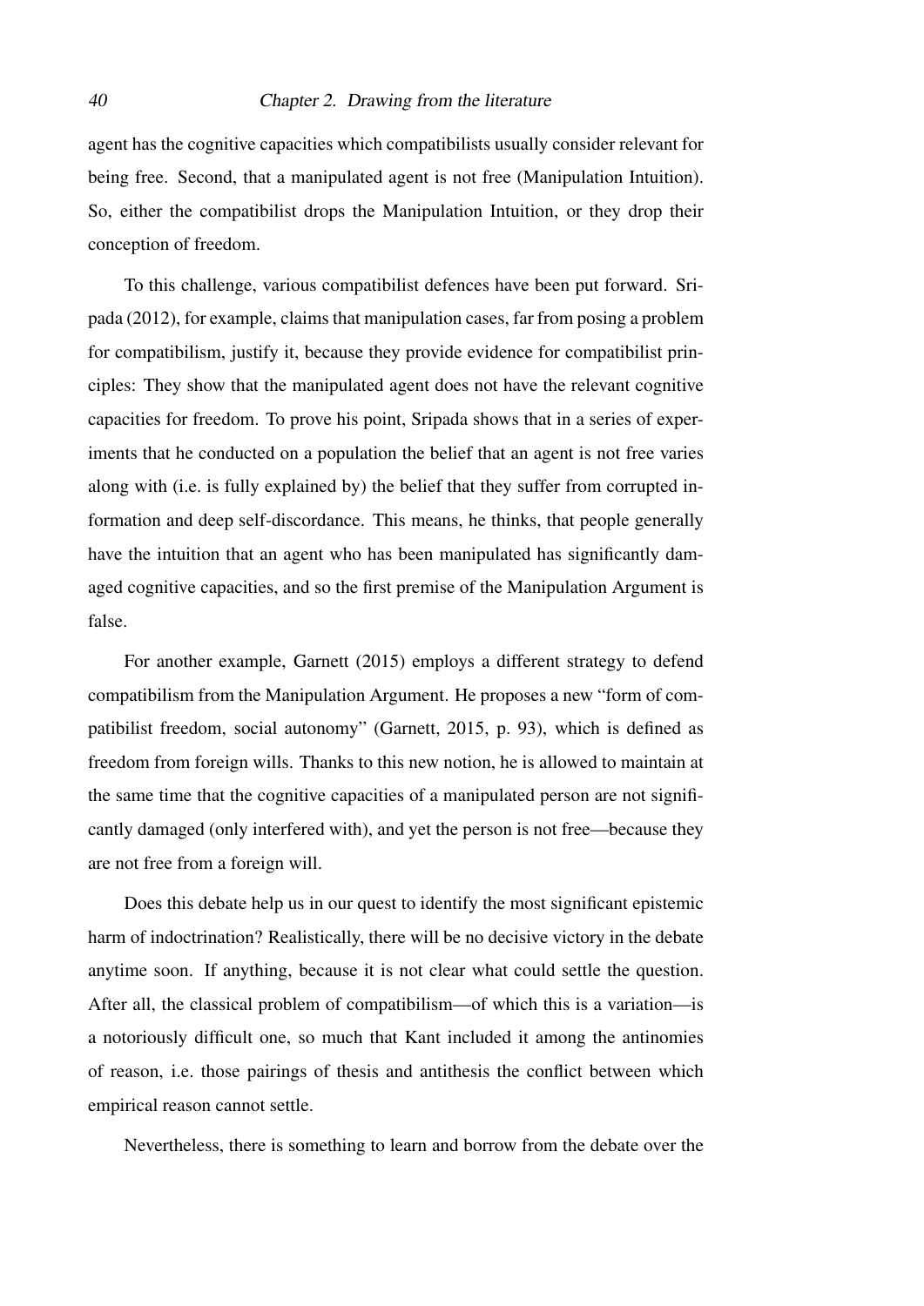agent has the cognitive capacities which compatibilists usually consider relevant for being free. Second, that a manipulated agent is not free (Manipulation Intuition). So, either the compatibilist drops the Manipulation Intuition, or they drop their conception of freedom.

To this challenge, various compatibilist defences have been put forward. Sripada (2012), for example, claims that manipulation cases, far from posing a problem for compatibilism, justify it, because they provide evidence for compatibilist principles: They show that the manipulated agent does not have the relevant cognitive capacities for freedom. To prove his point, Sripada shows that in a series of experiments that he conducted on a population the belief that an agent is not free varies along with (i.e. is fully explained by) the belief that they suffer from corrupted information and deep self-discordance. This means, he thinks, that people generally have the intuition that an agent who has been manipulated has significantly damaged cognitive capacities, and so the first premise of the Manipulation Argument is false.

For another example, Garnett (2015) employs a different strategy to defend compatibilism from the Manipulation Argument. He proposes a new "form of compatibilist freedom, social autonomy" (Garnett, 2015, p. 93), which is defined as freedom from foreign wills. Thanks to this new notion, he is allowed to maintain at the same time that the cognitive capacities of a manipulated person are not significantly damaged (only interfered with), and yet the person is not free—because they are not free from a foreign will.

Does this debate help us in our quest to identify the most significant epistemic harm of indoctrination? Realistically, there will be no decisive victory in the debate anytime soon. If anything, because it is not clear what could settle the question. After all, the classical problem of compatibilism—of which this is a variation—is a notoriously difficult one, so much that Kant included it among the antinomies of reason, i.e. those pairings of thesis and antithesis the conflict between which empirical reason cannot settle.

Nevertheless, there is something to learn and borrow from the debate over the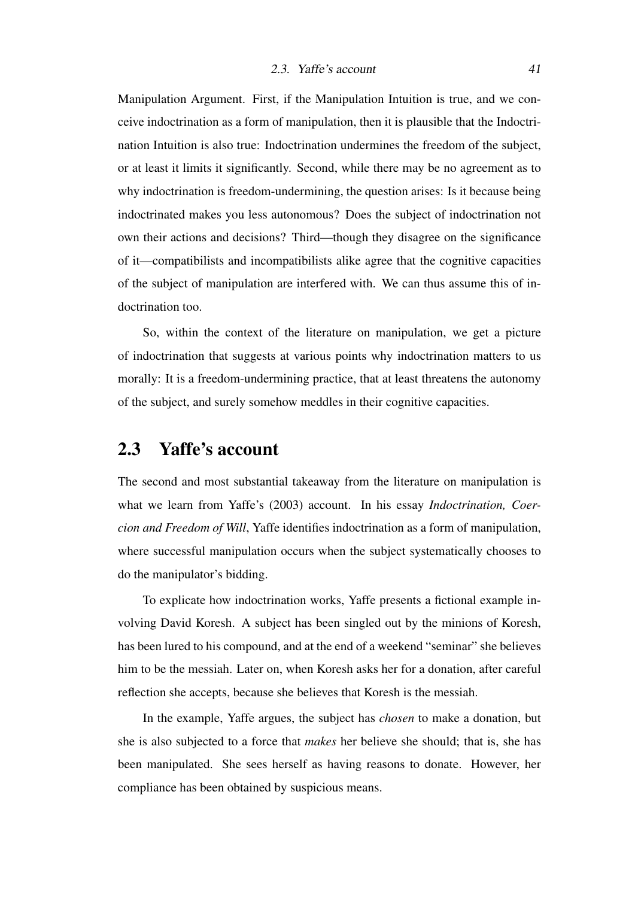Manipulation Argument. First, if the Manipulation Intuition is true, and we conceive indoctrination as a form of manipulation, then it is plausible that the Indoctrination Intuition is also true: Indoctrination undermines the freedom of the subject, or at least it limits it significantly. Second, while there may be no agreement as to why indoctrination is freedom-undermining, the question arises: Is it because being indoctrinated makes you less autonomous? Does the subject of indoctrination not own their actions and decisions? Third—though they disagree on the significance of it—compatibilists and incompatibilists alike agree that the cognitive capacities of the subject of manipulation are interfered with. We can thus assume this of indoctrination too.

So, within the context of the literature on manipulation, we get a picture of indoctrination that suggests at various points why indoctrination matters to us morally: It is a freedom-undermining practice, that at least threatens the autonomy of the subject, and surely somehow meddles in their cognitive capacities.

## 2.3 Yaffe's account

The second and most substantial takeaway from the literature on manipulation is what we learn from Yaffe's (2003) account. In his essay *Indoctrination, Coercion and Freedom of Will*, Yaffe identifies indoctrination as a form of manipulation, where successful manipulation occurs when the subject systematically chooses to do the manipulator's bidding.

To explicate how indoctrination works, Yaffe presents a fictional example involving David Koresh. A subject has been singled out by the minions of Koresh, has been lured to his compound, and at the end of a weekend "seminar" she believes him to be the messiah. Later on, when Koresh asks her for a donation, after careful reflection she accepts, because she believes that Koresh is the messiah.

In the example, Yaffe argues, the subject has *chosen* to make a donation, but she is also subjected to a force that *makes* her believe she should; that is, she has been manipulated. She sees herself as having reasons to donate. However, her compliance has been obtained by suspicious means.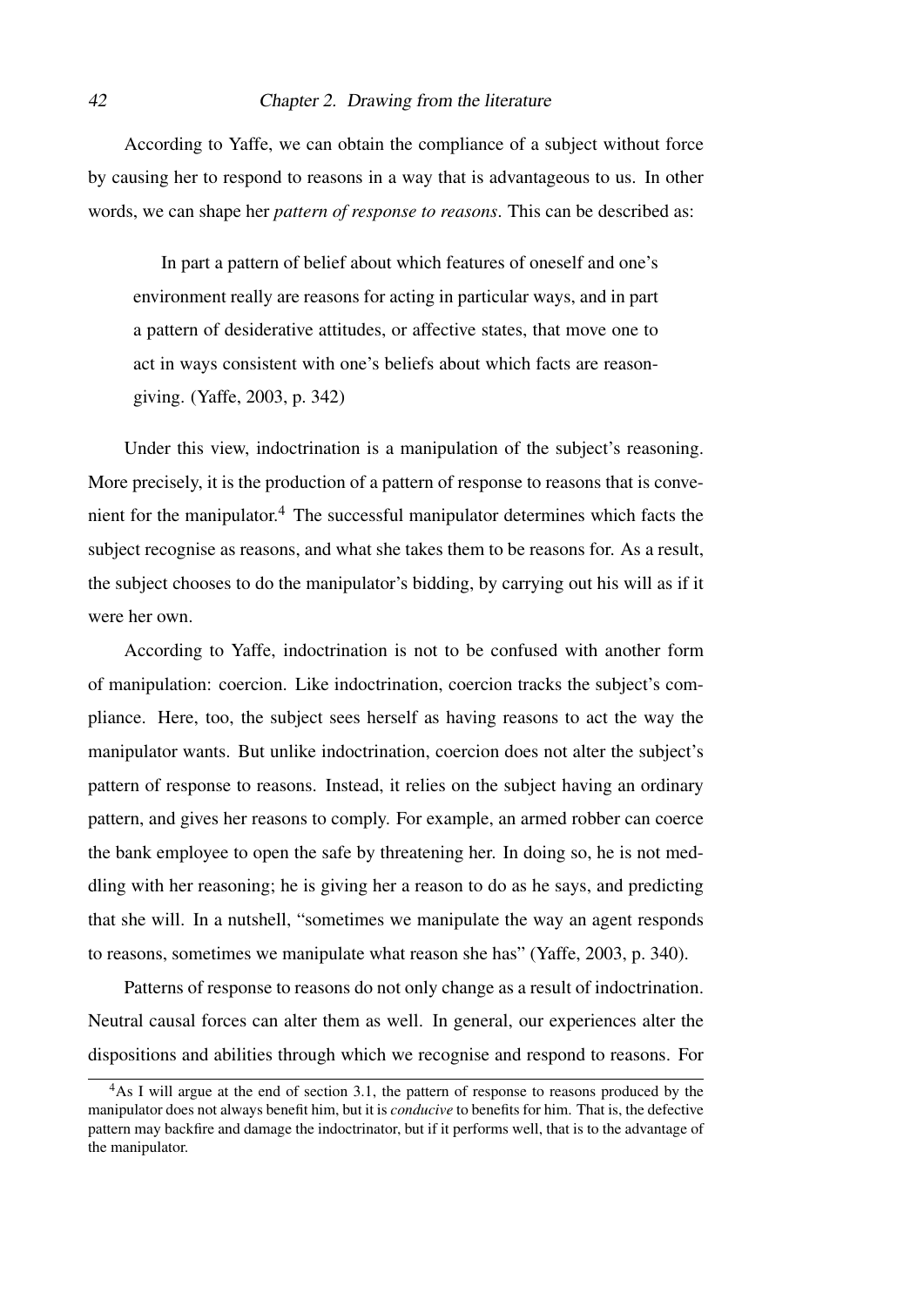According to Yaffe, we can obtain the compliance of a subject without force by causing her to respond to reasons in a way that is advantageous to us. In other words, we can shape her *pattern of response to reasons*. This can be described as:

> In part a pattern of belief about which features of oneself and one's environment really are reasons for acting in particular ways, and in part a pattern of desiderative attitudes, or affective states, that move one to act in ways consistent with one's beliefs about which facts are reason-giving. (Yaffe, 2003, p. 342)

Under this view, indoctrination is a manipulation of the subject's reasoning. More precisely, it is the production of a pattern of response to reasons that is convenient for the manipulator.[4] The successful manipulator determines which facts the subject recognise as reasons, and what she takes them to be reasons for. As a result, the subject chooses to do the manipulator's bidding, by carrying out his will as if it were her own.

According to Yaffe, indoctrination is not to be confused with another form of manipulation: coercion. Like indoctrination, coercion tracks the subject's compliance. Here, too, the subject sees herself as having reasons to act the way the manipulator wants. But unlike indoctrination, coercion does not alter the subject's pattern of response to reasons. Instead, it relies on the subject having an ordinary pattern, and gives her reasons to comply. For example, an armed robber can coerce the bank employee to open the safe by threatening her. In doing so, he is not meddling with her reasoning; he is giving her a reason to do as he says, and predicting that she will. In a nutshell, "sometimes we manipulate the way an agent responds to reasons, sometimes we manipulate what reason she has" (Yaffe, 2003, p. 340).

Patterns of response to reasons do not only change as a result of indoctrination. Neutral causal forces can alter them as well. In general, our experiences alter the dispositions and abilities through which we recognise and respond to reasons. For

[4] As I will argue at the end of section 3.1, the pattern of response to reasons produced by the manipulator does not always benefit him, but it is *conducive* to benefits for him. That is, the defective pattern may backfire and damage the indoctrinator, but if it performs well, that is to the advantage of the manipulator.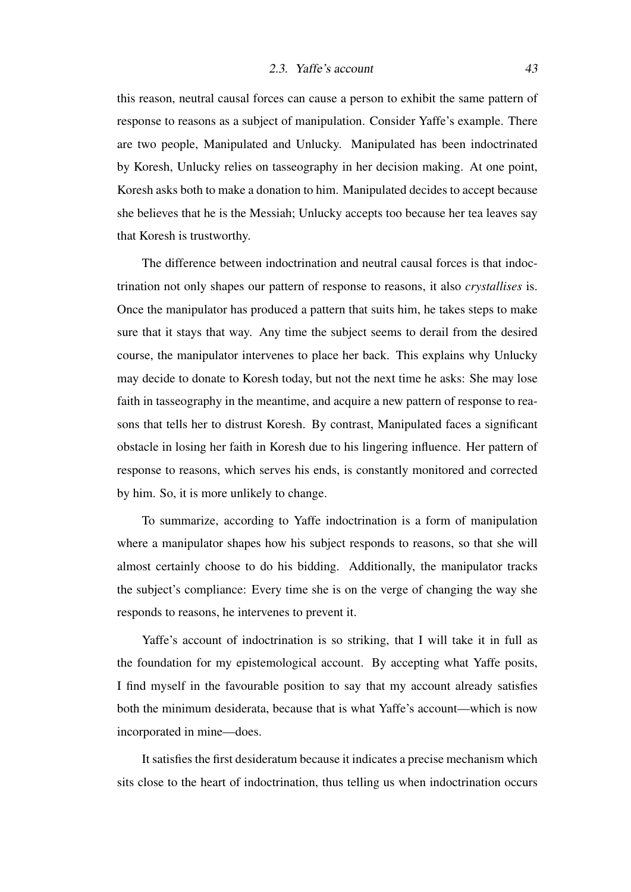this reason, neutral causal forces can cause a person to exhibit the same pattern of response to reasons as a subject of manipulation. Consider Yaffe's example. There are two people, Manipulated and Unlucky. Manipulated has been indoctrinated by Koresh, Unlucky relies on tasseography in her decision making. At one point, Koresh asks both to make a donation to him. Manipulated decides to accept because she believes that he is the Messiah; Unlucky accepts too because her tea leaves say that Koresh is trustworthy.

The difference between indoctrination and neutral causal forces is that indoctrination not only shapes our pattern of response to reasons, it also *crystallises* is. Once the manipulator has produced a pattern that suits him, he takes steps to make sure that it stays that way. Any time the subject seems to derail from the desired course, the manipulator intervenes to place her back. This explains why Unlucky may decide to donate to Koresh today, but not the next time he asks: She may lose faith in tasseography in the meantime, and acquire a new pattern of response to reasons that tells her to distrust Koresh. By contrast, Manipulated faces a significant obstacle in losing her faith in Koresh due to his lingering influence. Her pattern of response to reasons, which serves his ends, is constantly monitored and corrected by him. So, it is more unlikely to change.

To summarize, according to Yaffe indoctrination is a form of manipulation where a manipulator shapes how his subject responds to reasons, so that she will almost certainly choose to do his bidding. Additionally, the manipulator tracks the subject's compliance: Every time she is on the verge of changing the way she responds to reasons, he intervenes to prevent it.

Yaffe's account of indoctrination is so striking, that I will take it in full as the foundation for my epistemological account. By accepting what Yaffe posits, I find myself in the favourable position to say that my account already satisfies both the minimum desiderata, because that is what Yaffe's account—which is now incorporated in mine—does.

It satisfies the first desideratum because it indicates a precise mechanism which sits close to the heart of indoctrination, thus telling us when indoctrination occurs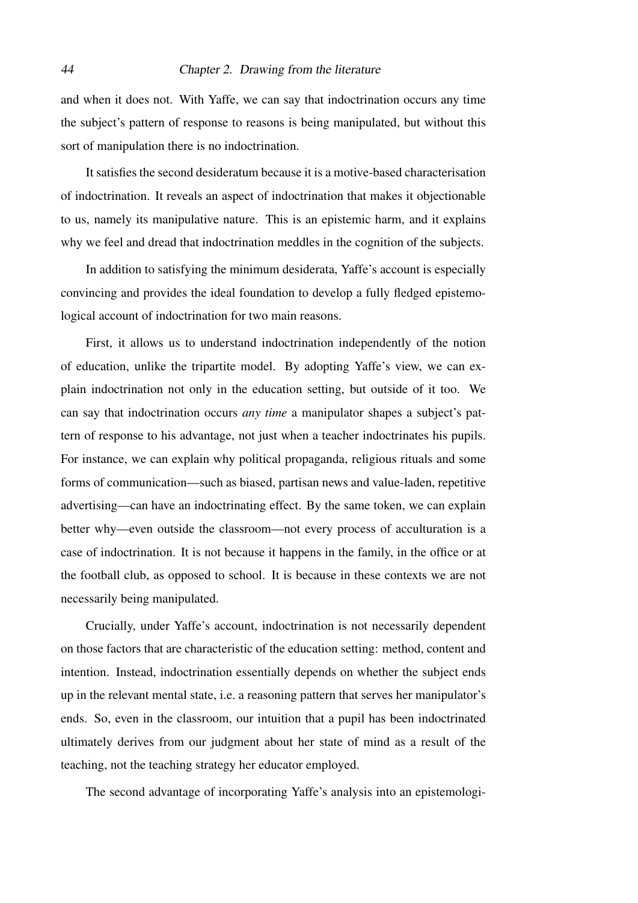and when it does not. With Yaffe, we can say that indoctrination occurs any time the subject's pattern of response to reasons is being manipulated, but without this sort of manipulation there is no indoctrination.

It satisfies the second desideratum because it is a motive-based characterisation of indoctrination. It reveals an aspect of indoctrination that makes it objectionable to us, namely its manipulative nature. This is an epistemic harm, and it explains why we feel and dread that indoctrination meddles in the cognition of the subjects.

In addition to satisfying the minimum desiderata, Yaffe's account is especially convincing and provides the ideal foundation to develop a fully fledged epistemological account of indoctrination for two main reasons.

First, it allows us to understand indoctrination independently of the notion of education, unlike the tripartite model. By adopting Yaffe's view, we can explain indoctrination not only in the education setting, but outside of it too. We can say that indoctrination occurs *any time* a manipulator shapes a subject's pattern of response to his advantage, not just when a teacher indoctrinates his pupils. For instance, we can explain why political propaganda, religious rituals and some forms of communication—such as biased, partisan news and value-laden, repetitive advertising—can have an indoctrinating effect. By the same token, we can explain better why—even outside the classroom—not every process of acculturation is a case of indoctrination. It is not because it happens in the family, in the office or at the football club, as opposed to school. It is because in these contexts we are not necessarily being manipulated.

Crucially, under Yaffe's account, indoctrination is not necessarily dependent on those factors that are characteristic of the education setting: method, content and intention. Instead, indoctrination essentially depends on whether the subject ends up in the relevant mental state, i.e. a reasoning pattern that serves her manipulator's ends. So, even in the classroom, our intuition that a pupil has been indoctrinated ultimately derives from our judgment about her state of mind as a result of the teaching, not the teaching strategy her educator employed.

The second advantage of incorporating Yaffe's analysis into an epistemologi-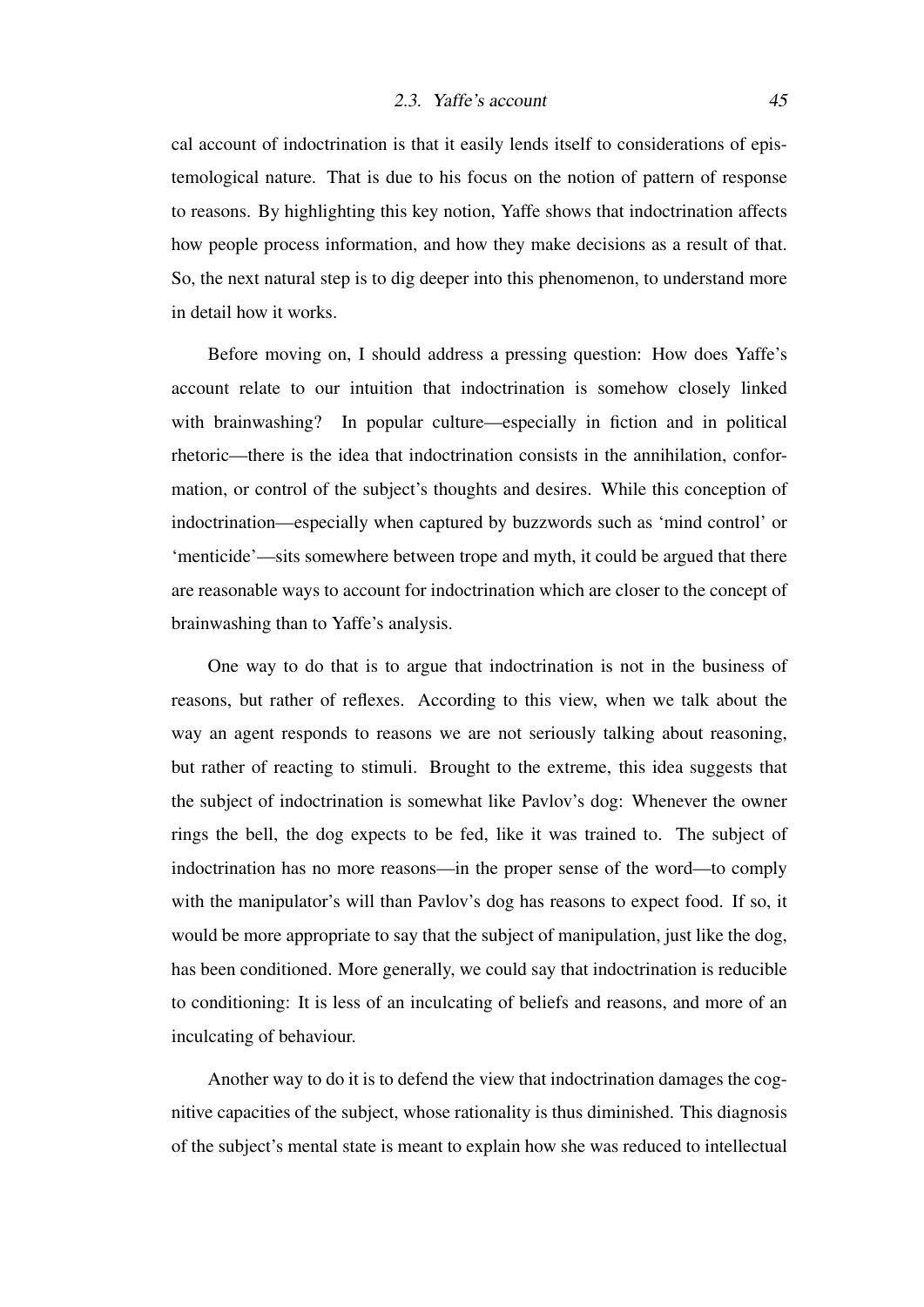cal account of indoctrination is that it easily lends itself to considerations of epistemological nature. That is due to his focus on the notion of pattern of response to reasons. By highlighting this key notion, Yaffe shows that indoctrination affects how people process information, and how they make decisions as a result of that. So, the next natural step is to dig deeper into this phenomenon, to understand more in detail how it works.

Before moving on, I should address a pressing question: How does Yaffe's account relate to our intuition that indoctrination is somehow closely linked with brainwashing? In popular culture—especially in fiction and in political rhetoric—there is the idea that indoctrination consists in the annihilation, conformation, or control of the subject's thoughts and desires. While this conception of indoctrination—especially when captured by buzzwords such as 'mind control' or 'menticide'—sits somewhere between trope and myth, it could be argued that there are reasonable ways to account for indoctrination which are closer to the concept of brainwashing than to Yaffe's analysis.

One way to do that is to argue that indoctrination is not in the business of reasons, but rather of reflexes. According to this view, when we talk about the way an agent responds to reasons we are not seriously talking about reasoning, but rather of reacting to stimuli. Brought to the extreme, this idea suggests that the subject of indoctrination is somewhat like Pavlov's dog: Whenever the owner rings the bell, the dog expects to be fed, like it was trained to. The subject of indoctrination has no more reasons—in the proper sense of the word—to comply with the manipulator's will than Pavlov's dog has reasons to expect food. If so, it would be more appropriate to say that the subject of manipulation, just like the dog, has been conditioned. More generally, we could say that indoctrination is reducible to conditioning: It is less of an inculcating of beliefs and reasons, and more of an inculcating of behaviour.

Another way to do it is to defend the view that indoctrination damages the cognitive capacities of the subject, whose rationality is thus diminished. This diagnosis of the subject's mental state is meant to explain how she was reduced to intellectual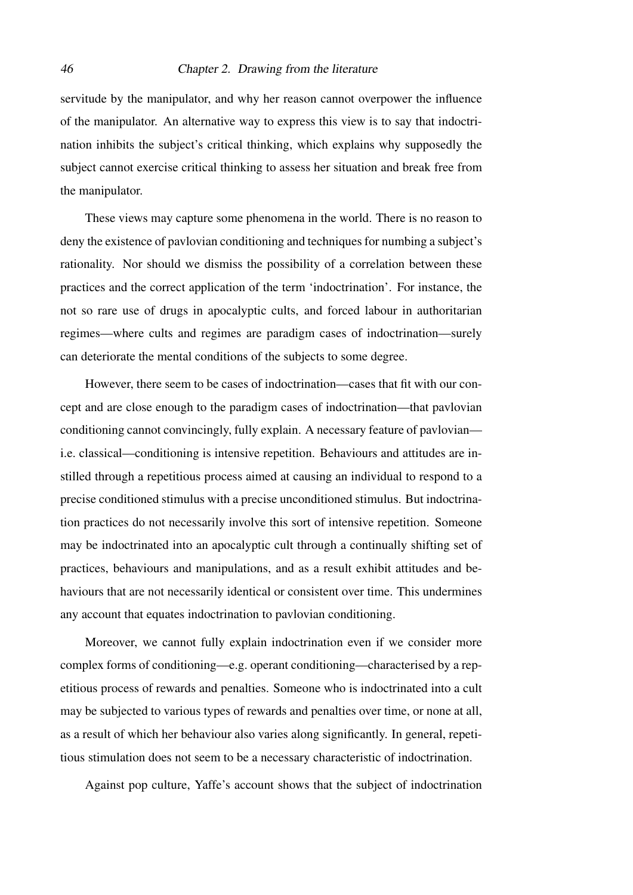servitude by the manipulator, and why her reason cannot overpower the influence of the manipulator. An alternative way to express this view is to say that indoctrination inhibits the subject's critical thinking, which explains why supposedly the subject cannot exercise critical thinking to assess her situation and break free from the manipulator.

These views may capture some phenomena in the world. There is no reason to deny the existence of pavlovian conditioning and techniques for numbing a subject's rationality. Nor should we dismiss the possibility of a correlation between these practices and the correct application of the term 'indoctrination'. For instance, the not so rare use of drugs in apocalyptic cults, and forced labour in authoritarian regimes—where cults and regimes are paradigm cases of indoctrination—surely can deteriorate the mental conditions of the subjects to some degree.

However, there seem to be cases of indoctrination—cases that fit with our concept and are close enough to the paradigm cases of indoctrination—that pavlovian conditioning cannot convincingly, fully explain. A necessary feature of pavlovian—i.e. classical—conditioning is intensive repetition. Behaviours and attitudes are instilled through a repetitious process aimed at causing an individual to respond to a precise conditioned stimulus with a precise unconditioned stimulus. But indoctrination practices do not necessarily involve this sort of intensive repetition. Someone may be indoctrinated into an apocalyptic cult through a continually shifting set of practices, behaviours and manipulations, and as a result exhibit attitudes and behaviours that are not necessarily identical or consistent over time. This undermines any account that equates indoctrination to pavlovian conditioning.

Moreover, we cannot fully explain indoctrination even if we consider more complex forms of conditioning—e.g. operant conditioning—characterised by a repetitious process of rewards and penalties. Someone who is indoctrinated into a cult may be subjected to various types of rewards and penalties over time, or none at all, as a result of which her behaviour also varies along significantly. In general, repetitious stimulation does not seem to be a necessary characteristic of indoctrination.

Against pop culture, Yaffe's account shows that the subject of indoctrination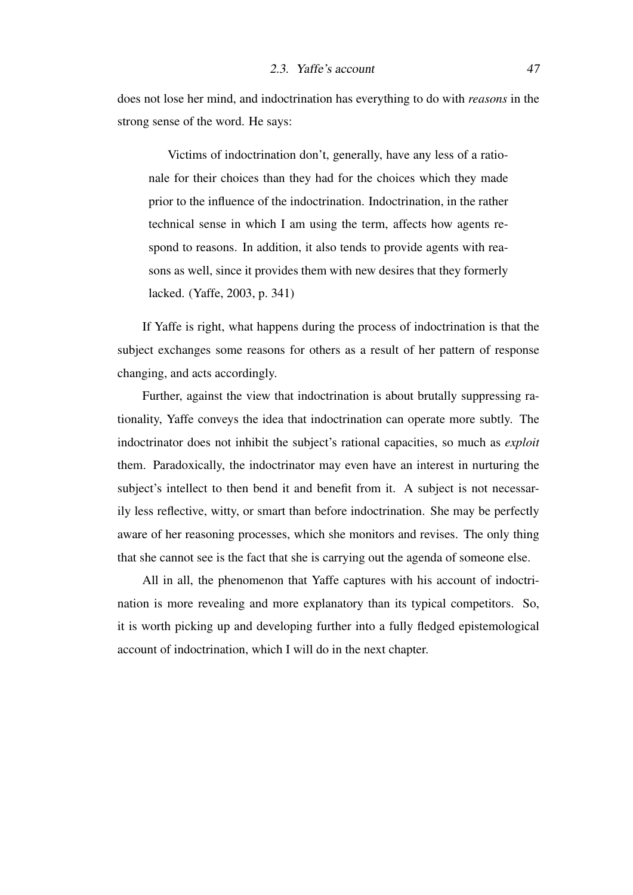does not lose her mind, and indoctrination has everything to do with *reasons* in the strong sense of the word. He says:

> Victims of indoctrination don't, generally, have any less of a rationale for their choices than they had for the choices which they made prior to the influence of the indoctrination. Indoctrination, in the rather technical sense in which I am using the term, affects how agents respond to reasons. In addition, it also tends to provide agents with reasons as well, since it provides them with new desires that they formerly lacked. (Yaffe, 2003, p. 341)

If Yaffe is right, what happens during the process of indoctrination is that the subject exchanges some reasons for others as a result of her pattern of response changing, and acts accordingly.

Further, against the view that indoctrination is about brutally suppressing rationality, Yaffe conveys the idea that indoctrination can operate more subtly. The indoctrinator does not inhibit the subject's rational capacities, so much as *exploit* them. Paradoxically, the indoctrinator may even have an interest in nurturing the subject's intellect to then bend it and benefit from it. A subject is not necessarily less reflective, witty, or smart than before indoctrination. She may be perfectly aware of her reasoning processes, which she monitors and revises. The only thing that she cannot see is the fact that she is carrying out the agenda of someone else.

All in all, the phenomenon that Yaffe captures with his account of indoctrination is more revealing and more explanatory than its typical competitors. So, it is worth picking up and developing further into a fully fledged epistemological account of indoctrination, which I will do in the next chapter.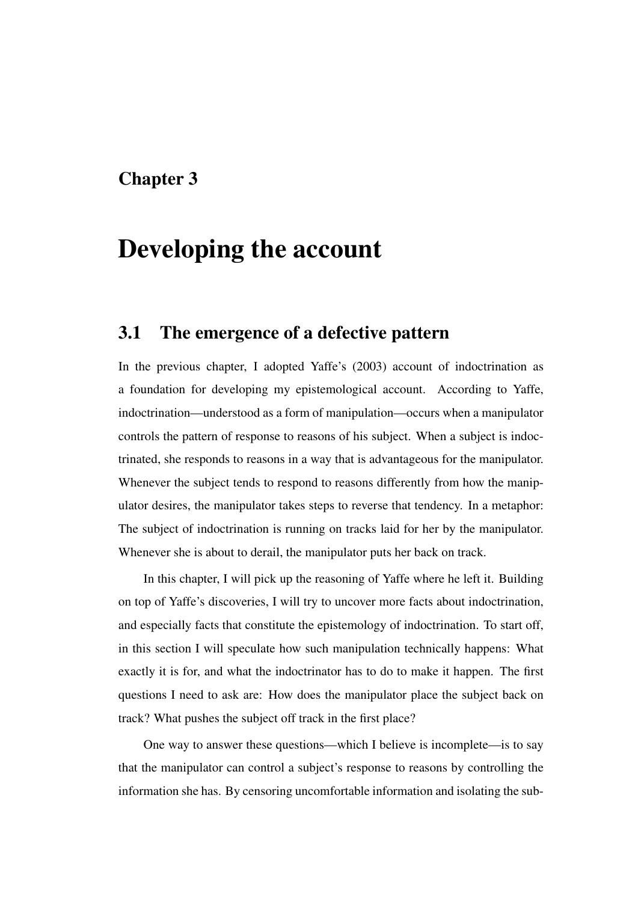# Chapter 3

# Developing the account

## 3.1 The emergence of a defective pattern

In the previous chapter, I adopted Yaffe's (2003) account of indoctrination as a foundation for developing my epistemological account. According to Yaffe, indoctrination—understood as a form of manipulation—occurs when a manipulator controls the pattern of response to reasons of his subject. When a subject is indoctrinated, she responds to reasons in a way that is advantageous for the manipulator. Whenever the subject tends to respond to reasons differently from how the manipulator desires, the manipulator takes steps to reverse that tendency. In a metaphor: The subject of indoctrination is running on tracks laid for her by the manipulator. Whenever she is about to derail, the manipulator puts her back on track.

In this chapter, I will pick up the reasoning of Yaffe where he left it. Building on top of Yaffe's discoveries, I will try to uncover more facts about indoctrination, and especially facts that constitute the epistemology of indoctrination. To start off, in this section I will speculate how such manipulation technically happens: What exactly it is for, and what the indoctrinator has to do to make it happen. The first questions I need to ask are: How does the manipulator place the subject back on track? What pushes the subject off track in the first place?

One way to answer these questions—which I believe is incomplete—is to say that the manipulator can control a subject's response to reasons by controlling the information she has. By censoring uncomfortable information and isolating the sub-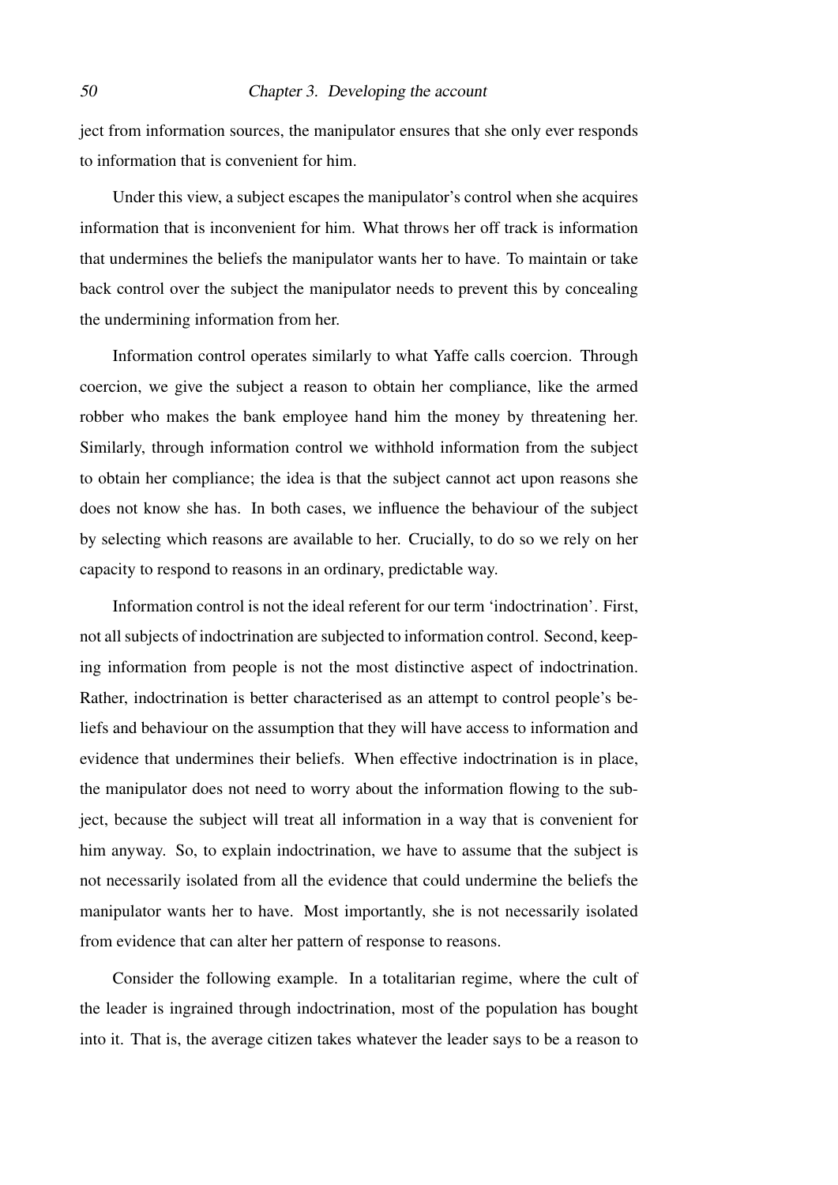ject from information sources, the manipulator ensures that she only ever responds to information that is convenient for him.

Under this view, a subject escapes the manipulator's control when she acquires information that is inconvenient for him. What throws her off track is information that undermines the beliefs the manipulator wants her to have. To maintain or take back control over the subject the manipulator needs to prevent this by concealing the undermining information from her.

Information control operates similarly to what Yaffe calls coercion. Through coercion, we give the subject a reason to obtain her compliance, like the armed robber who makes the bank employee hand him the money by threatening her. Similarly, through information control we withhold information from the subject to obtain her compliance; the idea is that the subject cannot act upon reasons she does not know she has. In both cases, we influence the behaviour of the subject by selecting which reasons are available to her. Crucially, to do so we rely on her capacity to respond to reasons in an ordinary, predictable way.

Information control is not the ideal referent for our term 'indoctrination'. First, not all subjects of indoctrination are subjected to information control. Second, keeping information from people is not the most distinctive aspect of indoctrination. Rather, indoctrination is better characterised as an attempt to control people's beliefs and behaviour on the assumption that they will have access to information and evidence that undermines their beliefs. When effective indoctrination is in place, the manipulator does not need to worry about the information flowing to the subject, because the subject will treat all information in a way that is convenient for him anyway. So, to explain indoctrination, we have to assume that the subject is not necessarily isolated from all the evidence that could undermine the beliefs the manipulator wants her to have. Most importantly, she is not necessarily isolated from evidence that can alter her pattern of response to reasons.

Consider the following example. In a totalitarian regime, where the cult of the leader is ingrained through indoctrination, most of the population has bought into it. That is, the average citizen takes whatever the leader says to be a reason to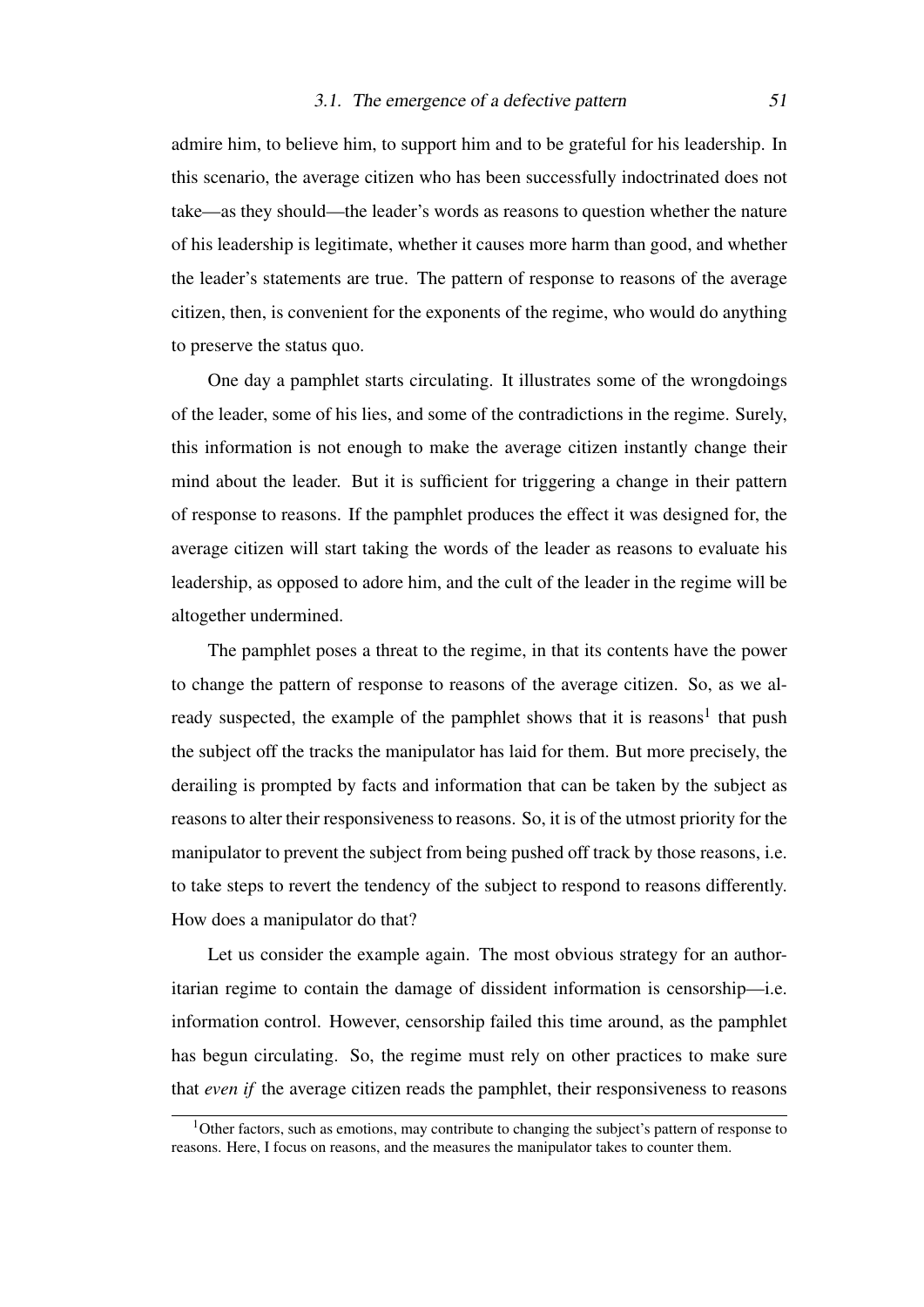admire him, to believe him, to support him and to be grateful for his leadership. In this scenario, the average citizen who has been successfully indoctrinated does not take—as they should—the leader's words as reasons to question whether the nature of his leadership is legitimate, whether it causes more harm than good, and whether the leader's statements are true. The pattern of response to reasons of the average citizen, then, is convenient for the exponents of the regime, who would do anything to preserve the status quo.

One day a pamphlet starts circulating. It illustrates some of the wrongdoings of the leader, some of his lies, and some of the contradictions in the regime. Surely, this information is not enough to make the average citizen instantly change their mind about the leader. But it is sufficient for triggering a change in their pattern of response to reasons. If the pamphlet produces the effect it was designed for, the average citizen will start taking the words of the leader as reasons to evaluate his leadership, as opposed to adore him, and the cult of the leader in the regime will be altogether undermined.

The pamphlet poses a threat to the regime, in that its contents have the power to change the pattern of response to reasons of the average citizen. So, as we already suspected, the example of the pamphlet shows that it is reasons[1] that push the subject off the tracks the manipulator has laid for them. But more precisely, the derailing is prompted by facts and information that can be taken by the subject as reasons to alter their responsiveness to reasons. So, it is of the utmost priority for the manipulator to prevent the subject from being pushed off track by those reasons, i.e. to take steps to revert the tendency of the subject to respond to reasons differently. How does a manipulator do that?

Let us consider the example again. The most obvious strategy for an authoritarian regime to contain the damage of dissident information is censorship—i.e. information control. However, censorship failed this time around, as the pamphlet has begun circulating. So, the regime must rely on other practices to make sure that *even if* the average citizen reads the pamphlet, their responsiveness to reasons

[1] Other factors, such as emotions, may contribute to changing the subject's pattern of response to reasons. Here, I focus on reasons, and the measures the manipulator takes to counter them.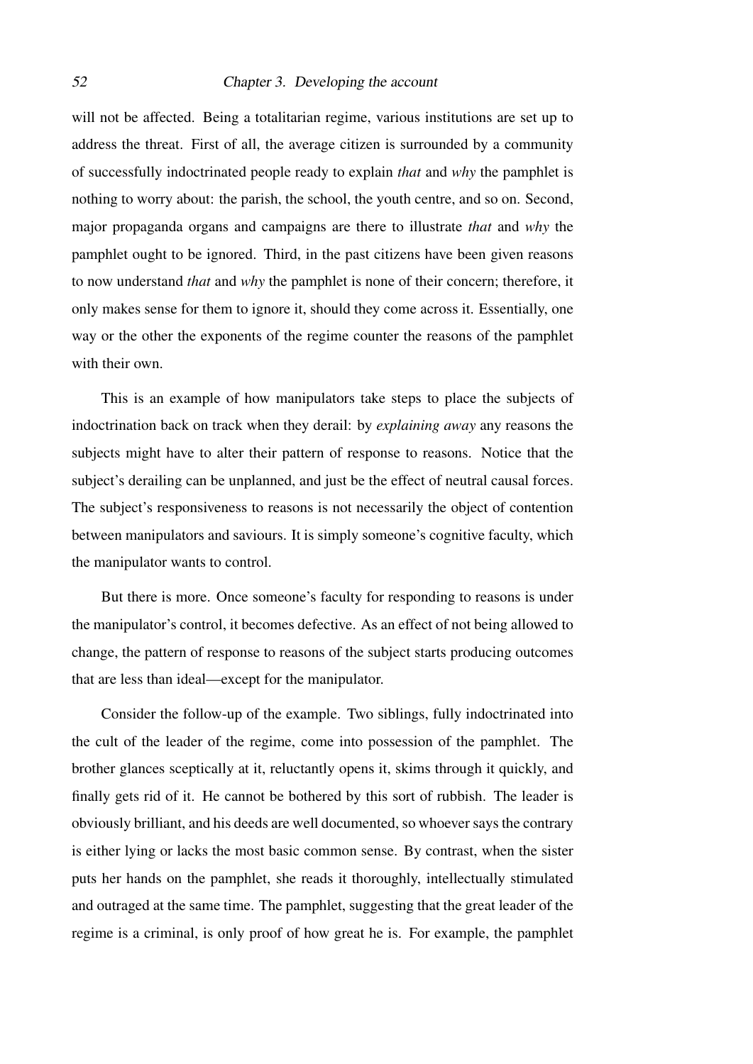will not be affected. Being a totalitarian regime, various institutions are set up to address the threat. First of all, the average citizen is surrounded by a community of successfully indoctrinated people ready to explain *that* and *why* the pamphlet is nothing to worry about: the parish, the school, the youth centre, and so on. Second, major propaganda organs and campaigns are there to illustrate *that* and *why* the pamphlet ought to be ignored. Third, in the past citizens have been given reasons to now understand *that* and *why* the pamphlet is none of their concern; therefore, it only makes sense for them to ignore it, should they come across it. Essentially, one way or the other the exponents of the regime counter the reasons of the pamphlet with their own.

This is an example of how manipulators take steps to place the subjects of indoctrination back on track when they derail: by *explaining away* any reasons the subjects might have to alter their pattern of response to reasons. Notice that the subject's derailing can be unplanned, and just be the effect of neutral causal forces. The subject's responsiveness to reasons is not necessarily the object of contention between manipulators and saviours. It is simply someone's cognitive faculty, which the manipulator wants to control.

But there is more. Once someone's faculty for responding to reasons is under the manipulator's control, it becomes defective. As an effect of not being allowed to change, the pattern of response to reasons of the subject starts producing outcomes that are less than ideal—except for the manipulator.

Consider the follow-up of the example. Two siblings, fully indoctrinated into the cult of the leader of the regime, come into possession of the pamphlet. The brother glances sceptically at it, reluctantly opens it, skims through it quickly, and finally gets rid of it. He cannot be bothered by this sort of rubbish. The leader is obviously brilliant, and his deeds are well documented, so whoever says the contrary is either lying or lacks the most basic common sense. By contrast, when the sister puts her hands on the pamphlet, she reads it thoroughly, intellectually stimulated and outraged at the same time. The pamphlet, suggesting that the great leader of the regime is a criminal, is only proof of how great he is. For example, the pamphlet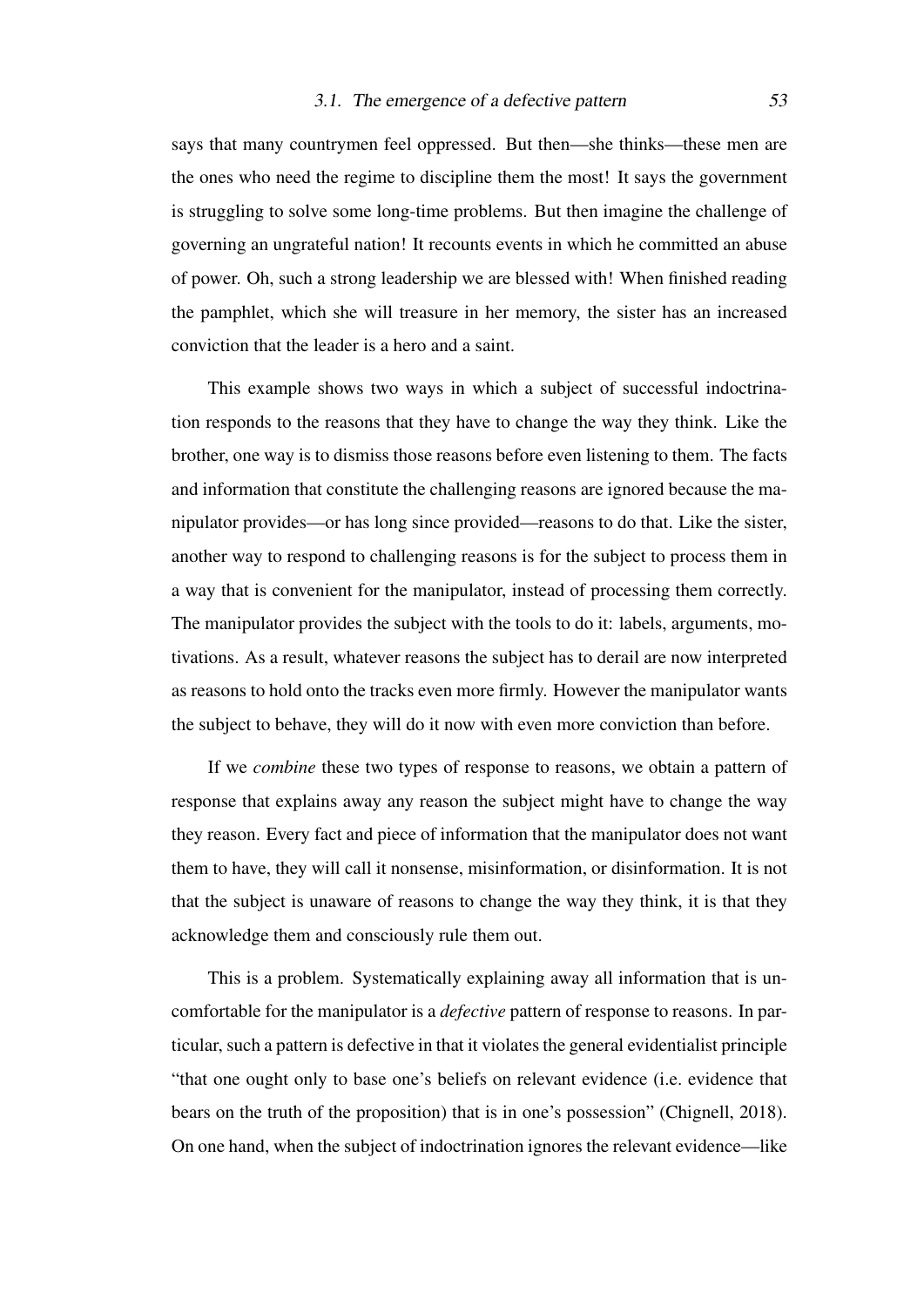says that many countrymen feel oppressed. But then—she thinks—these men are the ones who need the regime to discipline them the most! It says the government is struggling to solve some long-time problems. But then imagine the challenge of governing an ungrateful nation! It recounts events in which he committed an abuse of power. Oh, such a strong leadership we are blessed with! When finished reading the pamphlet, which she will treasure in her memory, the sister has an increased conviction that the leader is a hero and a saint.

This example shows two ways in which a subject of successful indoctrination responds to the reasons that they have to change the way they think. Like the brother, one way is to dismiss those reasons before even listening to them. The facts and information that constitute the challenging reasons are ignored because the manipulator provides—or has long since provided—reasons to do that. Like the sister, another way to respond to challenging reasons is for the subject to process them in a way that is convenient for the manipulator, instead of processing them correctly. The manipulator provides the subject with the tools to do it: labels, arguments, motivations. As a result, whatever reasons the subject has to derail are now interpreted as reasons to hold onto the tracks even more firmly. However the manipulator wants the subject to behave, they will do it now with even more conviction than before.

If we *combine* these two types of response to reasons, we obtain a pattern of response that explains away any reason the subject might have to change the way they reason. Every fact and piece of information that the manipulator does not want them to have, they will call it nonsense, misinformation, or disinformation. It is not that the subject is unaware of reasons to change the way they think, it is that they acknowledge them and consciously rule them out.

This is a problem. Systematically explaining away all information that is uncomfortable for the manipulator is a *defective* pattern of response to reasons. In particular, such a pattern is defective in that it violates the general evidentialist principle "that one ought only to base one's beliefs on relevant evidence (i.e. evidence that bears on the truth of the proposition) that is in one's possession" (Chignell, 2018). On one hand, when the subject of indoctrination ignores the relevant evidence—like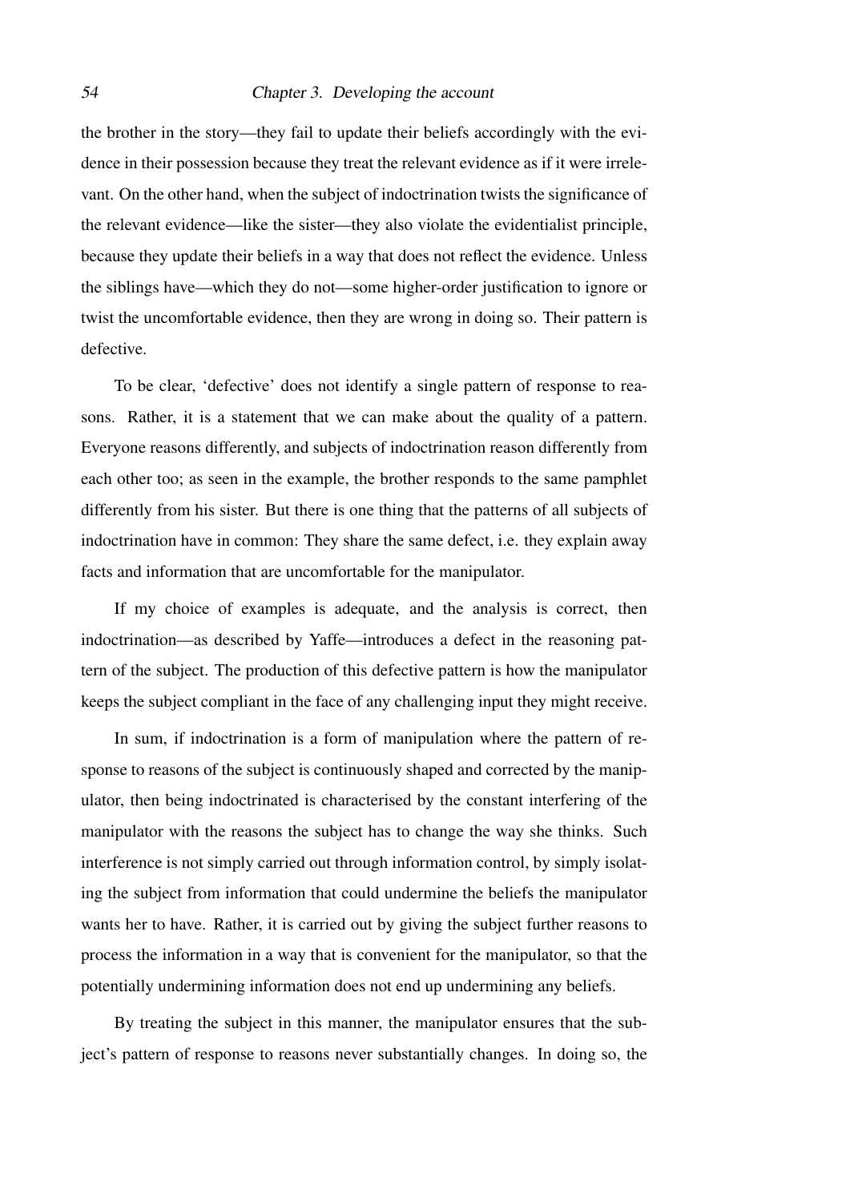the brother in the story—they fail to update their beliefs accordingly with the evidence in their possession because they treat the relevant evidence as if it were irrelevant. On the other hand, when the subject of indoctrination twists the significance of the relevant evidence—like the sister—they also violate the evidentialist principle, because they update their beliefs in a way that does not reflect the evidence. Unless the siblings have—which they do not—some higher-order justification to ignore or twist the uncomfortable evidence, then they are wrong in doing so. Their pattern is defective.

To be clear, 'defective' does not identify a single pattern of response to reasons. Rather, it is a statement that we can make about the quality of a pattern. Everyone reasons differently, and subjects of indoctrination reason differently from each other too; as seen in the example, the brother responds to the same pamphlet differently from his sister. But there is one thing that the patterns of all subjects of indoctrination have in common: They share the same defect, i.e. they explain away facts and information that are uncomfortable for the manipulator.

If my choice of examples is adequate, and the analysis is correct, then indoctrination—as described by Yaffe—introduces a defect in the reasoning pattern of the subject. The production of this defective pattern is how the manipulator keeps the subject compliant in the face of any challenging input they might receive.

In sum, if indoctrination is a form of manipulation where the pattern of response to reasons of the subject is continuously shaped and corrected by the manipulator, then being indoctrinated is characterised by the constant interfering of the manipulator with the reasons the subject has to change the way she thinks. Such interference is not simply carried out through information control, by simply isolating the subject from information that could undermine the beliefs the manipulator wants her to have. Rather, it is carried out by giving the subject further reasons to process the information in a way that is convenient for the manipulator, so that the potentially undermining information does not end up undermining any beliefs.

By treating the subject in this manner, the manipulator ensures that the subject's pattern of response to reasons never substantially changes. In doing so, the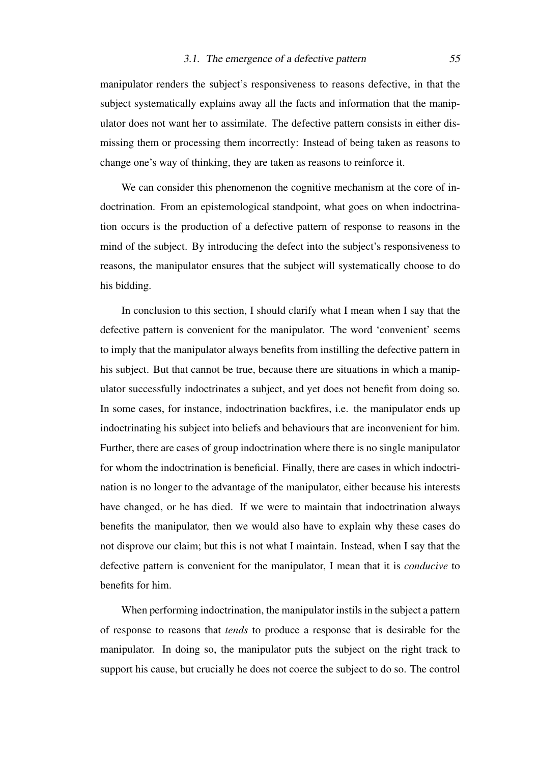manipulator renders the subject's responsiveness to reasons defective, in that the subject systematically explains away all the facts and information that the manipulator does not want her to assimilate. The defective pattern consists in either dismissing them or processing them incorrectly: Instead of being taken as reasons to change one's way of thinking, they are taken as reasons to reinforce it.

We can consider this phenomenon the cognitive mechanism at the core of indoctrination. From an epistemological standpoint, what goes on when indoctrination occurs is the production of a defective pattern of response to reasons in the mind of the subject. By introducing the defect into the subject's responsiveness to reasons, the manipulator ensures that the subject will systematically choose to do his bidding.

In conclusion to this section, I should clarify what I mean when I say that the defective pattern is convenient for the manipulator. The word 'convenient' seems to imply that the manipulator always benefits from instilling the defective pattern in his subject. But that cannot be true, because there are situations in which a manipulator successfully indoctrinates a subject, and yet does not benefit from doing so. In some cases, for instance, indoctrination backfires, i.e. the manipulator ends up indoctrinating his subject into beliefs and behaviours that are inconvenient for him. Further, there are cases of group indoctrination where there is no single manipulator for whom the indoctrination is beneficial. Finally, there are cases in which indoctrination is no longer to the advantage of the manipulator, either because his interests have changed, or he has died. If we were to maintain that indoctrination always benefits the manipulator, then we would also have to explain why these cases do not disprove our claim; but this is not what I maintain. Instead, when I say that the defective pattern is convenient for the manipulator, I mean that it is *conducive* to benefits for him.

When performing indoctrination, the manipulator instils in the subject a pattern of response to reasons that *tends* to produce a response that is desirable for the manipulator. In doing so, the manipulator puts the subject on the right track to support his cause, but crucially he does not coerce the subject to do so. The control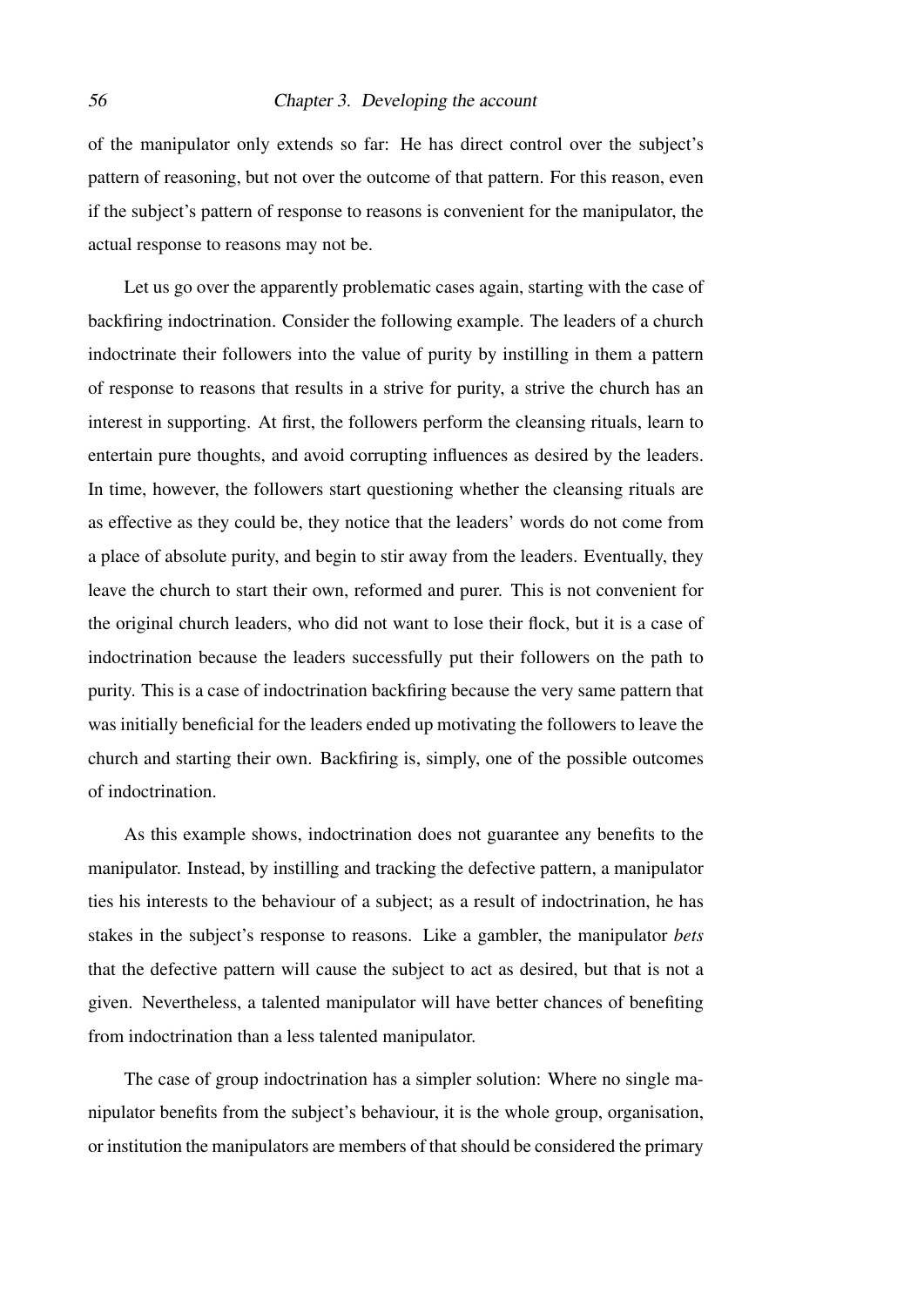of the manipulator only extends so far: He has direct control over the subject's pattern of reasoning, but not over the outcome of that pattern. For this reason, even if the subject's pattern of response to reasons is convenient for the manipulator, the actual response to reasons may not be.

Let us go over the apparently problematic cases again, starting with the case of backfiring indoctrination. Consider the following example. The leaders of a church indoctrinate their followers into the value of purity by instilling in them a pattern of response to reasons that results in a strive for purity, a strive the church has an interest in supporting. At first, the followers perform the cleansing rituals, learn to entertain pure thoughts, and avoid corrupting influences as desired by the leaders. In time, however, the followers start questioning whether the cleansing rituals are as effective as they could be, they notice that the leaders' words do not come from a place of absolute purity, and begin to stir away from the leaders. Eventually, they leave the church to start their own, reformed and purer. This is not convenient for the original church leaders, who did not want to lose their flock, but it is a case of indoctrination because the leaders successfully put their followers on the path to purity. This is a case of indoctrination backfiring because the very same pattern that was initially beneficial for the leaders ended up motivating the followers to leave the church and starting their own. Backfiring is, simply, one of the possible outcomes of indoctrination.

As this example shows, indoctrination does not guarantee any benefits to the manipulator. Instead, by instilling and tracking the defective pattern, a manipulator ties his interests to the behaviour of a subject; as a result of indoctrination, he has stakes in the subject's response to reasons. Like a gambler, the manipulator *bets* that the defective pattern will cause the subject to act as desired, but that is not a given. Nevertheless, a talented manipulator will have better chances of benefiting from indoctrination than a less talented manipulator.

The case of group indoctrination has a simpler solution: Where no single manipulator benefits from the subject's behaviour, it is the whole group, organisation, or institution the manipulators are members of that should be considered the primary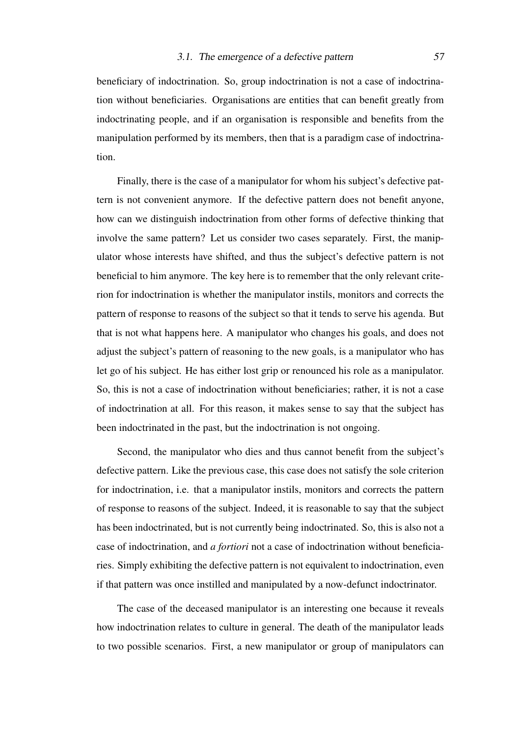beneficiary of indoctrination. So, group indoctrination is not a case of indoctrination without beneficiaries. Organisations are entities that can benefit greatly from indoctrinating people, and if an organisation is responsible and benefits from the manipulation performed by its members, then that is a paradigm case of indoctrination.

Finally, there is the case of a manipulator for whom his subject's defective pattern is not convenient anymore. If the defective pattern does not benefit anyone, how can we distinguish indoctrination from other forms of defective thinking that involve the same pattern? Let us consider two cases separately. First, the manipulator whose interests have shifted, and thus the subject's defective pattern is not beneficial to him anymore. The key here is to remember that the only relevant criterion for indoctrination is whether the manipulator instils, monitors and corrects the pattern of response to reasons of the subject so that it tends to serve his agenda. But that is not what happens here. A manipulator who changes his goals, and does not adjust the subject's pattern of reasoning to the new goals, is a manipulator who has let go of his subject. He has either lost grip or renounced his role as a manipulator. So, this is not a case of indoctrination without beneficiaries; rather, it is not a case of indoctrination at all. For this reason, it makes sense to say that the subject has been indoctrinated in the past, but the indoctrination is not ongoing.

Second, the manipulator who dies and thus cannot benefit from the subject's defective pattern. Like the previous case, this case does not satisfy the sole criterion for indoctrination, i.e. that a manipulator instils, monitors and corrects the pattern of response to reasons of the subject. Indeed, it is reasonable to say that the subject has been indoctrinated, but is not currently being indoctrinated. So, this is also not a case of indoctrination, and *a fortiori* not a case of indoctrination without beneficiaries. Simply exhibiting the defective pattern is not equivalent to indoctrination, even if that pattern was once instilled and manipulated by a now-defunct indoctrinator.

The case of the deceased manipulator is an interesting one because it reveals how indoctrination relates to culture in general. The death of the manipulator leads to two possible scenarios. First, a new manipulator or group of manipulators can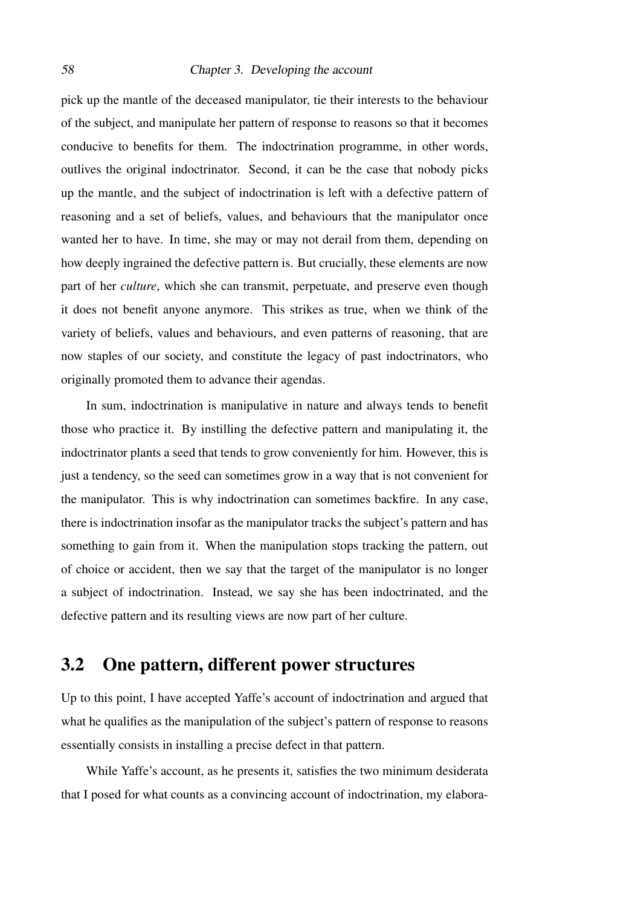pick up the mantle of the deceased manipulator, tie their interests to the behaviour of the subject, and manipulate her pattern of response to reasons so that it becomes conducive to benefits for them. The indoctrination programme, in other words, outlives the original indoctrinator. Second, it can be the case that nobody picks up the mantle, and the subject of indoctrination is left with a defective pattern of reasoning and a set of beliefs, values, and behaviours that the manipulator once wanted her to have. In time, she may or may not derail from them, depending on how deeply ingrained the defective pattern is. But crucially, these elements are now part of her *culture*, which she can transmit, perpetuate, and preserve even though it does not benefit anyone anymore. This strikes as true, when we think of the variety of beliefs, values and behaviours, and even patterns of reasoning, that are now staples of our society, and constitute the legacy of past indoctrinators, who originally promoted them to advance their agendas.

In sum, indoctrination is manipulative in nature and always tends to benefit those who practice it. By instilling the defective pattern and manipulating it, the indoctrinator plants a seed that tends to grow conveniently for him. However, this is just a tendency, so the seed can sometimes grow in a way that is not convenient for the manipulator. This is why indoctrination can sometimes backfire. In any case, there is indoctrination insofar as the manipulator tracks the subject's pattern and has something to gain from it. When the manipulation stops tracking the pattern, out of choice or accident, then we say that the target of the manipulator is no longer a subject of indoctrination. Instead, we say she has been indoctrinated, and the defective pattern and its resulting views are now part of her culture.

## 3.2 One pattern, different power structures

Up to this point, I have accepted Yaffe's account of indoctrination and argued that what he qualifies as the manipulation of the subject's pattern of response to reasons essentially consists in installing a precise defect in that pattern.

While Yaffe's account, as he presents it, satisfies the two minimum desiderata that I posed for what counts as a convincing account of indoctrination, my elabora-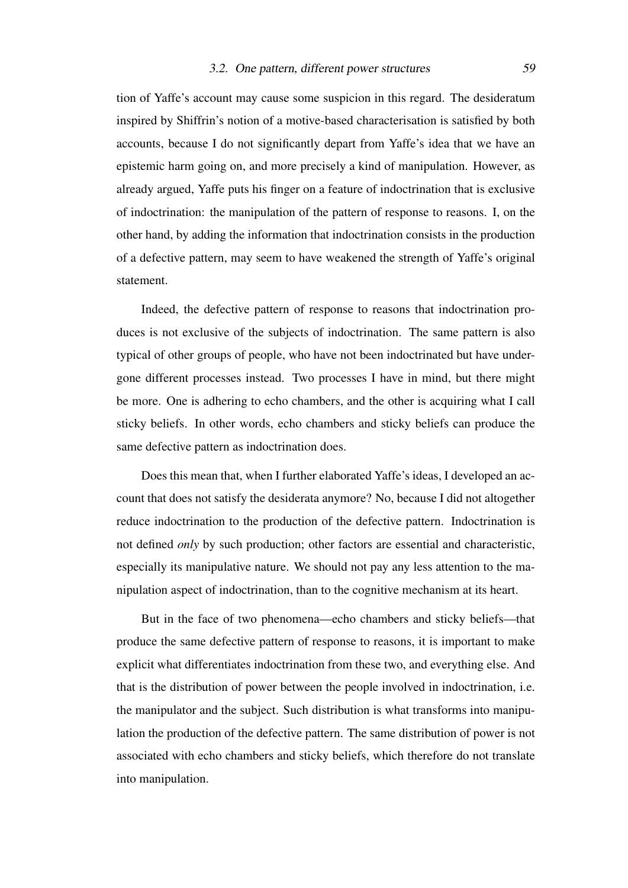tion of Yaffe's account may cause some suspicion in this regard. The desideratum inspired by Shiffrin's notion of a motive-based characterisation is satisfied by both accounts, because I do not significantly depart from Yaffe's idea that we have an epistemic harm going on, and more precisely a kind of manipulation. However, as already argued, Yaffe puts his finger on a feature of indoctrination that is exclusive of indoctrination: the manipulation of the pattern of response to reasons. I, on the other hand, by adding the information that indoctrination consists in the production of a defective pattern, may seem to have weakened the strength of Yaffe's original statement.

Indeed, the defective pattern of response to reasons that indoctrination produces is not exclusive of the subjects of indoctrination. The same pattern is also typical of other groups of people, who have not been indoctrinated but have undergone different processes instead. Two processes I have in mind, but there might be more. One is adhering to echo chambers, and the other is acquiring what I call sticky beliefs. In other words, echo chambers and sticky beliefs can produce the same defective pattern as indoctrination does.

Does this mean that, when I further elaborated Yaffe's ideas, I developed an account that does not satisfy the desiderata anymore? No, because I did not altogether reduce indoctrination to the production of the defective pattern. Indoctrination is not defined *only* by such production; other factors are essential and characteristic, especially its manipulative nature. We should not pay any less attention to the manipulation aspect of indoctrination, than to the cognitive mechanism at its heart.

But in the face of two phenomena—echo chambers and sticky beliefs—that produce the same defective pattern of response to reasons, it is important to make explicit what differentiates indoctrination from these two, and everything else. And that is the distribution of power between the people involved in indoctrination, i.e. the manipulator and the subject. Such distribution is what transforms into manipulation the production of the defective pattern. The same distribution of power is not associated with echo chambers and sticky beliefs, which therefore do not translate into manipulation.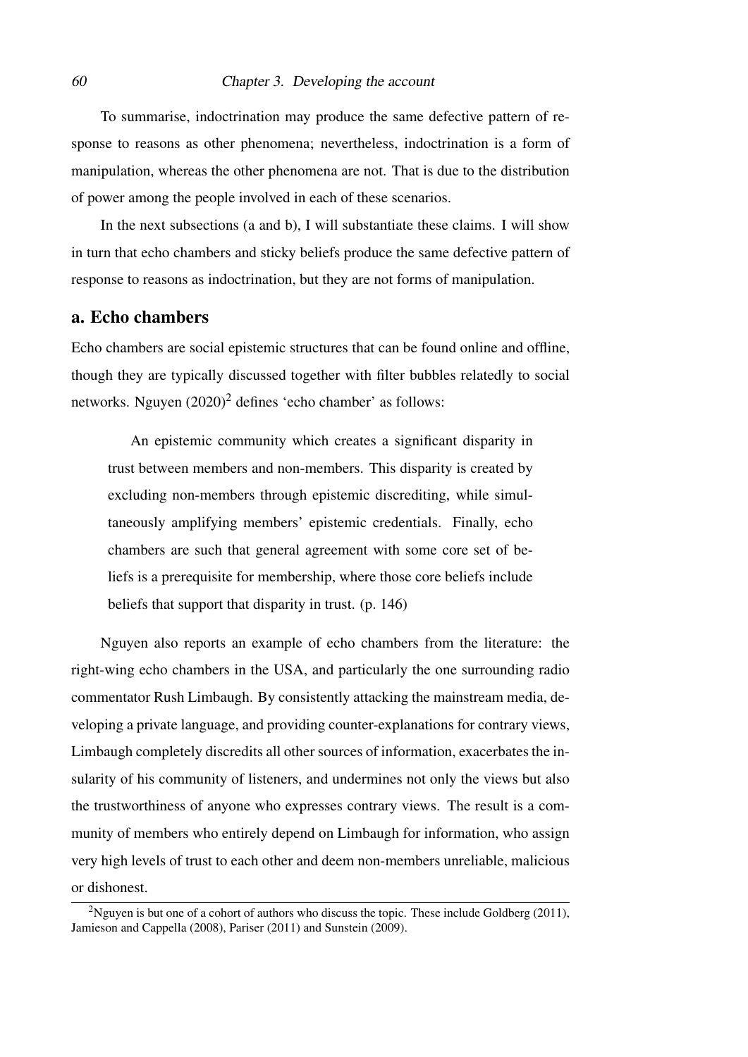To summarise, indoctrination may produce the same defective pattern of response to reasons as other phenomena; nevertheless, indoctrination is a form of manipulation, whereas the other phenomena are not. That is due to the distribution of power among the people involved in each of these scenarios.

In the next subsections (a and b), I will substantiate these claims. I will show in turn that echo chambers and sticky beliefs produce the same defective pattern of response to reasons as indoctrination, but they are not forms of manipulation.

## a. Echo chambers

Echo chambers are social epistemic structures that can be found online and offline, though they are typically discussed together with filter bubbles relatedly to social networks. Nguyen (2020)[2] defines 'echo chamber' as follows:

> An epistemic community which creates a significant disparity in trust between members and non-members. This disparity is created by excluding non-members through epistemic discrediting, while simultaneously amplifying members' epistemic credentials. Finally, echo chambers are such that general agreement with some core set of beliefs is a prerequisite for membership, where those core beliefs include beliefs that support that disparity in trust. (p. 146)

Nguyen also reports an example of echo chambers from the literature: the right-wing echo chambers in the USA, and particularly the one surrounding radio commentator Rush Limbaugh. By consistently attacking the mainstream media, developing a private language, and providing counter-explanations for contrary views, Limbaugh completely discredits all other sources of information, exacerbates the insularity of his community of listeners, and undermines not only the views but also the trustworthiness of anyone who expresses contrary views. The result is a community of members who entirely depend on Limbaugh for information, who assign very high levels of trust to each other and deem non-members unreliable, malicious or dishonest.

[2] Nguyen is but one of a cohort of authors who discuss the topic. These include Goldberg (2011), Jamieson and Cappella (2008), Pariser (2011) and Sunstein (2009).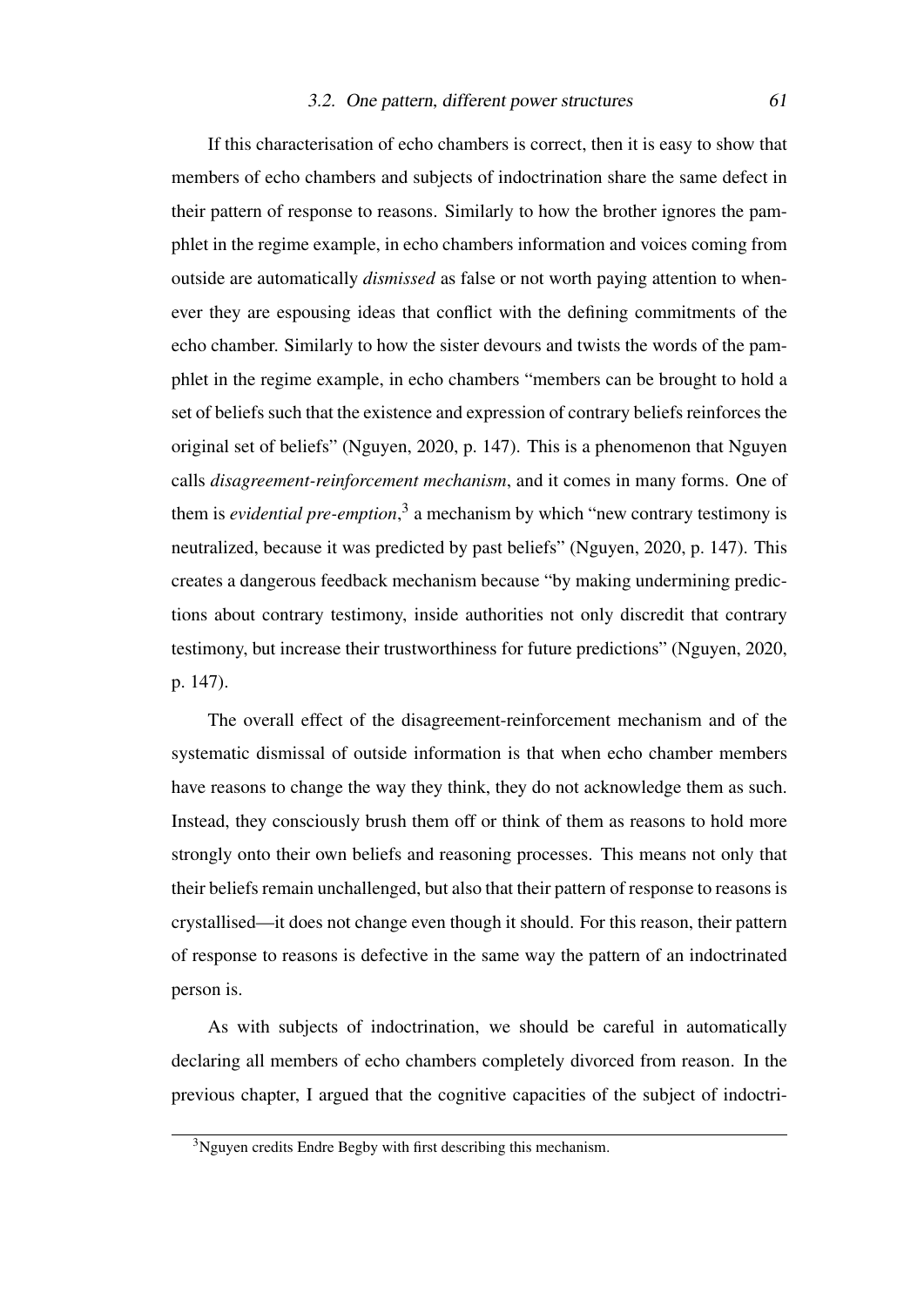If this characterisation of echo chambers is correct, then it is easy to show that members of echo chambers and subjects of indoctrination share the same defect in their pattern of response to reasons. Similarly to how the brother ignores the pamphlet in the regime example, in echo chambers information and voices coming from outside are automatically *dismissed* as false or not worth paying attention to whenever they are espousing ideas that conflict with the defining commitments of the echo chamber. Similarly to how the sister devours and twists the words of the pamphlet in the regime example, in echo chambers "members can be brought to hold a set of beliefs such that the existence and expression of contrary beliefs reinforces the original set of beliefs" (Nguyen, 2020, p. 147). This is a phenomenon that Nguyen calls *disagreement-reinforcement mechanism*, and it comes in many forms. One of them is *evidential pre-emption*,[3] a mechanism by which "new contrary testimony is neutralized, because it was predicted by past beliefs" (Nguyen, 2020, p. 147). This creates a dangerous feedback mechanism because "by making undermining predictions about contrary testimony, inside authorities not only discredit that contrary testimony, but increase their trustworthiness for future predictions" (Nguyen, 2020, p. 147).

The overall effect of the disagreement-reinforcement mechanism and of the systematic dismissal of outside information is that when echo chamber members have reasons to change the way they think, they do not acknowledge them as such. Instead, they consciously brush them off or think of them as reasons to hold more strongly onto their own beliefs and reasoning processes. This means not only that their beliefs remain unchallenged, but also that their pattern of response to reasons is crystallised—it does not change even though it should. For this reason, their pattern of response to reasons is defective in the same way the pattern of an indoctrinated person is.

As with subjects of indoctrination, we should be careful in automatically declaring all members of echo chambers completely divorced from reason. In the previous chapter, I argued that the cognitive capacities of the subject of indoctri-

[3] Nguyen credits Endre Begby with first describing this mechanism.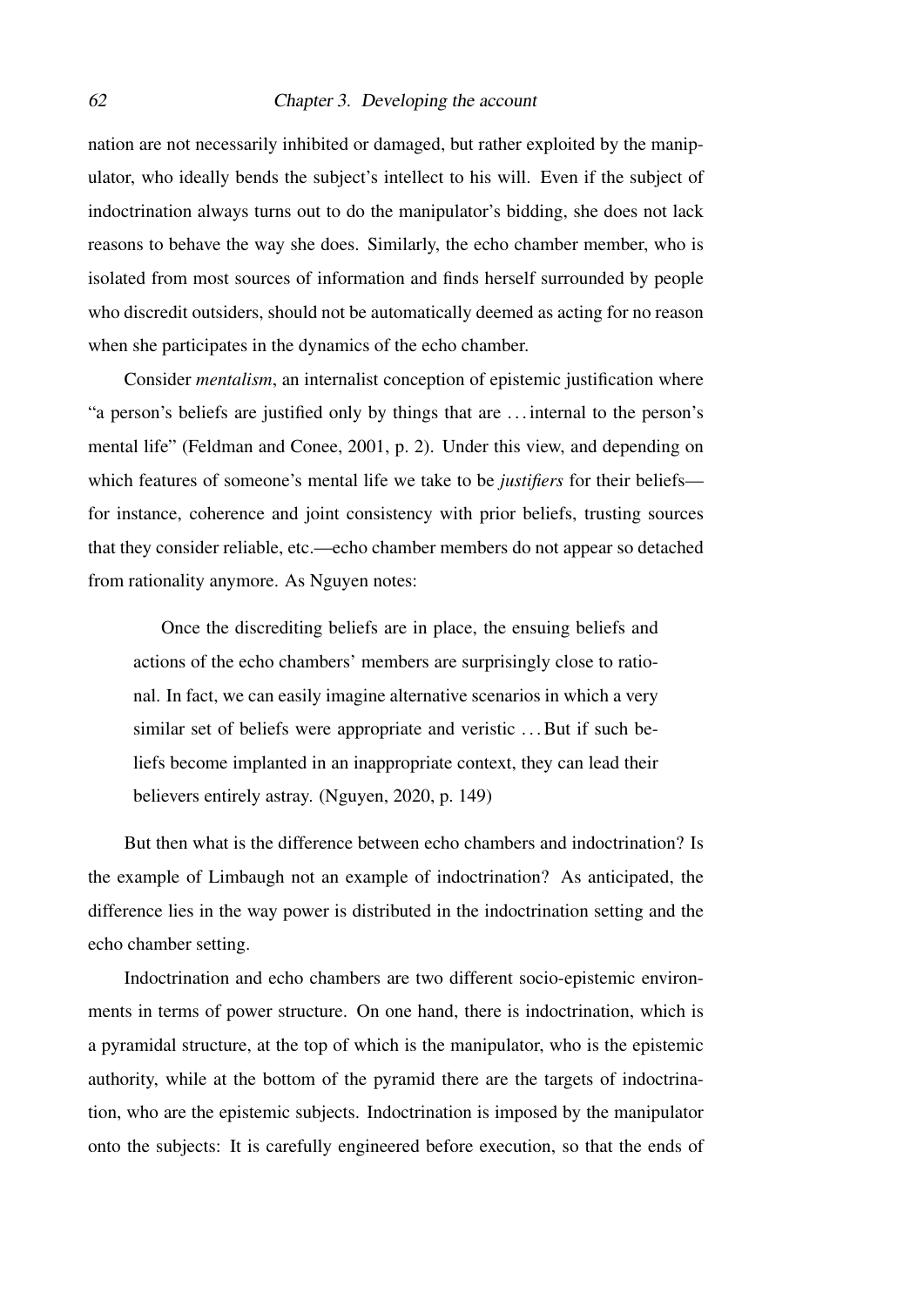nation are not necessarily inhibited or damaged, but rather exploited by the manipulator, who ideally bends the subject's intellect to his will. Even if the subject of indoctrination always turns out to do the manipulator's bidding, she does not lack reasons to behave the way she does. Similarly, the echo chamber member, who is isolated from most sources of information and finds herself surrounded by people who discredit outsiders, should not be automatically deemed as acting for no reason when she participates in the dynamics of the echo chamber.

Consider *mentalism*, an internalist conception of epistemic justification where "a person's beliefs are justified only by things that are ... internal to the person's mental life" (Feldman and Conee, 2001, p. 2). Under this view, and depending on which features of someone's mental life we take to be *justifiers* for their beliefs—for instance, coherence and joint consistency with prior beliefs, trusting sources that they consider reliable, etc.—echo chamber members do not appear so detached from rationality anymore. As Nguyen notes:

> Once the discrediting beliefs are in place, the ensuing beliefs and actions of the echo chambers' members are surprisingly close to rational. In fact, we can easily imagine alternative scenarios in which a very similar set of beliefs were appropriate and veristic ... But if such beliefs become implanted in an inappropriate context, they can lead their believers entirely astray. (Nguyen, 2020, p. 149)

But then what is the difference between echo chambers and indoctrination? Is the example of Limbaugh not an example of indoctrination? As anticipated, the difference lies in the way power is distributed in the indoctrination setting and the echo chamber setting.

Indoctrination and echo chambers are two different socio-epistemic environments in terms of power structure. On one hand, there is indoctrination, which is a pyramidal structure, at the top of which is the manipulator, who is the epistemic authority, while at the bottom of the pyramid there are the targets of indoctrination, who are the epistemic subjects. Indoctrination is imposed by the manipulator onto the subjects: It is carefully engineered before execution, so that the ends of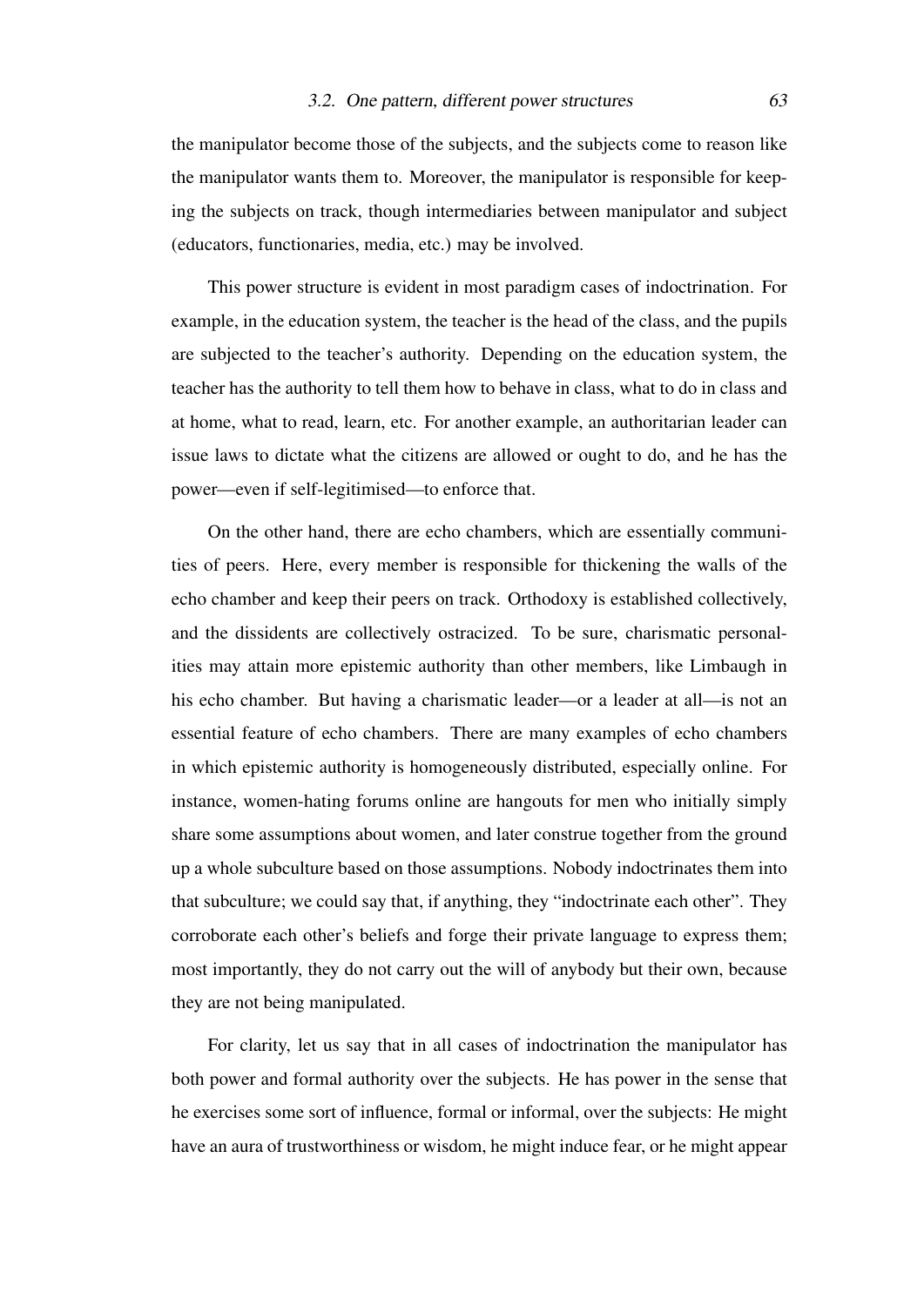the manipulator become those of the subjects, and the subjects come to reason like the manipulator wants them to. Moreover, the manipulator is responsible for keeping the subjects on track, though intermediaries between manipulator and subject (educators, functionaries, media, etc.) may be involved.

This power structure is evident in most paradigm cases of indoctrination. For example, in the education system, the teacher is the head of the class, and the pupils are subjected to the teacher's authority. Depending on the education system, the teacher has the authority to tell them how to behave in class, what to do in class and at home, what to read, learn, etc. For another example, an authoritarian leader can issue laws to dictate what the citizens are allowed or ought to do, and he has the power—even if self-legitimised—to enforce that.

On the other hand, there are echo chambers, which are essentially communities of peers. Here, every member is responsible for thickening the walls of the echo chamber and keep their peers on track. Orthodoxy is established collectively, and the dissidents are collectively ostracized. To be sure, charismatic personalities may attain more epistemic authority than other members, like Limbaugh in his echo chamber. But having a charismatic leader—or a leader at all—is not an essential feature of echo chambers. There are many examples of echo chambers in which epistemic authority is homogeneously distributed, especially online. For instance, women-hating forums online are hangouts for men who initially simply share some assumptions about women, and later construe together from the ground up a whole subculture based on those assumptions. Nobody indoctrinates them into that subculture; we could say that, if anything, they "indoctrinate each other". They corroborate each other's beliefs and forge their private language to express them; most importantly, they do not carry out the will of anybody but their own, because they are not being manipulated.

For clarity, let us say that in all cases of indoctrination the manipulator has both power and formal authority over the subjects. He has power in the sense that he exercises some sort of influence, formal or informal, over the subjects: He might have an aura of trustworthiness or wisdom, he might induce fear, or he might appear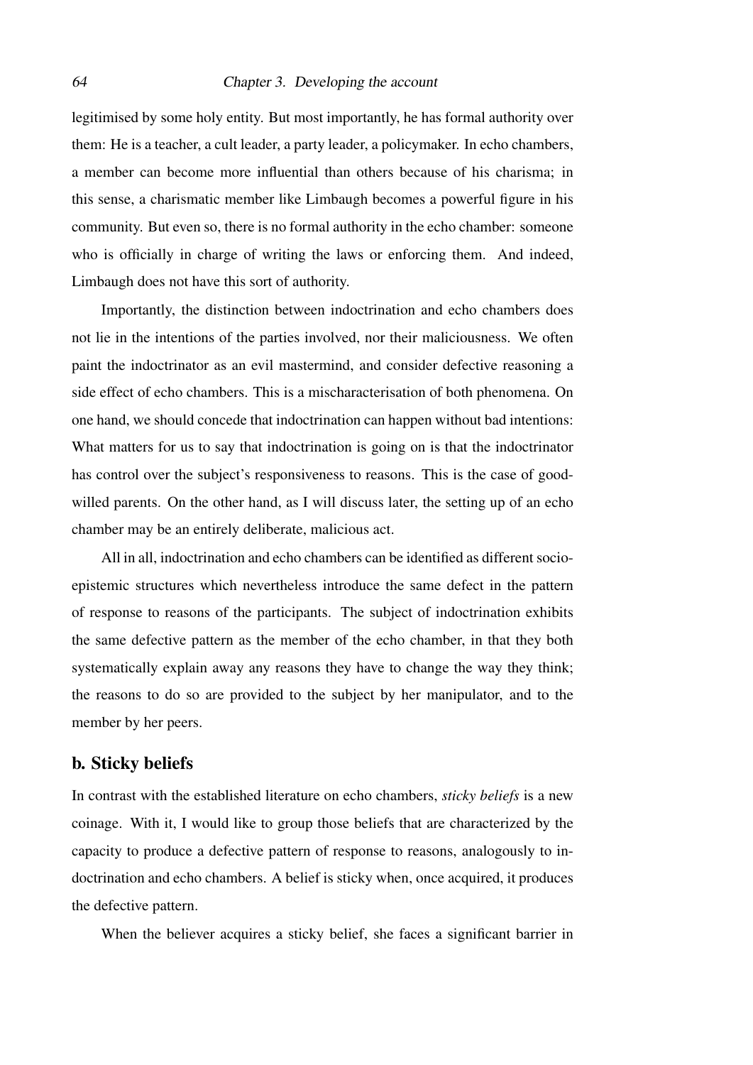legitimised by some holy entity. But most importantly, he has formal authority over them: He is a teacher, a cult leader, a party leader, a policymaker. In echo chambers, a member can become more influential than others because of his charisma; in this sense, a charismatic member like Limbaugh becomes a powerful figure in his community. But even so, there is no formal authority in the echo chamber: someone who is officially in charge of writing the laws or enforcing them. And indeed, Limbaugh does not have this sort of authority.

Importantly, the distinction between indoctrination and echo chambers does not lie in the intentions of the parties involved, nor their maliciousness. We often paint the indoctrinator as an evil mastermind, and consider defective reasoning a side effect of echo chambers. This is a mischaracterisation of both phenomena. On one hand, we should concede that indoctrination can happen without bad intentions: What matters for us to say that indoctrination is going on is that the indoctrinator has control over the subject's responsiveness to reasons. This is the case of good-willed parents. On the other hand, as I will discuss later, the setting up of an echo chamber may be an entirely deliberate, malicious act.

All in all, indoctrination and echo chambers can be identified as different socio-epistemic structures which nevertheless introduce the same defect in the pattern of response to reasons of the participants. The subject of indoctrination exhibits the same defective pattern as the member of the echo chamber, in that they both systematically explain away any reasons they have to change the way they think; the reasons to do so are provided to the subject by her manipulator, and to the member by her peers.

## b. Sticky beliefs

In contrast with the established literature on echo chambers, *sticky beliefs* is a new coinage. With it, I would like to group those beliefs that are characterized by the capacity to produce a defective pattern of response to reasons, analogously to indoctrination and echo chambers. A belief is sticky when, once acquired, it produces the defective pattern.

When the believer acquires a sticky belief, she faces a significant barrier in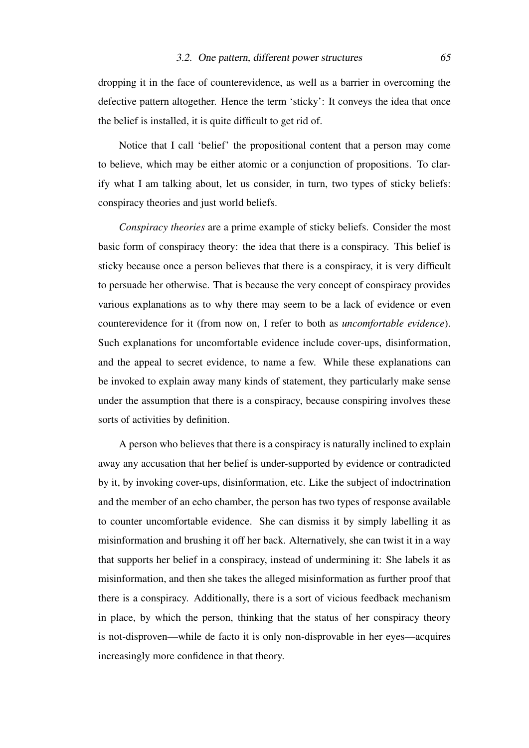dropping it in the face of counterevidence, as well as a barrier in overcoming the defective pattern altogether. Hence the term 'sticky': It conveys the idea that once the belief is installed, it is quite difficult to get rid of.

Notice that I call 'belief' the propositional content that a person may come to believe, which may be either atomic or a conjunction of propositions. To clarify what I am talking about, let us consider, in turn, two types of sticky beliefs: conspiracy theories and just world beliefs.

*Conspiracy theories* are a prime example of sticky beliefs. Consider the most basic form of conspiracy theory: the idea that there is a conspiracy. This belief is sticky because once a person believes that there is a conspiracy, it is very difficult to persuade her otherwise. That is because the very concept of conspiracy provides various explanations as to why there may seem to be a lack of evidence or even counterevidence for it (from now on, I refer to both as *uncomfortable evidence*). Such explanations for uncomfortable evidence include cover-ups, disinformation, and the appeal to secret evidence, to name a few. While these explanations can be invoked to explain away many kinds of statement, they particularly make sense under the assumption that there is a conspiracy, because conspiring involves these sorts of activities by definition.

A person who believes that there is a conspiracy is naturally inclined to explain away any accusation that her belief is under-supported by evidence or contradicted by it, by invoking cover-ups, disinformation, etc. Like the subject of indoctrination and the member of an echo chamber, the person has two types of response available to counter uncomfortable evidence. She can dismiss it by simply labelling it as misinformation and brushing it off her back. Alternatively, she can twist it in a way that supports her belief in a conspiracy, instead of undermining it: She labels it as misinformation, and then she takes the alleged misinformation as further proof that there is a conspiracy. Additionally, there is a sort of vicious feedback mechanism in place, by which the person, thinking that the status of her conspiracy theory is not-disproven—while de facto it is only non-disprovable in her eyes—acquires increasingly more confidence in that theory.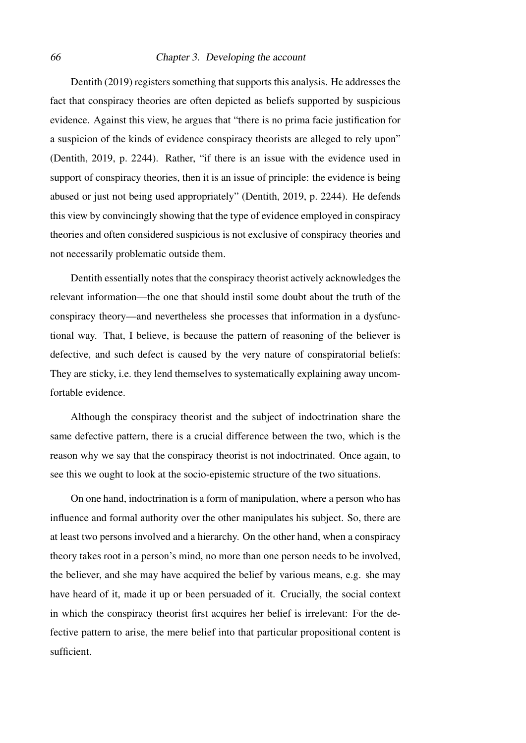Dentith (2019) registers something that supports this analysis. He addresses the fact that conspiracy theories are often depicted as beliefs supported by suspicious evidence. Against this view, he argues that "there is no prima facie justification for a suspicion of the kinds of evidence conspiracy theorists are alleged to rely upon" (Dentith, 2019, p. 2244). Rather, "if there is an issue with the evidence used in support of conspiracy theories, then it is an issue of principle: the evidence is being abused or just not being used appropriately" (Dentith, 2019, p. 2244). He defends this view by convincingly showing that the type of evidence employed in conspiracy theories and often considered suspicious is not exclusive of conspiracy theories and not necessarily problematic outside them.

Dentith essentially notes that the conspiracy theorist actively acknowledges the relevant information—the one that should instil some doubt about the truth of the conspiracy theory—and nevertheless she processes that information in a dysfunctional way. That, I believe, is because the pattern of reasoning of the believer is defective, and such defect is caused by the very nature of conspiratorial beliefs: They are sticky, i.e. they lend themselves to systematically explaining away uncomfortable evidence.

Although the conspiracy theorist and the subject of indoctrination share the same defective pattern, there is a crucial difference between the two, which is the reason why we say that the conspiracy theorist is not indoctrinated. Once again, to see this we ought to look at the socio-epistemic structure of the two situations.

On one hand, indoctrination is a form of manipulation, where a person who has influence and formal authority over the other manipulates his subject. So, there are at least two persons involved and a hierarchy. On the other hand, when a conspiracy theory takes root in a person's mind, no more than one person needs to be involved, the believer, and she may have acquired the belief by various means, e.g. she may have heard of it, made it up or been persuaded of it. Crucially, the social context in which the conspiracy theorist first acquires her belief is irrelevant: For the defective pattern to arise, the mere belief into that particular propositional content is sufficient.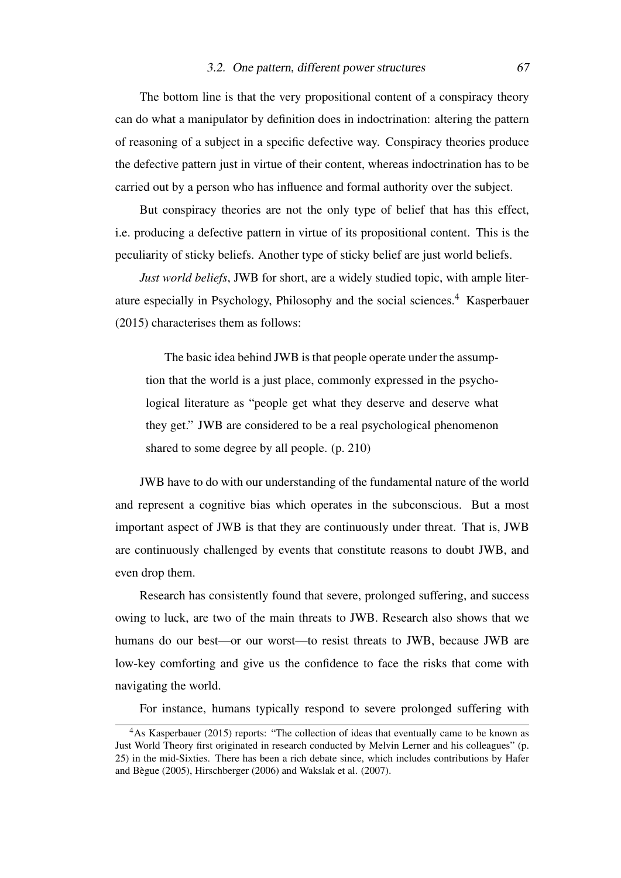The bottom line is that the very propositional content of a conspiracy theory can do what a manipulator by definition does in indoctrination: altering the pattern of reasoning of a subject in a specific defective way. Conspiracy theories produce the defective pattern just in virtue of their content, whereas indoctrination has to be carried out by a person who has influence and formal authority over the subject.

But conspiracy theories are not the only type of belief that has this effect, i.e. producing a defective pattern in virtue of its propositional content. This is the peculiarity of sticky beliefs. Another type of sticky belief are just world beliefs.

*Just world beliefs*, JWB for short, are a widely studied topic, with ample literature especially in Psychology, Philosophy and the social sciences.[4] Kasperbauer (2015) characterises them as follows:

> The basic idea behind JWB is that people operate under the assumption that the world is a just place, commonly expressed in the psychological literature as "people get what they deserve and deserve what they get." JWB are considered to be a real psychological phenomenon shared to some degree by all people. (p. 210)

JWB have to do with our understanding of the fundamental nature of the world and represent a cognitive bias which operates in the subconscious. But a most important aspect of JWB is that they are continuously under threat. That is, JWB are continuously challenged by events that constitute reasons to doubt JWB, and even drop them.

Research has consistently found that severe, prolonged suffering, and success owing to luck, are two of the main threats to JWB. Research also shows that we humans do our best—or our worst—to resist threats to JWB, because JWB are low-key comforting and give us the confidence to face the risks that come with navigating the world.

For instance, humans typically respond to severe prolonged suffering with

[4] As Kasperbauer (2015) reports: "The collection of ideas that eventually came to be known as Just World Theory first originated in research conducted by Melvin Lerner and his colleagues" (p. 25) in the mid-Sixties. There has been a rich debate since, which includes contributions by Hafer and Bègue (2005), Hirschberger (2006) and Wakslak et al. (2007).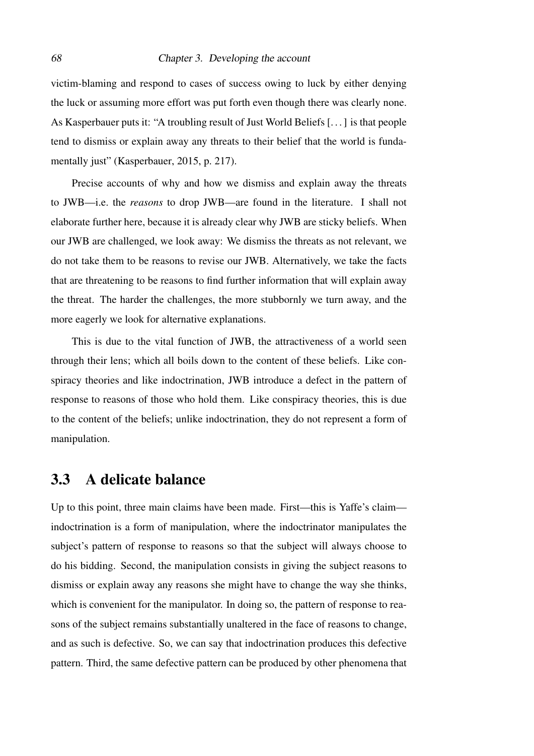victim-blaming and respond to cases of success owing to luck by either denying the luck or assuming more effort was put forth even though there was clearly none. As Kasperbauer puts it: "A troubling result of Just World Beliefs [. . . ] is that people tend to dismiss or explain away any threats to their belief that the world is fundamentally just" (Kasperbauer, 2015, p. 217).

Precise accounts of why and how we dismiss and explain away the threats to JWB—i.e. the *reasons* to drop JWB—are found in the literature. I shall not elaborate further here, because it is already clear why JWB are sticky beliefs. When our JWB are challenged, we look away: We dismiss the threats as not relevant, we do not take them to be reasons to revise our JWB. Alternatively, we take the facts that are threatening to be reasons to find further information that will explain away the threat. The harder the challenges, the more stubbornly we turn away, and the more eagerly we look for alternative explanations.

This is due to the vital function of JWB, the attractiveness of a world seen through their lens; which all boils down to the content of these beliefs. Like conspiracy theories and like indoctrination, JWB introduce a defect in the pattern of response to reasons of those who hold them. Like conspiracy theories, this is due to the content of the beliefs; unlike indoctrination, they do not represent a form of manipulation.

## 3.3 A delicate balance

Up to this point, three main claims have been made. First—this is Yaffe's claim—indoctrination is a form of manipulation, where the indoctrinator manipulates the subject's pattern of response to reasons so that the subject will always choose to do his bidding. Second, the manipulation consists in giving the subject reasons to dismiss or explain away any reasons she might have to change the way she thinks, which is convenient for the manipulator. In doing so, the pattern of response to reasons of the subject remains substantially unaltered in the face of reasons to change, and as such is defective. So, we can say that indoctrination produces this defective pattern. Third, the same defective pattern can be produced by other phenomena that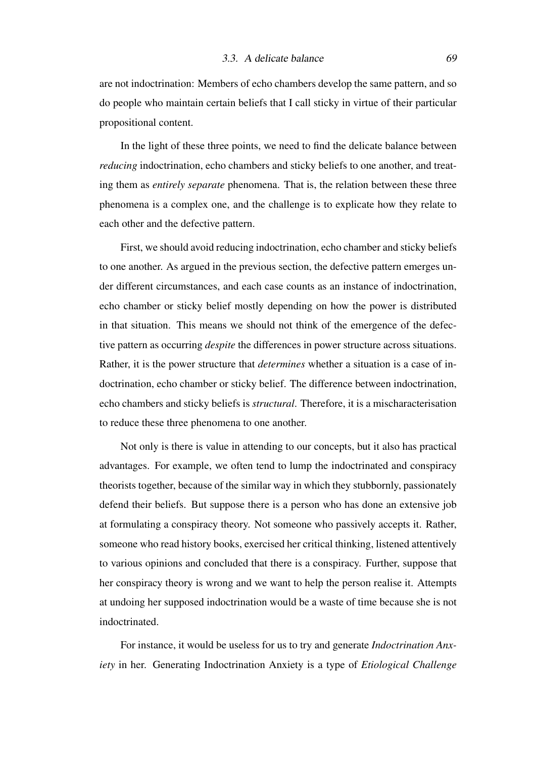are not indoctrination: Members of echo chambers develop the same pattern, and so do people who maintain certain beliefs that I call sticky in virtue of their particular propositional content.

In the light of these three points, we need to find the delicate balance between *reducing* indoctrination, echo chambers and sticky beliefs to one another, and treating them as *entirely separate* phenomena. That is, the relation between these three phenomena is a complex one, and the challenge is to explicate how they relate to each other and the defective pattern.

First, we should avoid reducing indoctrination, echo chamber and sticky beliefs to one another. As argued in the previous section, the defective pattern emerges under different circumstances, and each case counts as an instance of indoctrination, echo chamber or sticky belief mostly depending on how the power is distributed in that situation. This means we should not think of the emergence of the defective pattern as occurring *despite* the differences in power structure across situations. Rather, it is the power structure that *determines* whether a situation is a case of indoctrination, echo chamber or sticky belief. The difference between indoctrination, echo chambers and sticky beliefs is *structural*. Therefore, it is a mischaracterisation to reduce these three phenomena to one another.

Not only is there is value in attending to our concepts, but it also has practical advantages. For example, we often tend to lump the indoctrinated and conspiracy theorists together, because of the similar way in which they stubbornly, passionately defend their beliefs. But suppose there is a person who has done an extensive job at formulating a conspiracy theory. Not someone who passively accepts it. Rather, someone who read history books, exercised her critical thinking, listened attentively to various opinions and concluded that there is a conspiracy. Further, suppose that her conspiracy theory is wrong and we want to help the person realise it. Attempts at undoing her supposed indoctrination would be a waste of time because she is not indoctrinated.

For instance, it would be useless for us to try and generate *Indoctrination Anxiety* in her. Generating Indoctrination Anxiety is a type of *Etiological Challenge*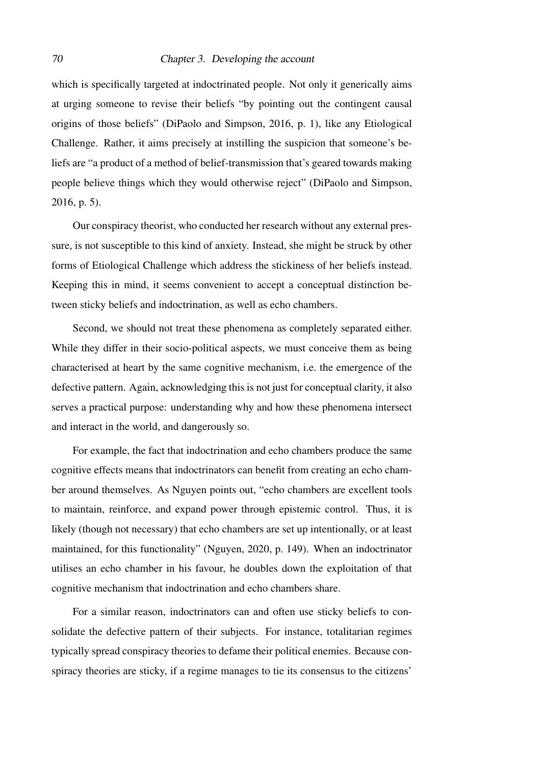which is specifically targeted at indoctrinated people. Not only it generically aims at urging someone to revise their beliefs "by pointing out the contingent causal origins of those beliefs" (DiPaolo and Simpson, 2016, p. 1), like any Etiological Challenge. Rather, it aims precisely at instilling the suspicion that someone's beliefs are "a product of a method of belief-transmission that's geared towards making people believe things which they would otherwise reject" (DiPaolo and Simpson, 2016, p. 5).

Our conspiracy theorist, who conducted her research without any external pressure, is not susceptible to this kind of anxiety. Instead, she might be struck by other forms of Etiological Challenge which address the stickiness of her beliefs instead. Keeping this in mind, it seems convenient to accept a conceptual distinction between sticky beliefs and indoctrination, as well as echo chambers.

Second, we should not treat these phenomena as completely separated either. While they differ in their socio-political aspects, we must conceive them as being characterised at heart by the same cognitive mechanism, i.e. the emergence of the defective pattern. Again, acknowledging this is not just for conceptual clarity, it also serves a practical purpose: understanding why and how these phenomena intersect and interact in the world, and dangerously so.

For example, the fact that indoctrination and echo chambers produce the same cognitive effects means that indoctrinators can benefit from creating an echo chamber around themselves. As Nguyen points out, "echo chambers are excellent tools to maintain, reinforce, and expand power through epistemic control. Thus, it is likely (though not necessary) that echo chambers are set up intentionally, or at least maintained, for this functionality" (Nguyen, 2020, p. 149). When an indoctrinator utilises an echo chamber in his favour, he doubles down the exploitation of that cognitive mechanism that indoctrination and echo chambers share.

For a similar reason, indoctrinators can and often use sticky beliefs to consolidate the defective pattern of their subjects. For instance, totalitarian regimes typically spread conspiracy theories to defame their political enemies. Because conspiracy theories are sticky, if a regime manages to tie its consensus to the citizens'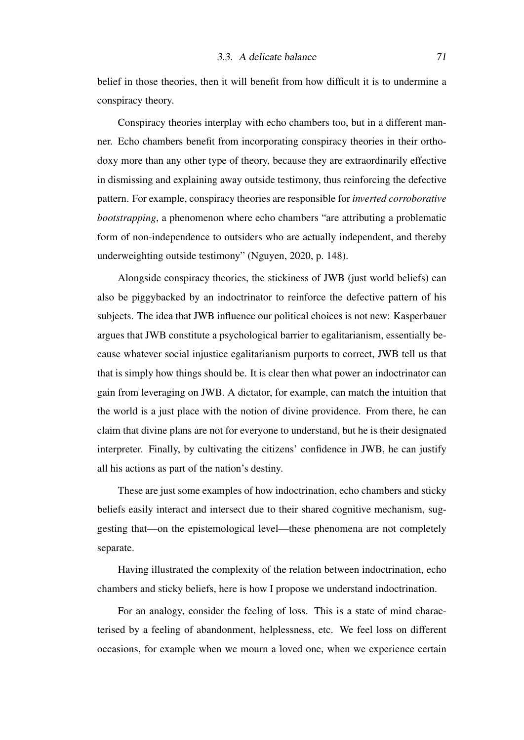belief in those theories, then it will benefit from how difficult it is to undermine a conspiracy theory.

Conspiracy theories interplay with echo chambers too, but in a different manner. Echo chambers benefit from incorporating conspiracy theories in their orthodoxy more than any other type of theory, because they are extraordinarily effective in dismissing and explaining away outside testimony, thus reinforcing the defective pattern. For example, conspiracy theories are responsible for *inverted corroborative bootstrapping*, a phenomenon where echo chambers "are attributing a problematic form of non-independence to outsiders who are actually independent, and thereby underweighting outside testimony" (Nguyen, 2020, p. 148).

Alongside conspiracy theories, the stickiness of JWB (just world beliefs) can also be piggybacked by an indoctrinator to reinforce the defective pattern of his subjects. The idea that JWB influence our political choices is not new: Kasperbauer argues that JWB constitute a psychological barrier to egalitarianism, essentially because whatever social injustice egalitarianism purports to correct, JWB tell us that that is simply how things should be. It is clear then what power an indoctrinator can gain from leveraging on JWB. A dictator, for example, can match the intuition that the world is a just place with the notion of divine providence. From there, he can claim that divine plans are not for everyone to understand, but he is their designated interpreter. Finally, by cultivating the citizens' confidence in JWB, he can justify all his actions as part of the nation's destiny.

These are just some examples of how indoctrination, echo chambers and sticky beliefs easily interact and intersect due to their shared cognitive mechanism, suggesting that—on the epistemological level—these phenomena are not completely separate.

Having illustrated the complexity of the relation between indoctrination, echo chambers and sticky beliefs, here is how I propose we understand indoctrination.

For an analogy, consider the feeling of loss. This is a state of mind characterised by a feeling of abandonment, helplessness, etc. We feel loss on different occasions, for example when we mourn a loved one, when we experience certain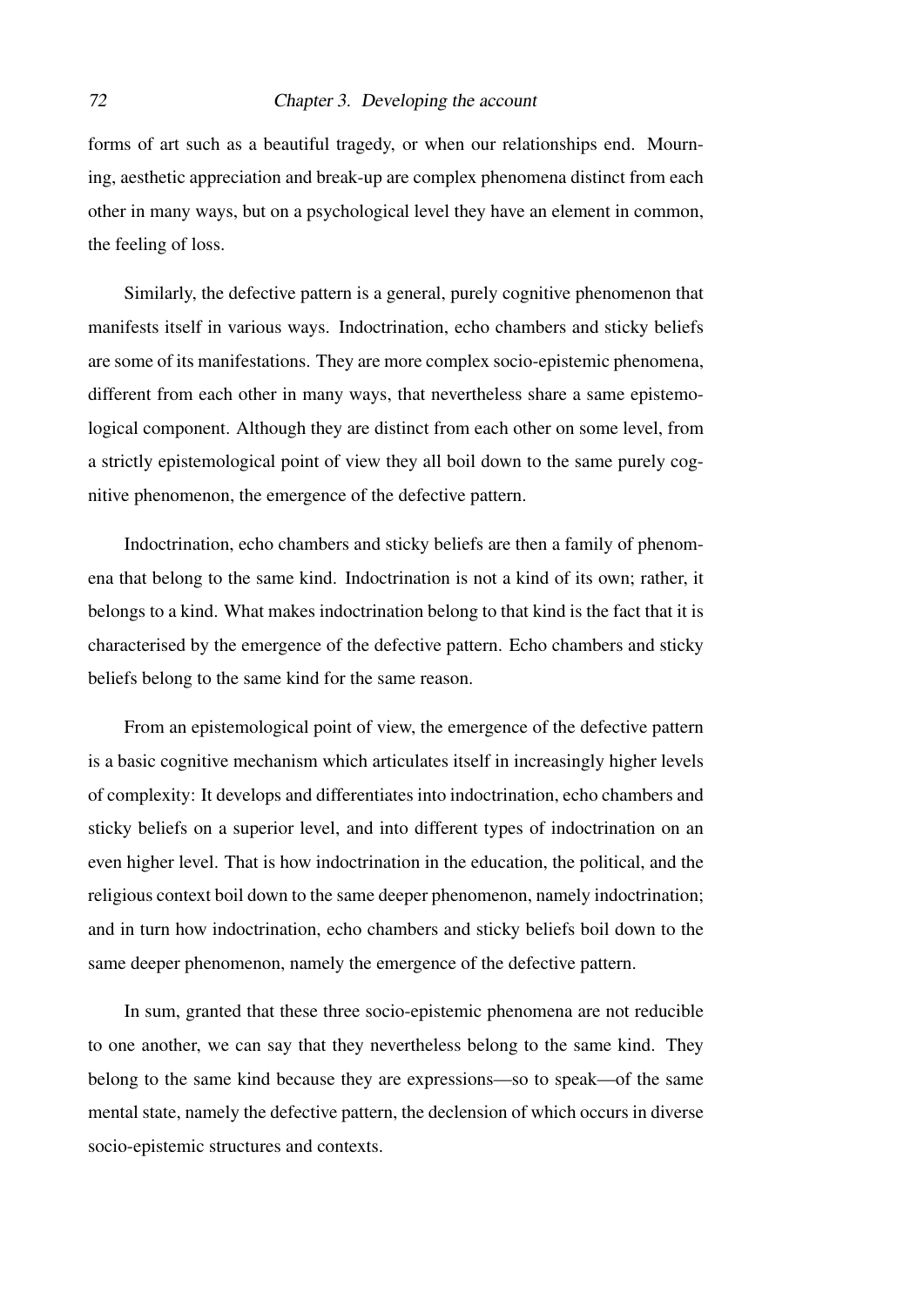forms of art such as a beautiful tragedy, or when our relationships end. Mourning, aesthetic appreciation and break-up are complex phenomena distinct from each other in many ways, but on a psychological level they have an element in common, the feeling of loss.

Similarly, the defective pattern is a general, purely cognitive phenomenon that manifests itself in various ways. Indoctrination, echo chambers and sticky beliefs are some of its manifestations. They are more complex socio-epistemic phenomena, different from each other in many ways, that nevertheless share a same epistemological component. Although they are distinct from each other on some level, from a strictly epistemological point of view they all boil down to the same purely cognitive phenomenon, the emergence of the defective pattern.

Indoctrination, echo chambers and sticky beliefs are then a family of phenomena that belong to the same kind. Indoctrination is not a kind of its own; rather, it belongs to a kind. What makes indoctrination belong to that kind is the fact that it is characterised by the emergence of the defective pattern. Echo chambers and sticky beliefs belong to the same kind for the same reason.

From an epistemological point of view, the emergence of the defective pattern is a basic cognitive mechanism which articulates itself in increasingly higher levels of complexity: It develops and differentiates into indoctrination, echo chambers and sticky beliefs on a superior level, and into different types of indoctrination on an even higher level. That is how indoctrination in the education, the political, and the religious context boil down to the same deeper phenomenon, namely indoctrination; and in turn how indoctrination, echo chambers and sticky beliefs boil down to the same deeper phenomenon, namely the emergence of the defective pattern.

In sum, granted that these three socio-epistemic phenomena are not reducible to one another, we can say that they nevertheless belong to the same kind. They belong to the same kind because they are expressions—so to speak—of the same mental state, namely the defective pattern, the declension of which occurs in diverse socio-epistemic structures and contexts.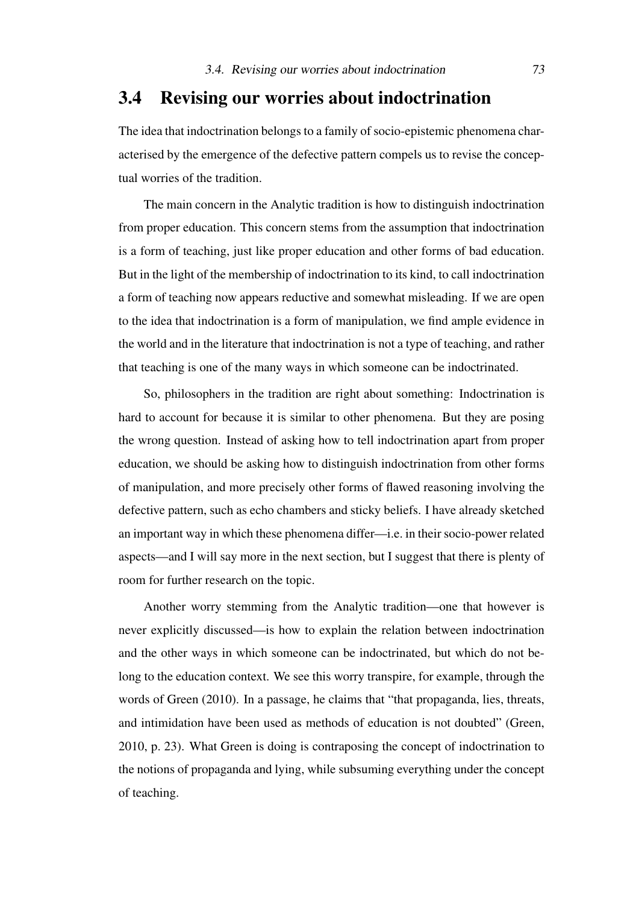## 3.4 Revising our worries about indoctrination

The idea that indoctrination belongs to a family of socio-epistemic phenomena characterised by the emergence of the defective pattern compels us to revise the conceptual worries of the tradition.

The main concern in the Analytic tradition is how to distinguish indoctrination from proper education. This concern stems from the assumption that indoctrination is a form of teaching, just like proper education and other forms of bad education. But in the light of the membership of indoctrination to its kind, to call indoctrination a form of teaching now appears reductive and somewhat misleading. If we are open to the idea that indoctrination is a form of manipulation, we find ample evidence in the world and in the literature that indoctrination is not a type of teaching, and rather that teaching is one of the many ways in which someone can be indoctrinated.

So, philosophers in the tradition are right about something: Indoctrination is hard to account for because it is similar to other phenomena. But they are posing the wrong question. Instead of asking how to tell indoctrination apart from proper education, we should be asking how to distinguish indoctrination from other forms of manipulation, and more precisely other forms of flawed reasoning involving the defective pattern, such as echo chambers and sticky beliefs. I have already sketched an important way in which these phenomena differ—i.e. in their socio-power related aspects—and I will say more in the next section, but I suggest that there is plenty of room for further research on the topic.

Another worry stemming from the Analytic tradition—one that however is never explicitly discussed—is how to explain the relation between indoctrination and the other ways in which someone can be indoctrinated, but which do not belong to the education context. We see this worry transpire, for example, through the words of Green (2010). In a passage, he claims that "that propaganda, lies, threats, and intimidation have been used as methods of education is not doubted" (Green, 2010, p. 23). What Green is doing is contraposing the concept of indoctrination to the notions of propaganda and lying, while subsuming everything under the concept of teaching.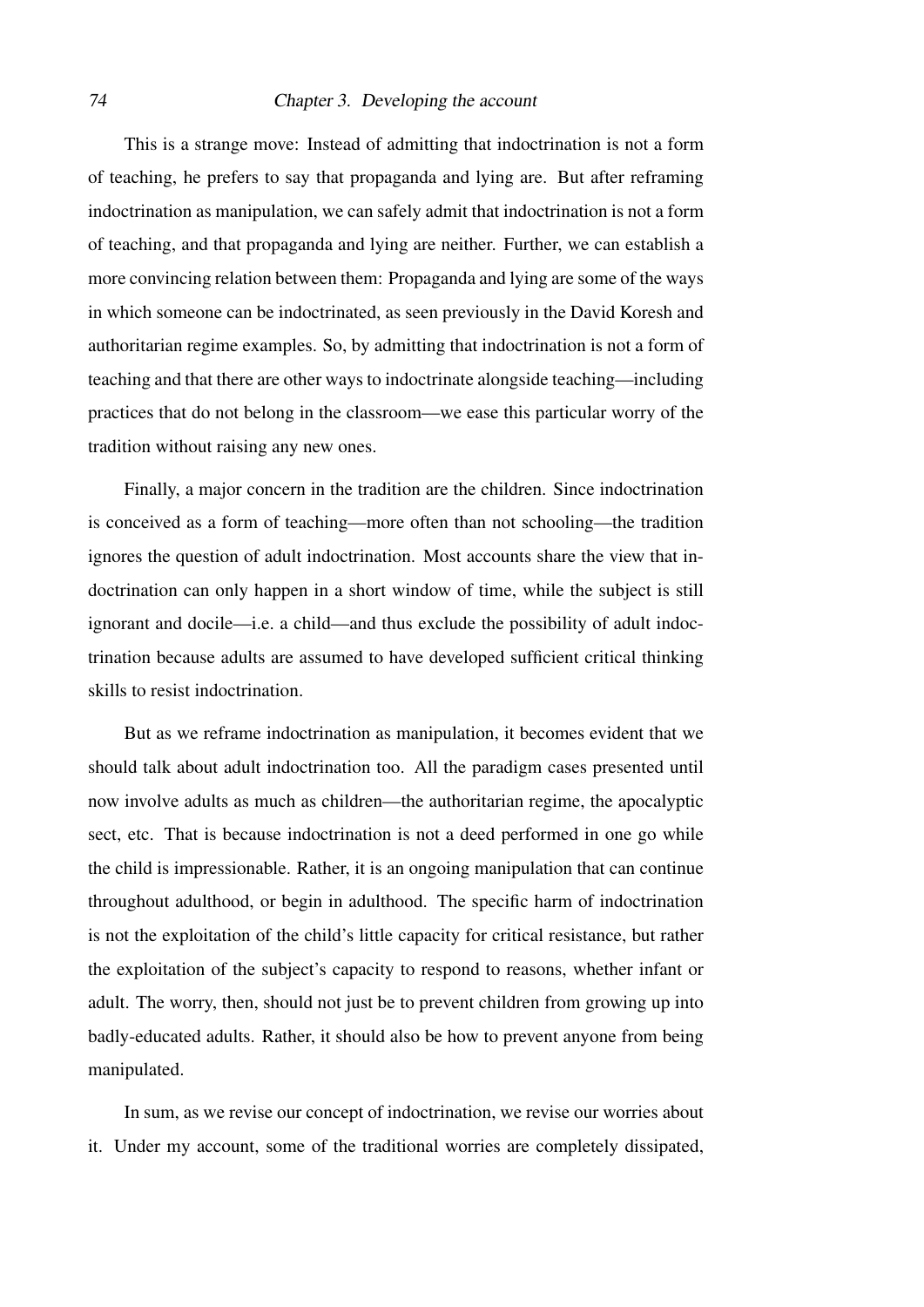This is a strange move: Instead of admitting that indoctrination is not a form of teaching, he prefers to say that propaganda and lying are. But after reframing indoctrination as manipulation, we can safely admit that indoctrination is not a form of teaching, and that propaganda and lying are neither. Further, we can establish a more convincing relation between them: Propaganda and lying are some of the ways in which someone can be indoctrinated, as seen previously in the David Koresh and authoritarian regime examples. So, by admitting that indoctrination is not a form of teaching and that there are other ways to indoctrinate alongside teaching—including practices that do not belong in the classroom—we ease this particular worry of the tradition without raising any new ones.

Finally, a major concern in the tradition are the children. Since indoctrination is conceived as a form of teaching—more often than not schooling—the tradition ignores the question of adult indoctrination. Most accounts share the view that indoctrination can only happen in a short window of time, while the subject is still ignorant and docile—i.e. a child—and thus exclude the possibility of adult indoctrination because adults are assumed to have developed sufficient critical thinking skills to resist indoctrination.

But as we reframe indoctrination as manipulation, it becomes evident that we should talk about adult indoctrination too. All the paradigm cases presented until now involve adults as much as children—the authoritarian regime, the apocalyptic sect, etc. That is because indoctrination is not a deed performed in one go while the child is impressionable. Rather, it is an ongoing manipulation that can continue throughout adulthood, or begin in adulthood. The specific harm of indoctrination is not the exploitation of the child's little capacity for critical resistance, but rather the exploitation of the subject's capacity to respond to reasons, whether infant or adult. The worry, then, should not just be to prevent children from growing up into badly-educated adults. Rather, it should also be how to prevent anyone from being manipulated.

In sum, as we revise our concept of indoctrination, we revise our worries about it. Under my account, some of the traditional worries are completely dissipated,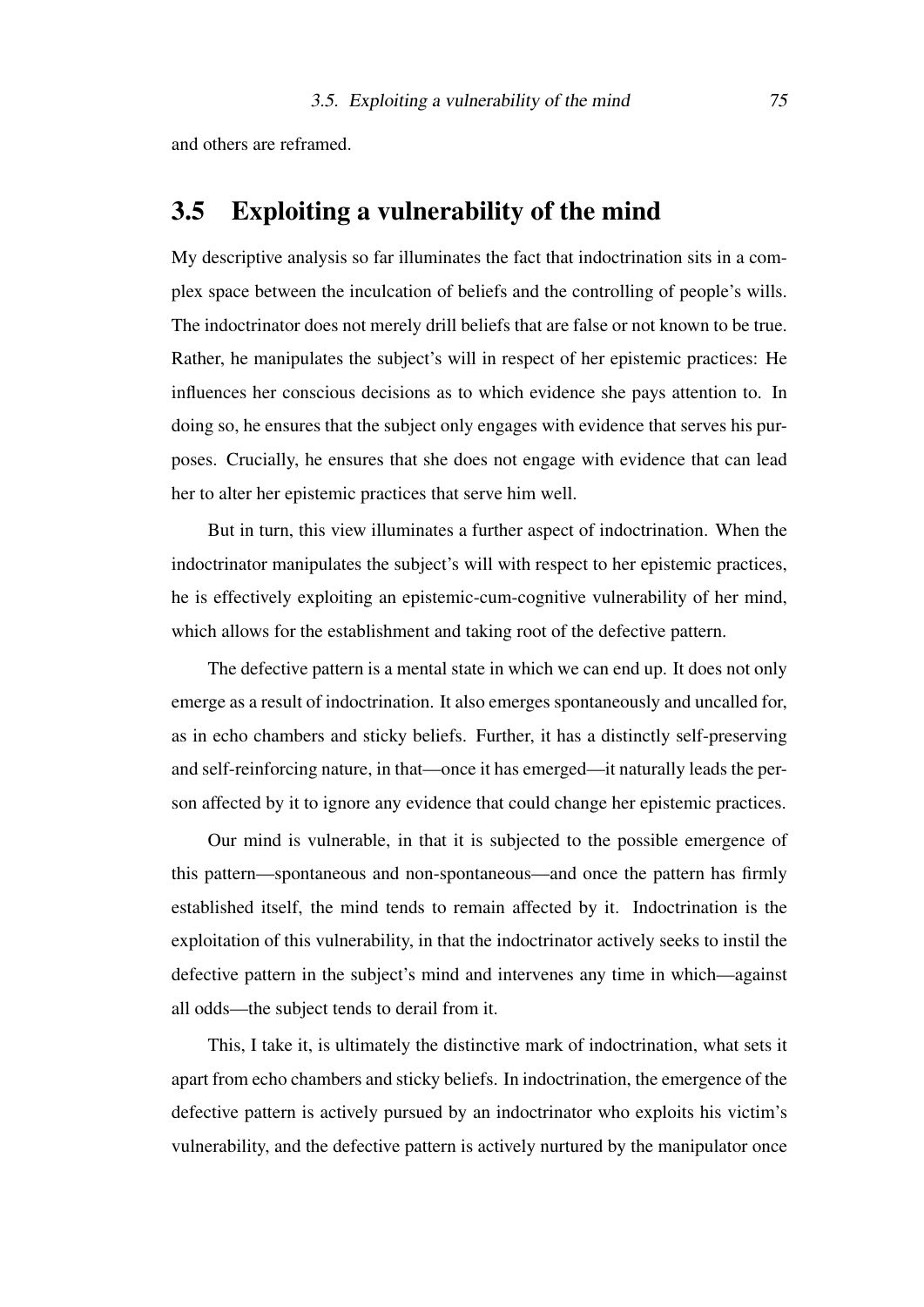and others are reframed.

## 3.5 Exploiting a vulnerability of the mind

My descriptive analysis so far illuminates the fact that indoctrination sits in a complex space between the inculcation of beliefs and the controlling of people's wills. The indoctrinator does not merely drill beliefs that are false or not known to be true. Rather, he manipulates the subject's will in respect of her epistemic practices: He influences her conscious decisions as to which evidence she pays attention to. In doing so, he ensures that the subject only engages with evidence that serves his purposes. Crucially, he ensures that she does not engage with evidence that can lead her to alter her epistemic practices that serve him well.

But in turn, this view illuminates a further aspect of indoctrination. When the indoctrinator manipulates the subject's will with respect to her epistemic practices, he is effectively exploiting an epistemic-cum-cognitive vulnerability of her mind, which allows for the establishment and taking root of the defective pattern.

The defective pattern is a mental state in which we can end up. It does not only emerge as a result of indoctrination. It also emerges spontaneously and uncalled for, as in echo chambers and sticky beliefs. Further, it has a distinctly self-preserving and self-reinforcing nature, in that—once it has emerged—it naturally leads the person affected by it to ignore any evidence that could change her epistemic practices.

Our mind is vulnerable, in that it is subjected to the possible emergence of this pattern—spontaneous and non-spontaneous—and once the pattern has firmly established itself, the mind tends to remain affected by it. Indoctrination is the exploitation of this vulnerability, in that the indoctrinator actively seeks to instil the defective pattern in the subject's mind and intervenes any time in which—against all odds—the subject tends to derail from it.

This, I take it, is ultimately the distinctive mark of indoctrination, what sets it apart from echo chambers and sticky beliefs. In indoctrination, the emergence of the defective pattern is actively pursued by an indoctrinator who exploits his victim's vulnerability, and the defective pattern is actively nurtured by the manipulator once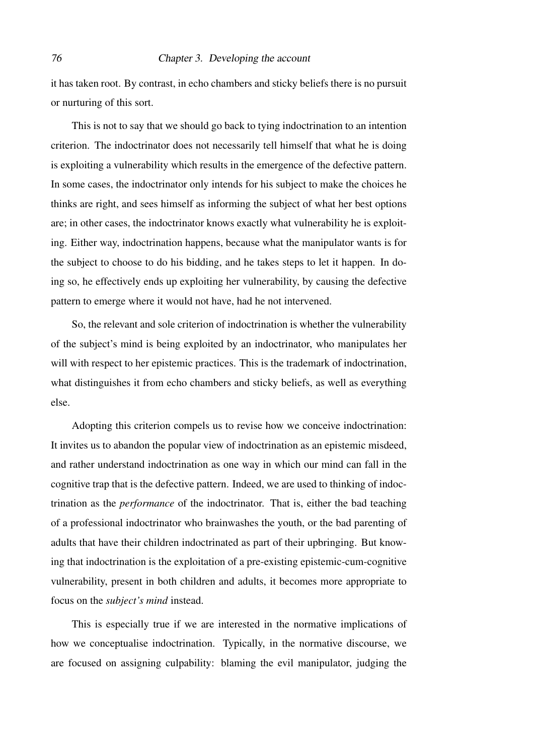it has taken root. By contrast, in echo chambers and sticky beliefs there is no pursuit or nurturing of this sort.

This is not to say that we should go back to tying indoctrination to an intention criterion. The indoctrinator does not necessarily tell himself that what he is doing is exploiting a vulnerability which results in the emergence of the defective pattern. In some cases, the indoctrinator only intends for his subject to make the choices he thinks are right, and sees himself as informing the subject of what her best options are; in other cases, the indoctrinator knows exactly what vulnerability he is exploiting. Either way, indoctrination happens, because what the manipulator wants is for the subject to choose to do his bidding, and he takes steps to let it happen. In doing so, he effectively ends up exploiting her vulnerability, by causing the defective pattern to emerge where it would not have, had he not intervened.

So, the relevant and sole criterion of indoctrination is whether the vulnerability of the subject's mind is being exploited by an indoctrinator, who manipulates her will with respect to her epistemic practices. This is the trademark of indoctrination, what distinguishes it from echo chambers and sticky beliefs, as well as everything else.

Adopting this criterion compels us to revise how we conceive indoctrination: It invites us to abandon the popular view of indoctrination as an epistemic misdeed, and rather understand indoctrination as one way in which our mind can fall in the cognitive trap that is the defective pattern. Indeed, we are used to thinking of indoctrination as the *performance* of the indoctrinator. That is, either the bad teaching of a professional indoctrinator who brainwashes the youth, or the bad parenting of adults that have their children indoctrinated as part of their upbringing. But knowing that indoctrination is the exploitation of a pre-existing epistemic-cum-cognitive vulnerability, present in both children and adults, it becomes more appropriate to focus on the *subject's mind* instead.

This is especially true if we are interested in the normative implications of how we conceptualise indoctrination. Typically, in the normative discourse, we are focused on assigning culpability: blaming the evil manipulator, judging the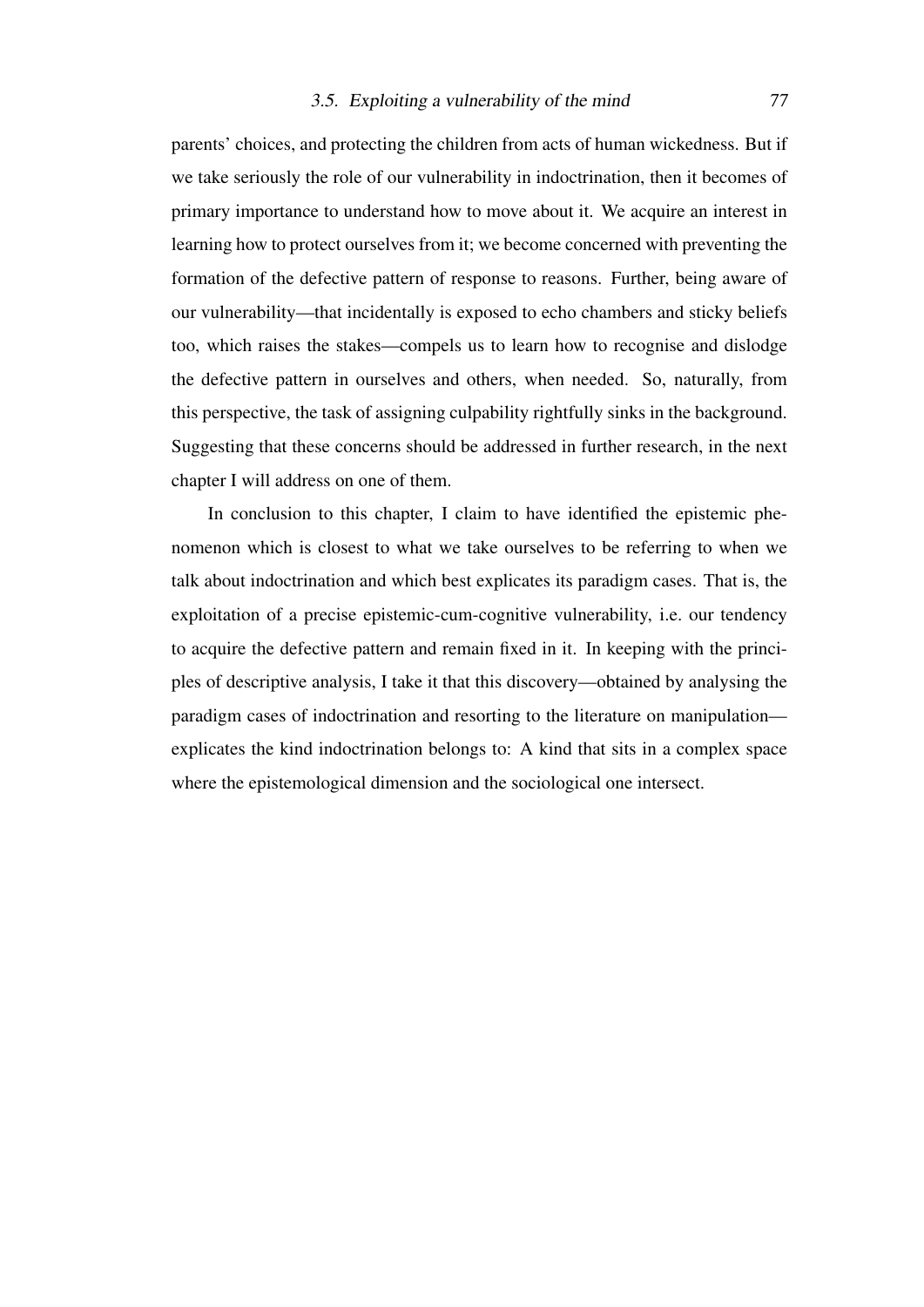parents' choices, and protecting the children from acts of human wickedness. But if we take seriously the role of our vulnerability in indoctrination, then it becomes of primary importance to understand how to move about it. We acquire an interest in learning how to protect ourselves from it; we become concerned with preventing the formation of the defective pattern of response to reasons. Further, being aware of our vulnerability—that incidentally is exposed to echo chambers and sticky beliefs too, which raises the stakes—compels us to learn how to recognise and dislodge the defective pattern in ourselves and others, when needed. So, naturally, from this perspective, the task of assigning culpability rightfully sinks in the background. Suggesting that these concerns should be addressed in further research, in the next chapter I will address on one of them.

In conclusion to this chapter, I claim to have identified the epistemic phenomenon which is closest to what we take ourselves to be referring to when we talk about indoctrination and which best explicates its paradigm cases. That is, the exploitation of a precise epistemic-cum-cognitive vulnerability, i.e. our tendency to acquire the defective pattern and remain fixed in it. In keeping with the principles of descriptive analysis, I take it that this discovery—obtained by analysing the paradigm cases of indoctrination and resorting to the literature on manipulation—explicates the kind indoctrination belongs to: A kind that sits in a complex space where the epistemological dimension and the sociological one intersect.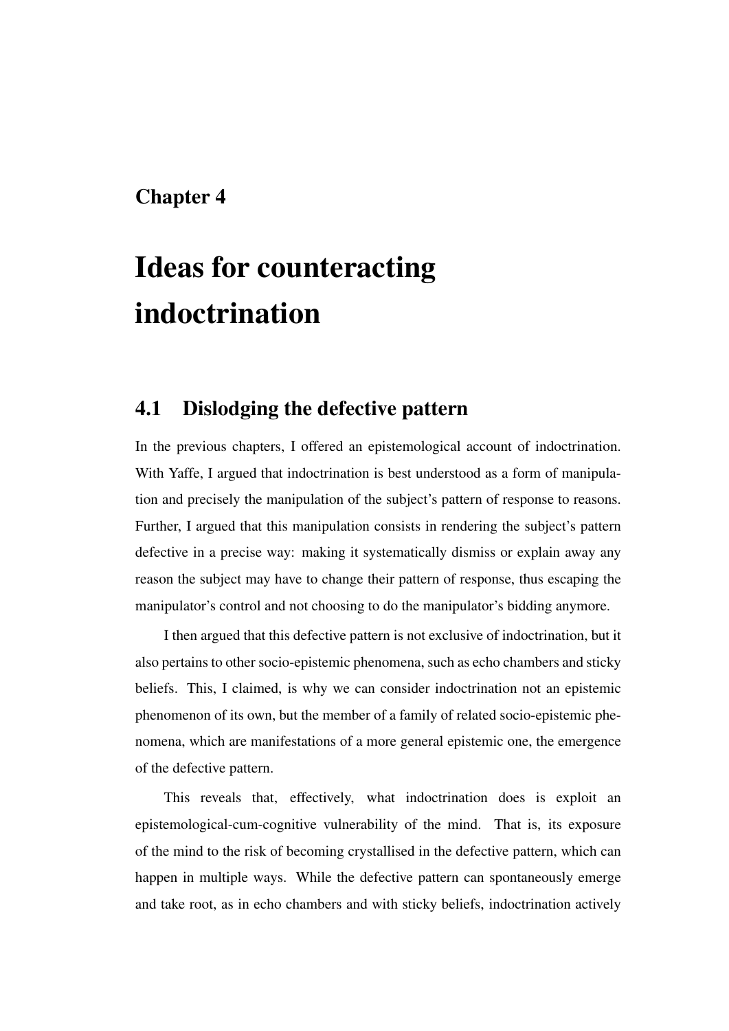# Chapter 4

# Ideas for counteracting indoctrination

## 4.1 Dislodging the defective pattern

In the previous chapters, I offered an epistemological account of indoctrination. With Yaffe, I argued that indoctrination is best understood as a form of manipulation and precisely the manipulation of the subject's pattern of response to reasons. Further, I argued that this manipulation consists in rendering the subject's pattern defective in a precise way: making it systematically dismiss or explain away any reason the subject may have to change their pattern of response, thus escaping the manipulator's control and not choosing to do the manipulator's bidding anymore.

I then argued that this defective pattern is not exclusive of indoctrination, but it also pertains to other socio-epistemic phenomena, such as echo chambers and sticky beliefs. This, I claimed, is why we can consider indoctrination not an epistemic phenomenon of its own, but the member of a family of related socio-epistemic phenomena, which are manifestations of a more general epistemic one, the emergence of the defective pattern.

This reveals that, effectively, what indoctrination does is exploit an epistemological-cum-cognitive vulnerability of the mind. That is, its exposure of the mind to the risk of becoming crystallised in the defective pattern, which can happen in multiple ways. While the defective pattern can spontaneously emerge and take root, as in echo chambers and with sticky beliefs, indoctrination actively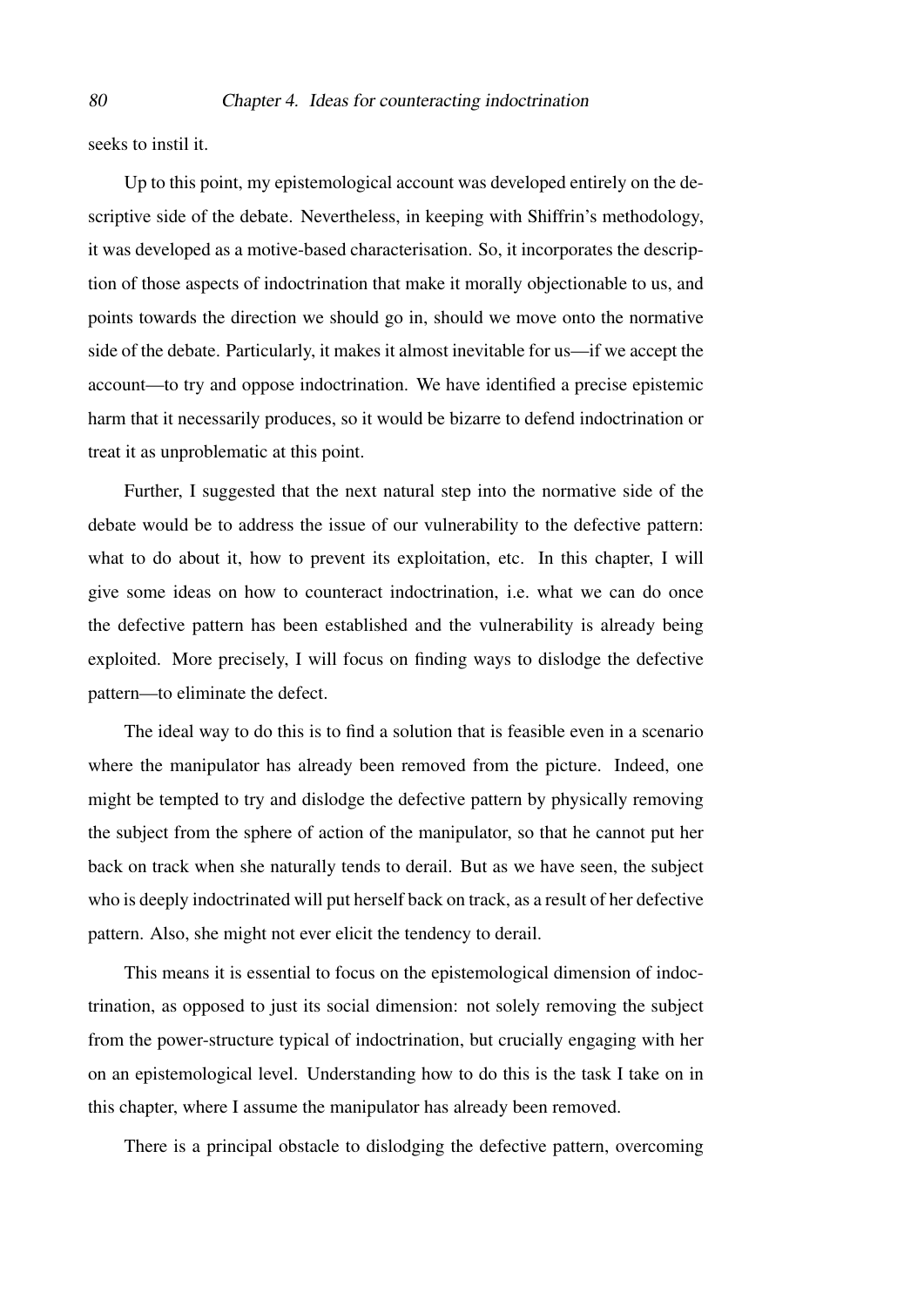seeks to instil it.

Up to this point, my epistemological account was developed entirely on the descriptive side of the debate. Nevertheless, in keeping with Shiffrin's methodology, it was developed as a motive-based characterisation. So, it incorporates the description of those aspects of indoctrination that make it morally objectionable to us, and points towards the direction we should go in, should we move onto the normative side of the debate. Particularly, it makes it almost inevitable for us—if we accept the account—to try and oppose indoctrination. We have identified a precise epistemic harm that it necessarily produces, so it would be bizarre to defend indoctrination or treat it as unproblematic at this point.

Further, I suggested that the next natural step into the normative side of the debate would be to address the issue of our vulnerability to the defective pattern: what to do about it, how to prevent its exploitation, etc. In this chapter, I will give some ideas on how to counteract indoctrination, i.e. what we can do once the defective pattern has been established and the vulnerability is already being exploited. More precisely, I will focus on finding ways to dislodge the defective pattern—to eliminate the defect.

The ideal way to do this is to find a solution that is feasible even in a scenario where the manipulator has already been removed from the picture. Indeed, one might be tempted to try and dislodge the defective pattern by physically removing the subject from the sphere of action of the manipulator, so that he cannot put her back on track when she naturally tends to derail. But as we have seen, the subject who is deeply indoctrinated will put herself back on track, as a result of her defective pattern. Also, she might not ever elicit the tendency to derail.

This means it is essential to focus on the epistemological dimension of indoctrination, as opposed to just its social dimension: not solely removing the subject from the power-structure typical of indoctrination, but crucially engaging with her on an epistemological level. Understanding how to do this is the task I take on in this chapter, where I assume the manipulator has already been removed.

There is a principal obstacle to dislodging the defective pattern, overcoming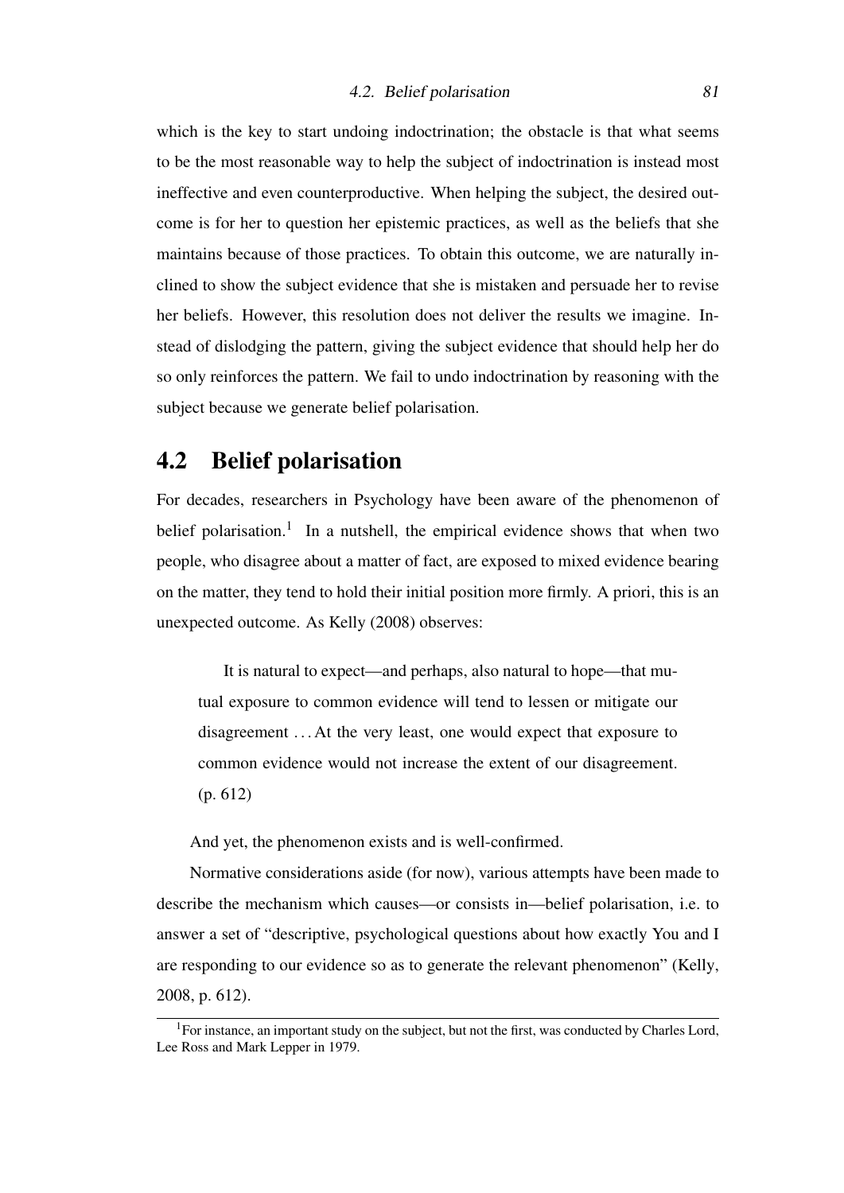which is the key to start undoing indoctrination; the obstacle is that what seems to be the most reasonable way to help the subject of indoctrination is instead most ineffective and even counterproductive. When helping the subject, the desired outcome is for her to question her epistemic practices, as well as the beliefs that she maintains because of those practices. To obtain this outcome, we are naturally inclined to show the subject evidence that she is mistaken and persuade her to revise her beliefs. However, this resolution does not deliver the results we imagine. Instead of dislodging the pattern, giving the subject evidence that should help her do so only reinforces the pattern. We fail to undo indoctrination by reasoning with the subject because we generate belief polarisation.

## 4.2 Belief polarisation

For decades, researchers in Psychology have been aware of the phenomenon of belief polarisation.[1] In a nutshell, the empirical evidence shows that when two people, who disagree about a matter of fact, are exposed to mixed evidence bearing on the matter, they tend to hold their initial position more firmly. A priori, this is an unexpected outcome. As Kelly (2008) observes:

> It is natural to expect—and perhaps, also natural to hope—that mutual exposure to common evidence will tend to lessen or mitigate our disagreement ... At the very least, one would expect that exposure to common evidence would not increase the extent of our disagreement. (p. 612)

And yet, the phenomenon exists and is well-confirmed.

Normative considerations aside (for now), various attempts have been made to describe the mechanism which causes—or consists in—belief polarisation, i.e. to answer a set of "descriptive, psychological questions about how exactly You and I are responding to our evidence so as to generate the relevant phenomenon" (Kelly, 2008, p. 612).

[1] For instance, an important study on the subject, but not the first, was conducted by Charles Lord, Lee Ross and Mark Lepper in 1979.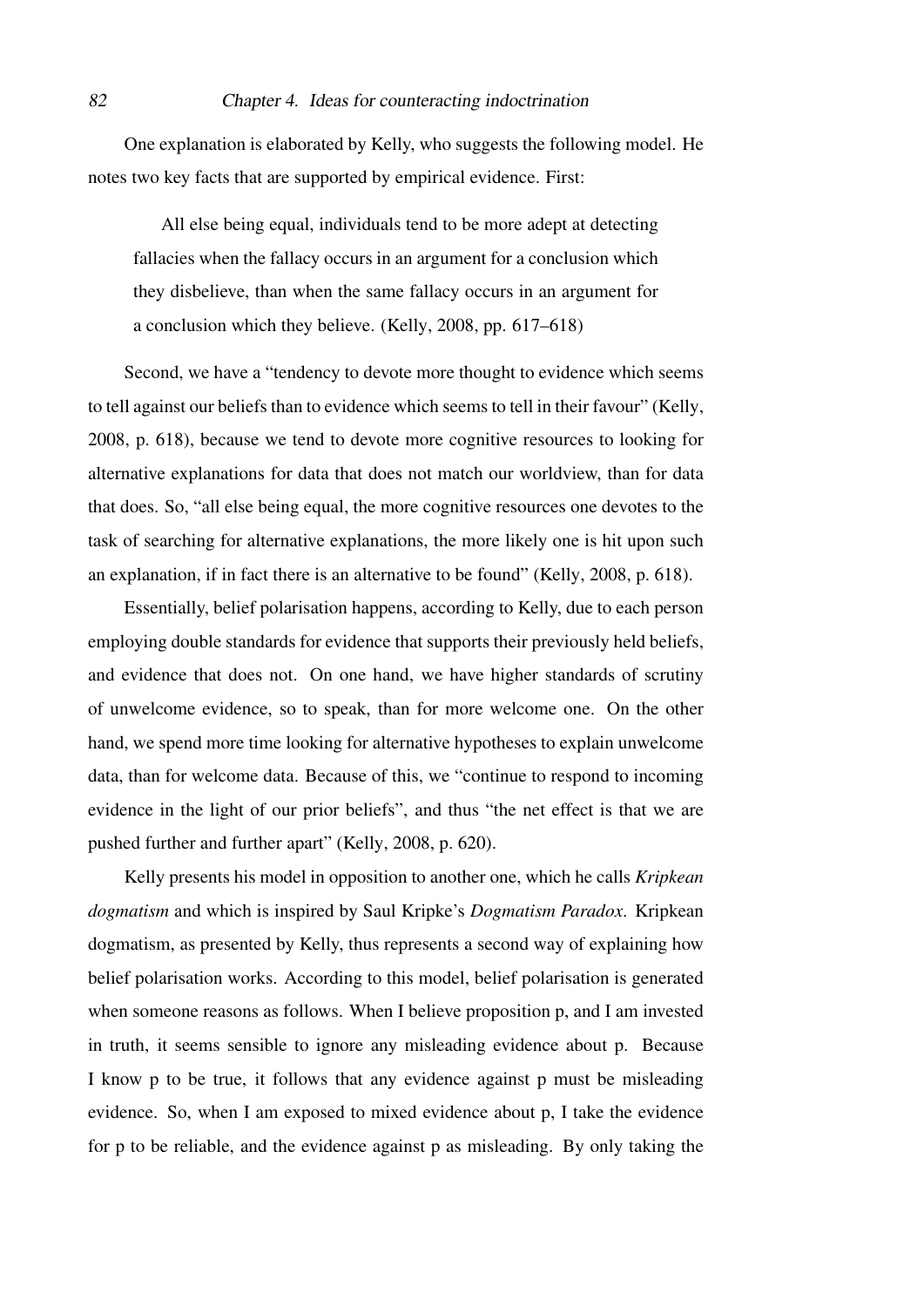One explanation is elaborated by Kelly, who suggests the following model. He notes two key facts that are supported by empirical evidence. First:

> All else being equal, individuals tend to be more adept at detecting fallacies when the fallacy occurs in an argument for a conclusion which they disbelieve, than when the same fallacy occurs in an argument for a conclusion which they believe. (Kelly, 2008, pp. 617–618)

Second, we have a "tendency to devote more thought to evidence which seems to tell against our beliefs than to evidence which seems to tell in their favour" (Kelly, 2008, p. 618), because we tend to devote more cognitive resources to looking for alternative explanations for data that does not match our worldview, than for data that does. So, "all else being equal, the more cognitive resources one devotes to the task of searching for alternative explanations, the more likely one is hit upon such an explanation, if in fact there is an alternative to be found" (Kelly, 2008, p. 618).

Essentially, belief polarisation happens, according to Kelly, due to each person employing double standards for evidence that supports their previously held beliefs, and evidence that does not. On one hand, we have higher standards of scrutiny of unwelcome evidence, so to speak, than for more welcome one. On the other hand, we spend more time looking for alternative hypotheses to explain unwelcome data, than for welcome data. Because of this, we "continue to respond to incoming evidence in the light of our prior beliefs", and thus "the net effect is that we are pushed further and further apart" (Kelly, 2008, p. 620).

Kelly presents his model in opposition to another one, which he calls *Kripkean dogmatism* and which is inspired by Saul Kripke's *Dogmatism Paradox*. Kripkean dogmatism, as presented by Kelly, thus represents a second way of explaining how belief polarisation works. According to this model, belief polarisation is generated when someone reasons as follows. When I believe proposition p, and I am invested in truth, it seems sensible to ignore any misleading evidence about p. Because I know p to be true, it follows that any evidence against p must be misleading evidence. So, when I am exposed to mixed evidence about p, I take the evidence for p to be reliable, and the evidence against p as misleading. By only taking the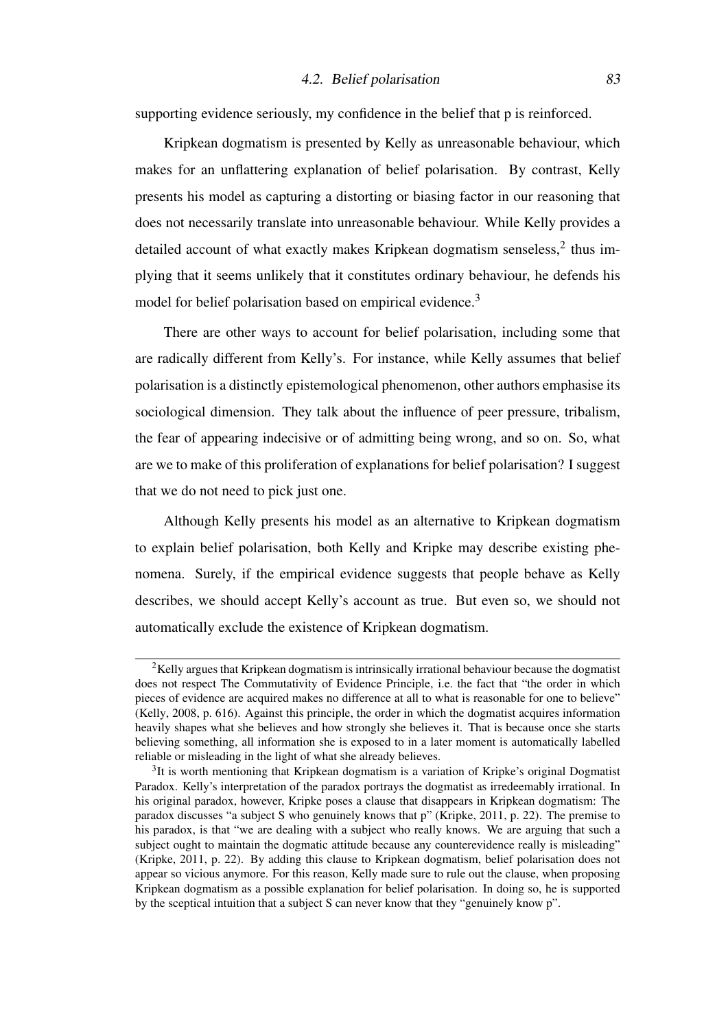supporting evidence seriously, my confidence in the belief that p is reinforced.

Kripkean dogmatism is presented by Kelly as unreasonable behaviour, which makes for an unflattering explanation of belief polarisation. By contrast, Kelly presents his model as capturing a distorting or biasing factor in our reasoning that does not necessarily translate into unreasonable behaviour. While Kelly provides a detailed account of what exactly makes Kripkean dogmatism senseless,[2] thus implying that it seems unlikely that it constitutes ordinary behaviour, he defends his model for belief polarisation based on empirical evidence.[3]

There are other ways to account for belief polarisation, including some that are radically different from Kelly's. For instance, while Kelly assumes that belief polarisation is a distinctly epistemological phenomenon, other authors emphasise its sociological dimension. They talk about the influence of peer pressure, tribalism, the fear of appearing indecisive or of admitting being wrong, and so on. So, what are we to make of this proliferation of explanations for belief polarisation? I suggest that we do not need to pick just one.

Although Kelly presents his model as an alternative to Kripkean dogmatism to explain belief polarisation, both Kelly and Kripke may describe existing phenomena. Surely, if the empirical evidence suggests that people behave as Kelly describes, we should accept Kelly's account as true. But even so, we should not automatically exclude the existence of Kripkean dogmatism.

---

[2] Kelly argues that Kripkean dogmatism is intrinsically irrational behaviour because the dogmatist does not respect The Commutativity of Evidence Principle, i.e. the fact that "the order in which pieces of evidence are acquired makes no difference at all to what is reasonable for one to believe" (Kelly, 2008, p. 616). Against this principle, the order in which the dogmatist acquires information heavily shapes what she believes and how strongly she believes it. That is because once she starts believing something, all information she is exposed to in a later moment is automatically labelled reliable or misleading in the light of what she already believes.

[3] It is worth mentioning that Kripkean dogmatism is a variation of Kripke's original Dogmatist Paradox. Kelly's interpretation of the paradox portrays the dogmatist as irredeemably irrational. In his original paradox, however, Kripke poses a clause that disappears in Kripkean dogmatism: The paradox discusses "a subject S who genuinely knows that p" (Kripke, 2011, p. 22). The premise to his paradox, is that "we are dealing with a subject who really knows. We are arguing that such a subject ought to maintain the dogmatic attitude because any counterevidence really is misleading" (Kripke, 2011, p. 22). By adding this clause to Kripkean dogmatism, belief polarisation does not appear so vicious anymore. For this reason, Kelly made sure to rule out the clause, when proposing Kripkean dogmatism as a possible explanation for belief polarisation. In doing so, he is supported by the sceptical intuition that a subject S can never know that they "genuinely know p".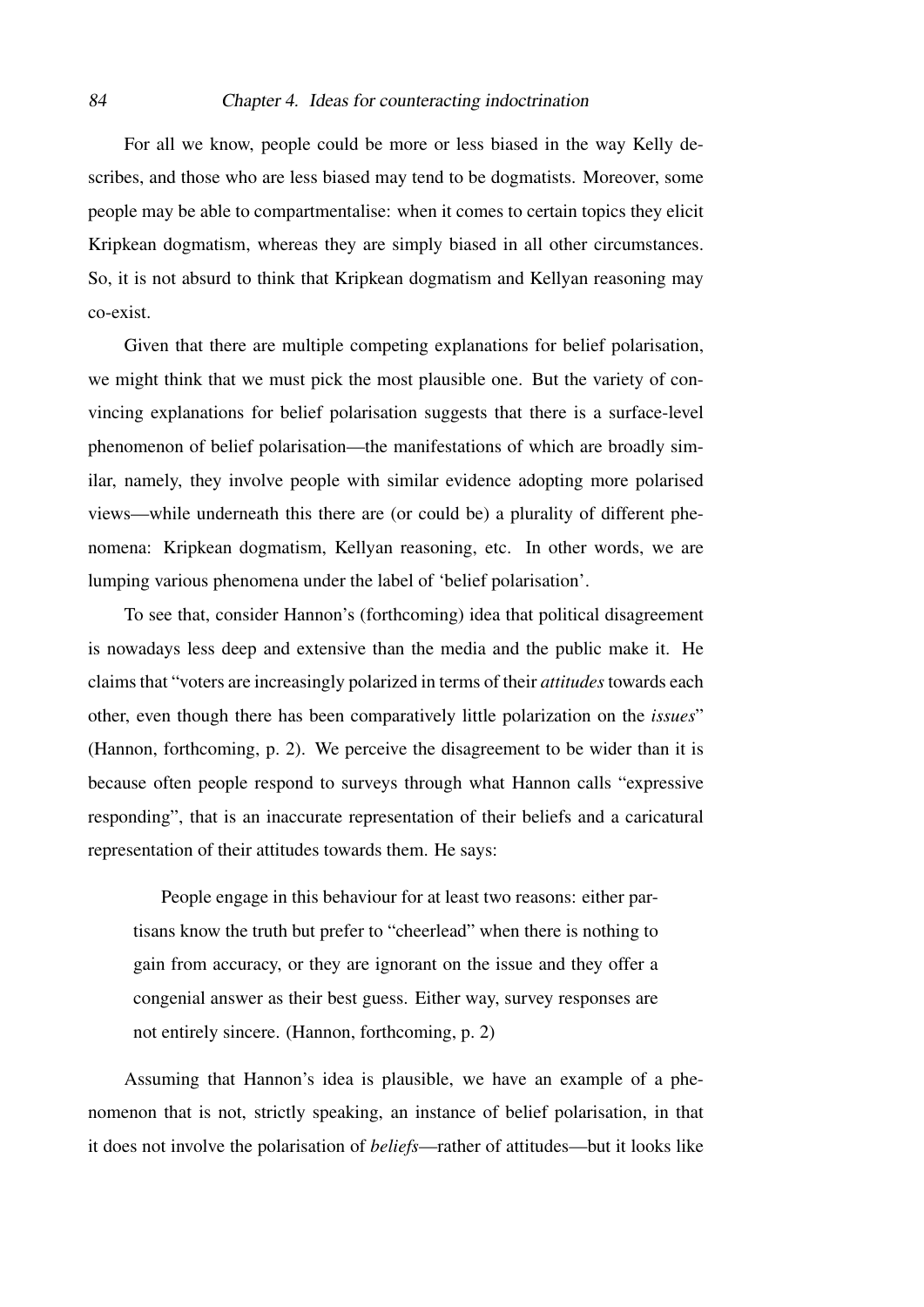For all we know, people could be more or less biased in the way Kelly describes, and those who are less biased may tend to be dogmatists. Moreover, some people may be able to compartmentalise: when it comes to certain topics they elicit Kripkean dogmatism, whereas they are simply biased in all other circumstances. So, it is not absurd to think that Kripkean dogmatism and Kellyan reasoning may co-exist.

Given that there are multiple competing explanations for belief polarisation, we might think that we must pick the most plausible one. But the variety of convincing explanations for belief polarisation suggests that there is a surface-level phenomenon of belief polarisation—the manifestations of which are broadly similar, namely, they involve people with similar evidence adopting more polarised views—while underneath this there are (or could be) a plurality of different phenomena: Kripkean dogmatism, Kellyan reasoning, etc. In other words, we are lumping various phenomena under the label of 'belief polarisation'.

To see that, consider Hannon's (forthcoming) idea that political disagreement is nowadays less deep and extensive than the media and the public make it. He claims that "voters are increasingly polarized in terms of their *attitudes* towards each other, even though there has been comparatively little polarization on the *issues*" (Hannon, forthcoming, p. 2). We perceive the disagreement to be wider than it is because often people respond to surveys through what Hannon calls "expressive responding", that is an inaccurate representation of their beliefs and a caricatural representation of their attitudes towards them. He says:

> People engage in this behaviour for at least two reasons: either partisans know the truth but prefer to "cheerlead" when there is nothing to gain from accuracy, or they are ignorant on the issue and they offer a congenial answer as their best guess. Either way, survey responses are not entirely sincere. (Hannon, forthcoming, p. 2)

Assuming that Hannon's idea is plausible, we have an example of a phenomenon that is not, strictly speaking, an instance of belief polarisation, in that it does not involve the polarisation of *beliefs*—rather of attitudes—but it looks like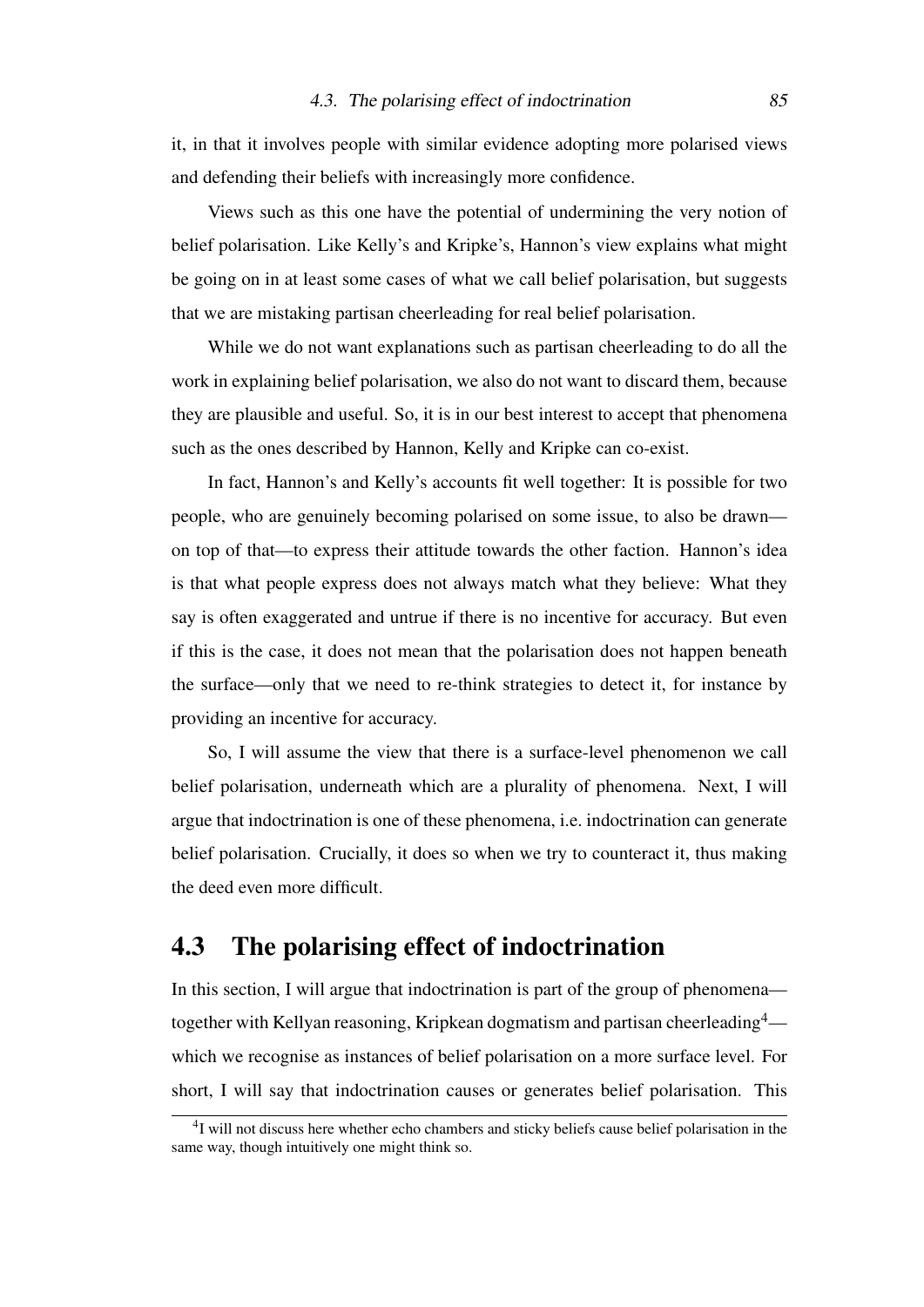it, in that it involves people with similar evidence adopting more polarised views and defending their beliefs with increasingly more confidence.

Views such as this one have the potential of undermining the very notion of belief polarisation. Like Kelly's and Kripke's, Hannon's view explains what might be going on in at least some cases of what we call belief polarisation, but suggests that we are mistaking partisan cheerleading for real belief polarisation.

While we do not want explanations such as partisan cheerleading to do all the work in explaining belief polarisation, we also do not want to discard them, because they are plausible and useful. So, it is in our best interest to accept that phenomena such as the ones described by Hannon, Kelly and Kripke can co-exist.

In fact, Hannon's and Kelly's accounts fit well together: It is possible for two people, who are genuinely becoming polarised on some issue, to also be drawn—on top of that—to express their attitude towards the other faction. Hannon's idea is that what people express does not always match what they believe: What they say is often exaggerated and untrue if there is no incentive for accuracy. But even if this is the case, it does not mean that the polarisation does not happen beneath the surface—only that we need to re-think strategies to detect it, for instance by providing an incentive for accuracy.

So, I will assume the view that there is a surface-level phenomenon we call belief polarisation, underneath which are a plurality of phenomena. Next, I will argue that indoctrination is one of these phenomena, i.e. indoctrination can generate belief polarisation. Crucially, it does so when we try to counteract it, thus making the deed even more difficult.

## 4.3 The polarising effect of indoctrination

In this section, I will argue that indoctrination is part of the group of phenomena—together with Kellyan reasoning, Kripkean dogmatism and partisan cheerleading[4]—which we recognise as instances of belief polarisation on a more surface level. For short, I will say that indoctrination causes or generates belief polarisation. This

[4] I will not discuss here whether echo chambers and sticky beliefs cause belief polarisation in the same way, though intuitively one might think so.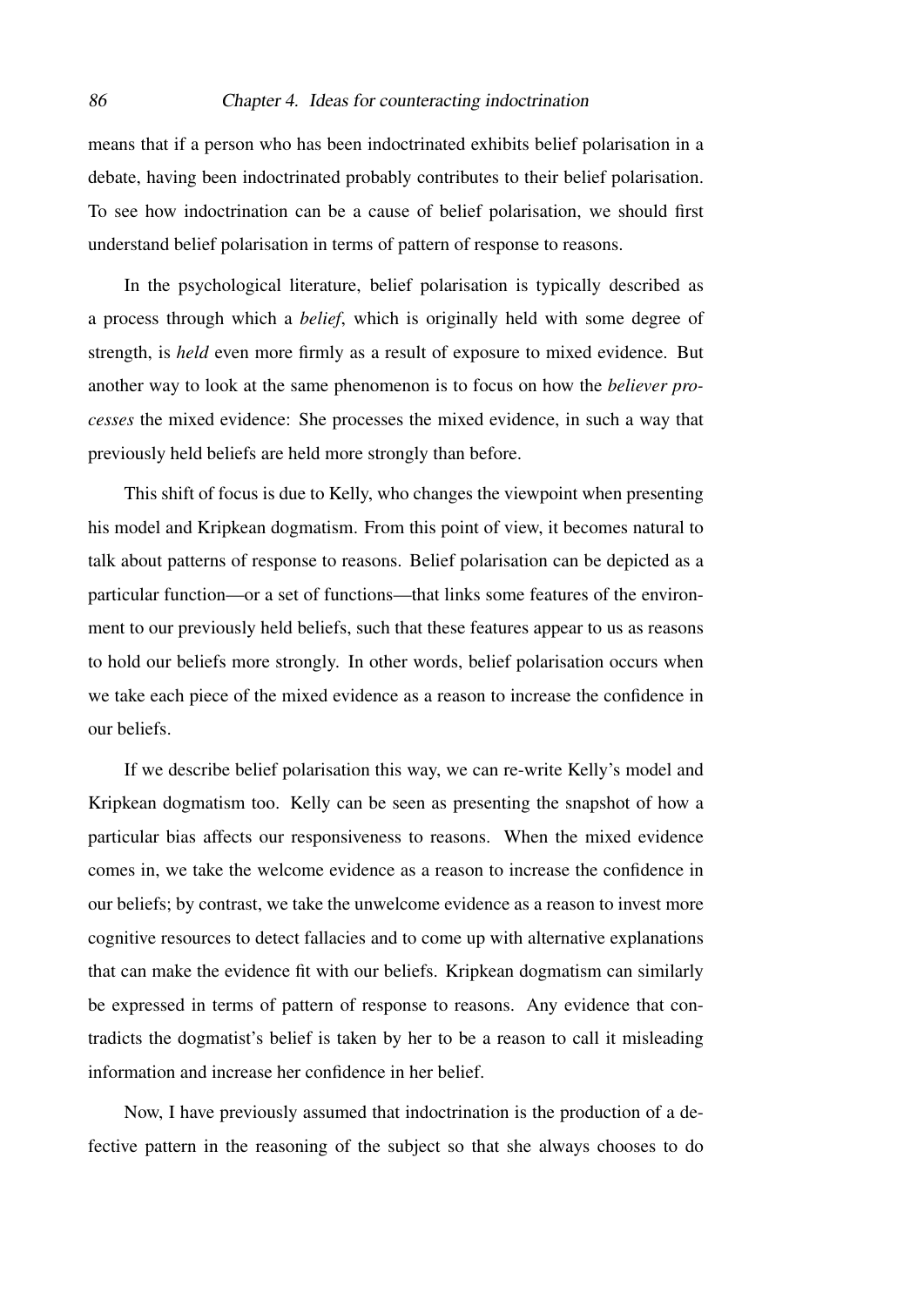means that if a person who has been indoctrinated exhibits belief polarisation in a debate, having been indoctrinated probably contributes to their belief polarisation. To see how indoctrination can be a cause of belief polarisation, we should first understand belief polarisation in terms of pattern of response to reasons.

In the psychological literature, belief polarisation is typically described as a process through which a *belief*, which is originally held with some degree of strength, is *held* even more firmly as a result of exposure to mixed evidence. But another way to look at the same phenomenon is to focus on how the *believer processes* the mixed evidence: She processes the mixed evidence, in such a way that previously held beliefs are held more strongly than before.

This shift of focus is due to Kelly, who changes the viewpoint when presenting his model and Kripkean dogmatism. From this point of view, it becomes natural to talk about patterns of response to reasons. Belief polarisation can be depicted as a particular function—or a set of functions—that links some features of the environment to our previously held beliefs, such that these features appear to us as reasons to hold our beliefs more strongly. In other words, belief polarisation occurs when we take each piece of the mixed evidence as a reason to increase the confidence in our beliefs.

If we describe belief polarisation this way, we can re-write Kelly's model and Kripkean dogmatism too. Kelly can be seen as presenting the snapshot of how a particular bias affects our responsiveness to reasons. When the mixed evidence comes in, we take the welcome evidence as a reason to increase the confidence in our beliefs; by contrast, we take the unwelcome evidence as a reason to invest more cognitive resources to detect fallacies and to come up with alternative explanations that can make the evidence fit with our beliefs. Kripkean dogmatism can similarly be expressed in terms of pattern of response to reasons. Any evidence that contradicts the dogmatist's belief is taken by her to be a reason to call it misleading information and increase her confidence in her belief.

Now, I have previously assumed that indoctrination is the production of a defective pattern in the reasoning of the subject so that she always chooses to do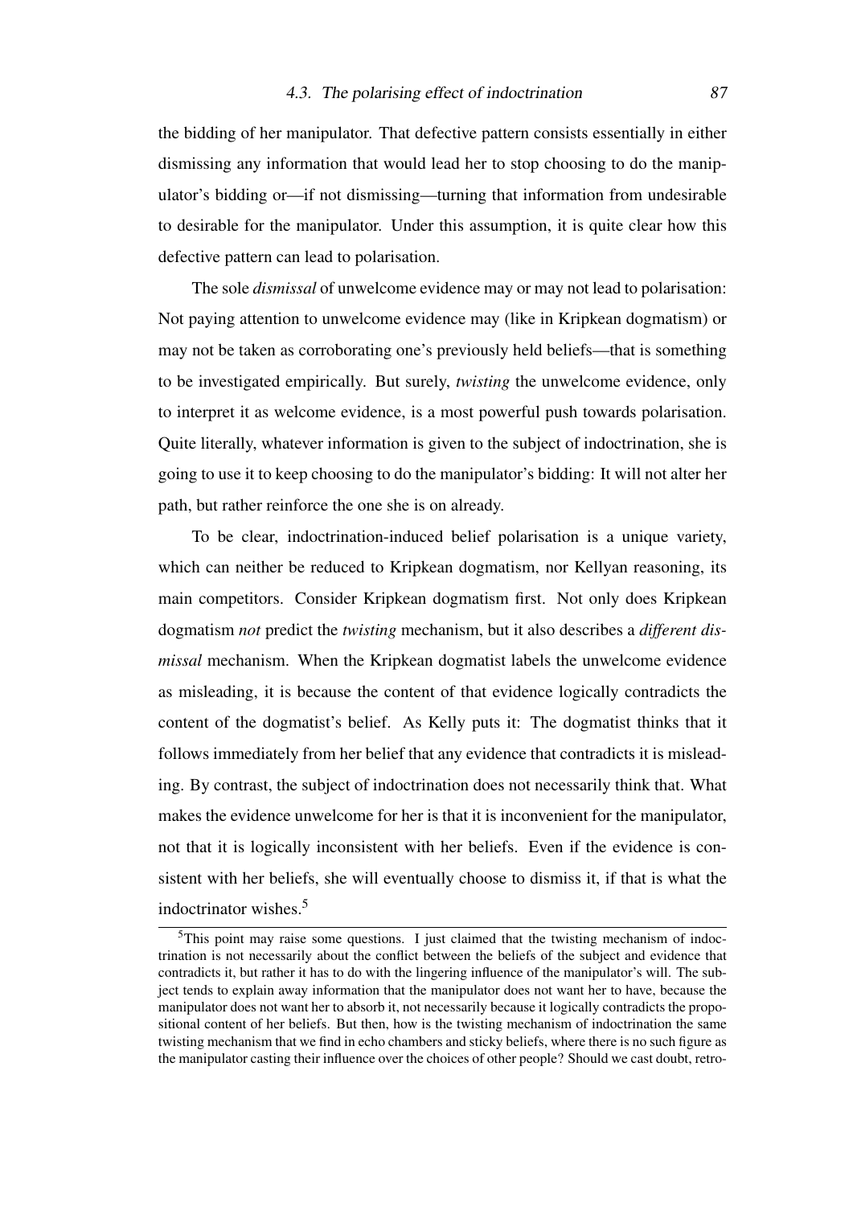the bidding of her manipulator. That defective pattern consists essentially in either dismissing any information that would lead her to stop choosing to do the manipulator's bidding or—if not dismissing—turning that information from undesirable to desirable for the manipulator. Under this assumption, it is quite clear how this defective pattern can lead to polarisation.

The sole *dismissal* of unwelcome evidence may or may not lead to polarisation: Not paying attention to unwelcome evidence may (like in Kripkean dogmatism) or may not be taken as corroborating one's previously held beliefs—that is something to be investigated empirically. But surely, *twisting* the unwelcome evidence, only to interpret it as welcome evidence, is a most powerful push towards polarisation. Quite literally, whatever information is given to the subject of indoctrination, she is going to use it to keep choosing to do the manipulator's bidding: It will not alter her path, but rather reinforce the one she is on already.

To be clear, indoctrination-induced belief polarisation is a unique variety, which can neither be reduced to Kripkean dogmatism, nor Kellyan reasoning, its main competitors. Consider Kripkean dogmatism first. Not only does Kripkean dogmatism *not* predict the *twisting* mechanism, but it also describes a *different dismissal* mechanism. When the Kripkean dogmatist labels the unwelcome evidence as misleading, it is because the content of that evidence logically contradicts the content of the dogmatist's belief. As Kelly puts it: The dogmatist thinks that it follows immediately from her belief that any evidence that contradicts it is misleading. By contrast, the subject of indoctrination does not necessarily think that. What makes the evidence unwelcome for her is that it is inconvenient for the manipulator, not that it is logically inconsistent with her beliefs. Even if the evidence is consistent with her beliefs, she will eventually choose to dismiss it, if that is what the indoctrinator wishes.[5]

[5]This point may raise some questions. I just claimed that the twisting mechanism of indoctrination is not necessarily about the conflict between the beliefs of the subject and evidence that contradicts it, but rather it has to do with the lingering influence of the manipulator's will. The subject tends to explain away information that the manipulator does not want her to have, because the manipulator does not want her to absorb it, not necessarily because it logically contradicts the propositional content of her beliefs. But then, how is the twisting mechanism of indoctrination the same twisting mechanism that we find in echo chambers and sticky beliefs, where there is no such figure as the manipulator casting their influence over the choices of other people? Should we cast doubt, retro-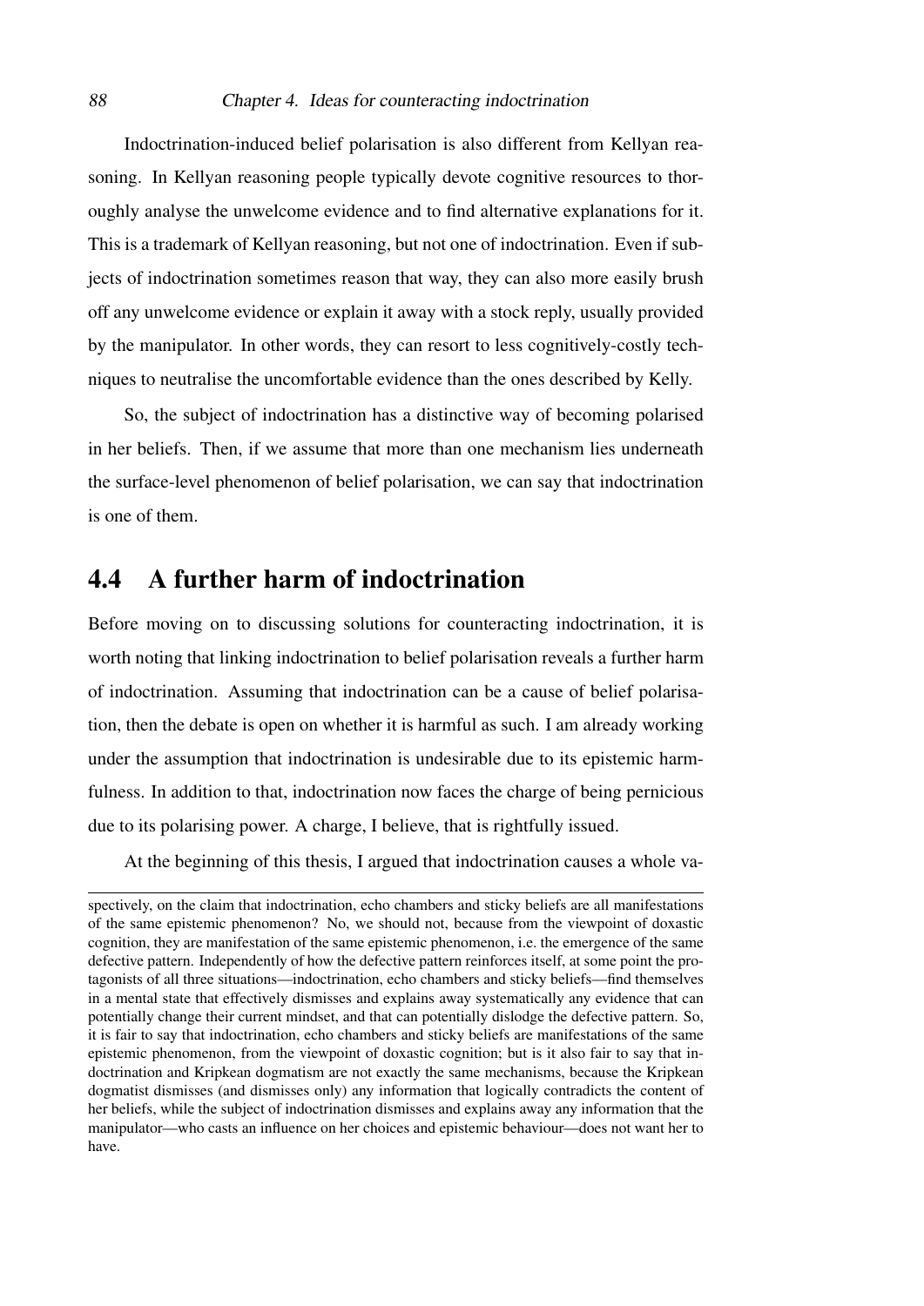Indoctrination-induced belief polarisation is also different from Kellyan reasoning. In Kellyan reasoning people typically devote cognitive resources to thoroughly analyse the unwelcome evidence and to find alternative explanations for it. This is a trademark of Kellyan reasoning, but not one of indoctrination. Even if subjects of indoctrination sometimes reason that way, they can also more easily brush off any unwelcome evidence or explain it away with a stock reply, usually provided by the manipulator. In other words, they can resort to less cognitively-costly techniques to neutralise the uncomfortable evidence than the ones described by Kelly.

So, the subject of indoctrination has a distinctive way of becoming polarised in her beliefs. Then, if we assume that more than one mechanism lies underneath the surface-level phenomenon of belief polarisation, we can say that indoctrination is one of them.

## 4.4 A further harm of indoctrination

Before moving on to discussing solutions for counteracting indoctrination, it is worth noting that linking indoctrination to belief polarisation reveals a further harm of indoctrination. Assuming that indoctrination can be a cause of belief polarisation, then the debate is open on whether it is harmful as such. I am already working under the assumption that indoctrination is undesirable due to its epistemic harmfulness. In addition to that, indoctrination now faces the charge of being pernicious due to its polarising power. A charge, I believe, that is rightfully issued.

At the beginning of this thesis, I argued that indoctrination causes a whole va-

---

spectively, on the claim that indoctrination, echo chambers and sticky beliefs are all manifestations of the same epistemic phenomenon? No, we should not, because from the viewpoint of doxastic cognition, they are manifestation of the same epistemic phenomenon, i.e. the emergence of the same defective pattern. Independently of how the defective pattern reinforces itself, at some point the protagonists of all three situations—indoctrination, echo chambers and sticky beliefs—find themselves in a mental state that effectively dismisses and explains away systematically any evidence that can potentially change their current mindset, and that can potentially dislodge the defective pattern. So, it is fair to say that indoctrination, echo chambers and sticky beliefs are manifestations of the same epistemic phenomenon, from the viewpoint of doxastic cognition; but is it also fair to say that indoctrination and Kripkean dogmatism are not exactly the same mechanisms, because the Kripkean dogmatist dismisses (and dismisses only) any information that logically contradicts the content of her beliefs, while the subject of indoctrination dismisses and explains away any information that the manipulator—who casts an influence on her choices and epistemic behaviour—does not want her to have.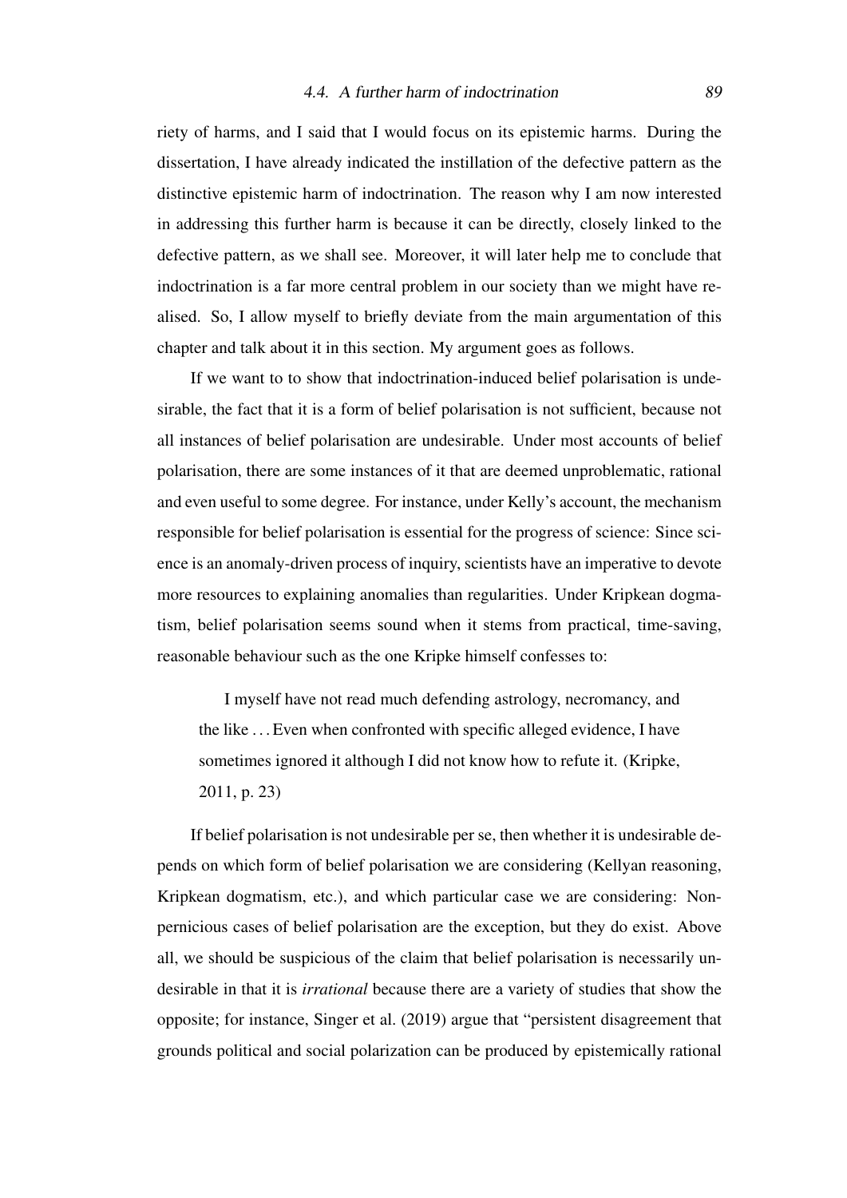riety of harms, and I said that I would focus on its epistemic harms. During the dissertation, I have already indicated the instillation of the defective pattern as the distinctive epistemic harm of indoctrination. The reason why I am now interested in addressing this further harm is because it can be directly, closely linked to the defective pattern, as we shall see. Moreover, it will later help me to conclude that indoctrination is a far more central problem in our society than we might have realised. So, I allow myself to briefly deviate from the main argumentation of this chapter and talk about it in this section. My argument goes as follows.

If we want to to show that indoctrination-induced belief polarisation is undesirable, the fact that it is a form of belief polarisation is not sufficient, because not all instances of belief polarisation are undesirable. Under most accounts of belief polarisation, there are some instances of it that are deemed unproblematic, rational and even useful to some degree. For instance, under Kelly's account, the mechanism responsible for belief polarisation is essential for the progress of science: Since science is an anomaly-driven process of inquiry, scientists have an imperative to devote more resources to explaining anomalies than regularities. Under Kripkean dogmatism, belief polarisation seems sound when it stems from practical, time-saving, reasonable behaviour such as the one Kripke himself confesses to:

> I myself have not read much defending astrology, necromancy, and the like . . . Even when confronted with specific alleged evidence, I have sometimes ignored it although I did not know how to refute it. (Kripke, 2011, p. 23)

If belief polarisation is not undesirable per se, then whether it is undesirable depends on which form of belief polarisation we are considering (Kellyan reasoning, Kripkean dogmatism, etc.), and which particular case we are considering: Non-pernicious cases of belief polarisation are the exception, but they do exist. Above all, we should be suspicious of the claim that belief polarisation is necessarily undesirable in that it is *irrational* because there are a variety of studies that show the opposite; for instance, Singer et al. (2019) argue that "persistent disagreement that grounds political and social polarization can be produced by epistemically rational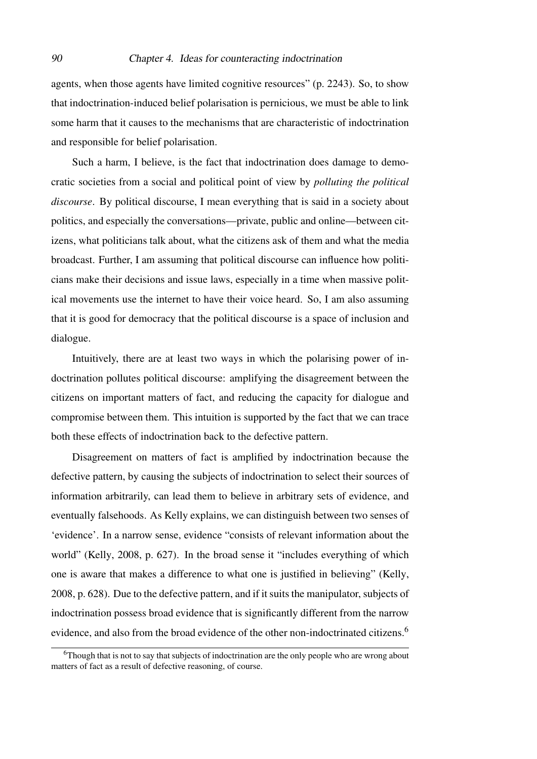agents, when those agents have limited cognitive resources" (p. 2243). So, to show that indoctrination-induced belief polarisation is pernicious, we must be able to link some harm that it causes to the mechanisms that are characteristic of indoctrination and responsible for belief polarisation.

Such a harm, I believe, is the fact that indoctrination does damage to democratic societies from a social and political point of view by *polluting the political discourse*. By political discourse, I mean everything that is said in a society about politics, and especially the conversations—private, public and online—between citizens, what politicians talk about, what the citizens ask of them and what the media broadcast. Further, I am assuming that political discourse can influence how politicians make their decisions and issue laws, especially in a time when massive political movements use the internet to have their voice heard. So, I am also assuming that it is good for democracy that the political discourse is a space of inclusion and dialogue.

Intuitively, there are at least two ways in which the polarising power of indoctrination pollutes political discourse: amplifying the disagreement between the citizens on important matters of fact, and reducing the capacity for dialogue and compromise between them. This intuition is supported by the fact that we can trace both these effects of indoctrination back to the defective pattern.

Disagreement on matters of fact is amplified by indoctrination because the defective pattern, by causing the subjects of indoctrination to select their sources of information arbitrarily, can lead them to believe in arbitrary sets of evidence, and eventually falsehoods. As Kelly explains, we can distinguish between two senses of 'evidence'. In a narrow sense, evidence "consists of relevant information about the world" (Kelly, 2008, p. 627). In the broad sense it "includes everything of which one is aware that makes a difference to what one is justified in believing" (Kelly, 2008, p. 628). Due to the defective pattern, and if it suits the manipulator, subjects of indoctrination possess broad evidence that is significantly different from the narrow evidence, and also from the broad evidence of the other non-indoctrinated citizens.[6]

[6] Though that is not to say that subjects of indoctrination are the only people who are wrong about matters of fact as a result of defective reasoning, of course.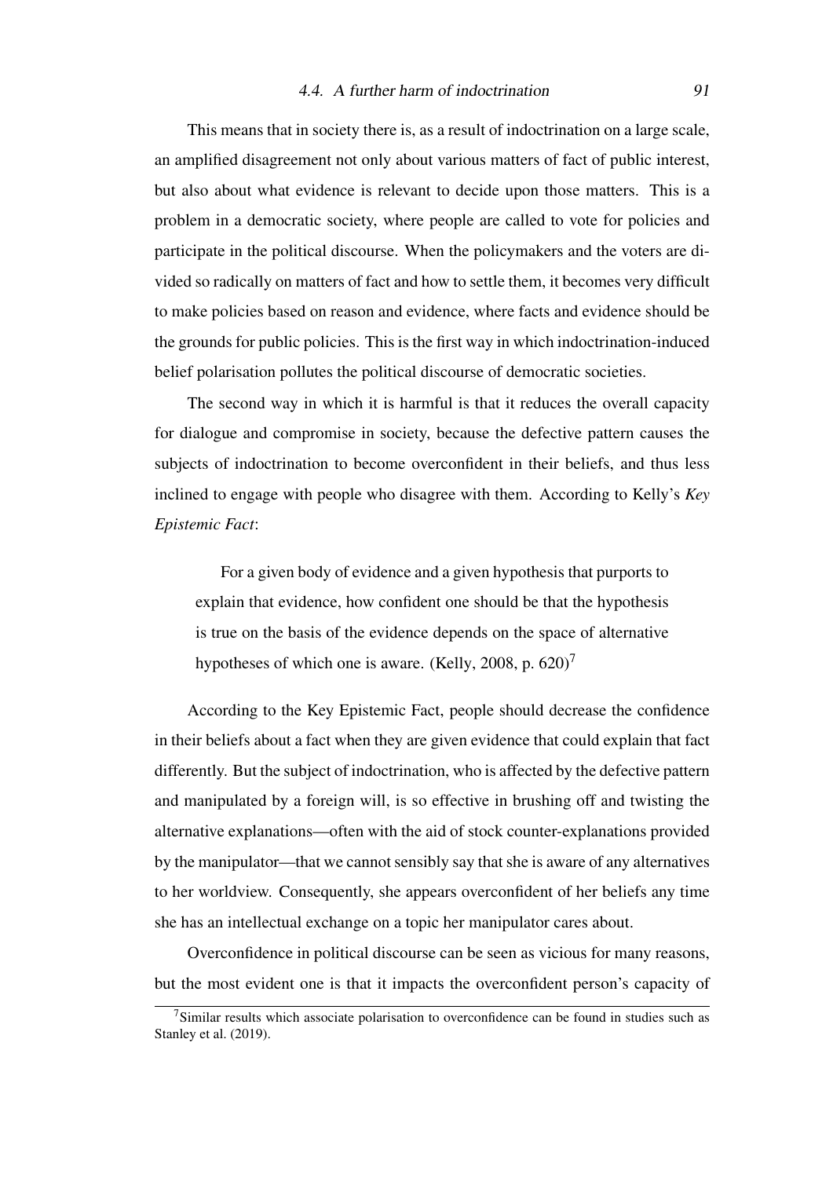This means that in society there is, as a result of indoctrination on a large scale, an amplified disagreement not only about various matters of fact of public interest, but also about what evidence is relevant to decide upon those matters. This is a problem in a democratic society, where people are called to vote for policies and participate in the political discourse. When the policymakers and the voters are divided so radically on matters of fact and how to settle them, it becomes very difficult to make policies based on reason and evidence, where facts and evidence should be the grounds for public policies. This is the first way in which indoctrination-induced belief polarisation pollutes the political discourse of democratic societies.

The second way in which it is harmful is that it reduces the overall capacity for dialogue and compromise in society, because the defective pattern causes the subjects of indoctrination to become overconfident in their beliefs, and thus less inclined to engage with people who disagree with them. According to Kelly's *Key Epistemic Fact*:

> For a given body of evidence and a given hypothesis that purports to explain that evidence, how confident one should be that the hypothesis is true on the basis of the evidence depends on the space of alternative hypotheses of which one is aware. (Kelly, 2008, p. 620)[7]

According to the Key Epistemic Fact, people should decrease the confidence in their beliefs about a fact when they are given evidence that could explain that fact differently. But the subject of indoctrination, who is affected by the defective pattern and manipulated by a foreign will, is so effective in brushing off and twisting the alternative explanations—often with the aid of stock counter-explanations provided by the manipulator—that we cannot sensibly say that she is aware of any alternatives to her worldview. Consequently, she appears overconfident of her beliefs any time she has an intellectual exchange on a topic her manipulator cares about.

Overconfidence in political discourse can be seen as vicious for many reasons, but the most evident one is that it impacts the overconfident person's capacity of

[7] Similar results which associate polarisation to overconfidence can be found in studies such as Stanley et al. (2019).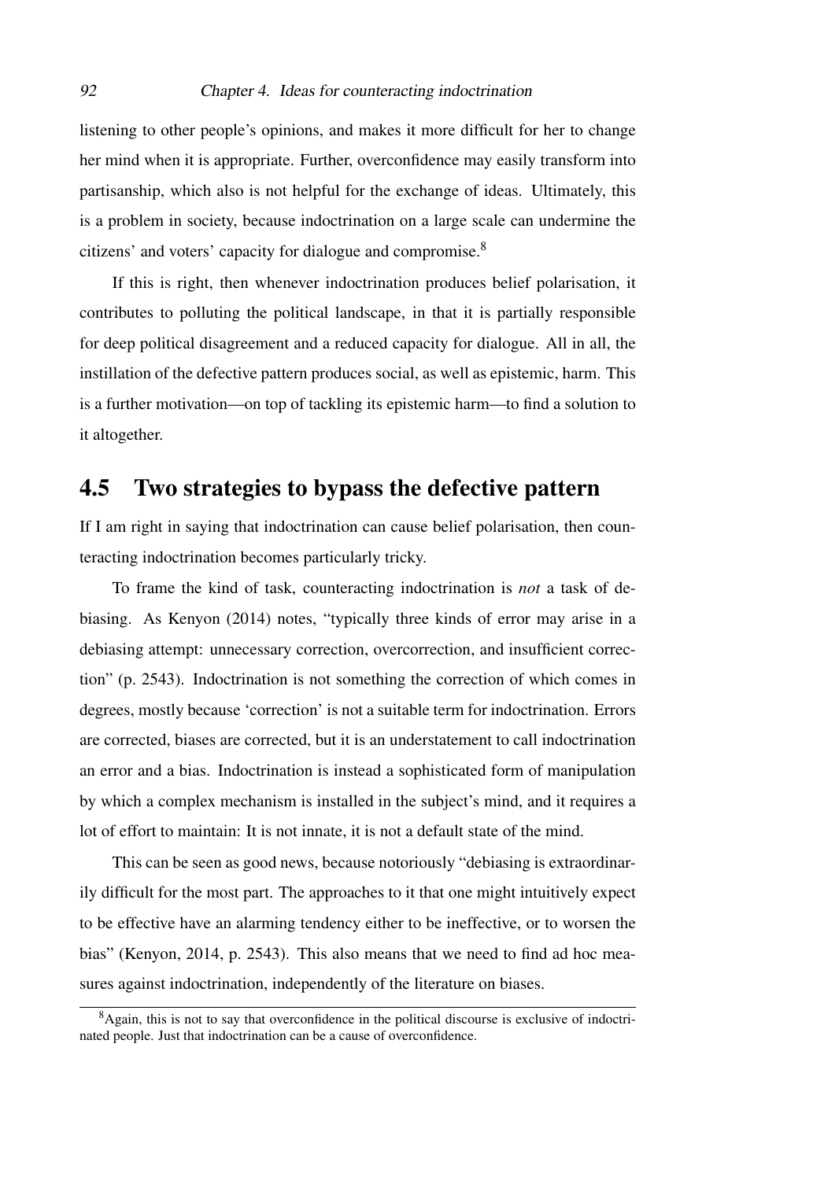listening to other people's opinions, and makes it more difficult for her to change her mind when it is appropriate. Further, overconfidence may easily transform into partisanship, which also is not helpful for the exchange of ideas. Ultimately, this is a problem in society, because indoctrination on a large scale can undermine the citizens' and voters' capacity for dialogue and compromise.[8]

If this is right, then whenever indoctrination produces belief polarisation, it contributes to polluting the political landscape, in that it is partially responsible for deep political disagreement and a reduced capacity for dialogue. All in all, the instillation of the defective pattern produces social, as well as epistemic, harm. This is a further motivation—on top of tackling its epistemic harm—to find a solution to it altogether.

## 4.5 Two strategies to bypass the defective pattern

If I am right in saying that indoctrination can cause belief polarisation, then counteracting indoctrination becomes particularly tricky.

To frame the kind of task, counteracting indoctrination is *not* a task of debiasing. As Kenyon (2014) notes, "typically three kinds of error may arise in a debiasing attempt: unnecessary correction, overcorrection, and insufficient correction" (p. 2543). Indoctrination is not something the correction of which comes in degrees, mostly because 'correction' is not a suitable term for indoctrination. Errors are corrected, biases are corrected, but it is an understatement to call indoctrination an error and a bias. Indoctrination is instead a sophisticated form of manipulation by which a complex mechanism is installed in the subject's mind, and it requires a lot of effort to maintain: It is not innate, it is not a default state of the mind.

This can be seen as good news, because notoriously "debiasing is extraordinarily difficult for the most part. The approaches to it that one might intuitively expect to be effective have an alarming tendency either to be ineffective, or to worsen the bias" (Kenyon, 2014, p. 2543). This also means that we need to find ad hoc measures against indoctrination, independently of the literature on biases.

[8] Again, this is not to say that overconfidence in the political discourse is exclusive of indoctrinated people. Just that indoctrination can be a cause of overconfidence.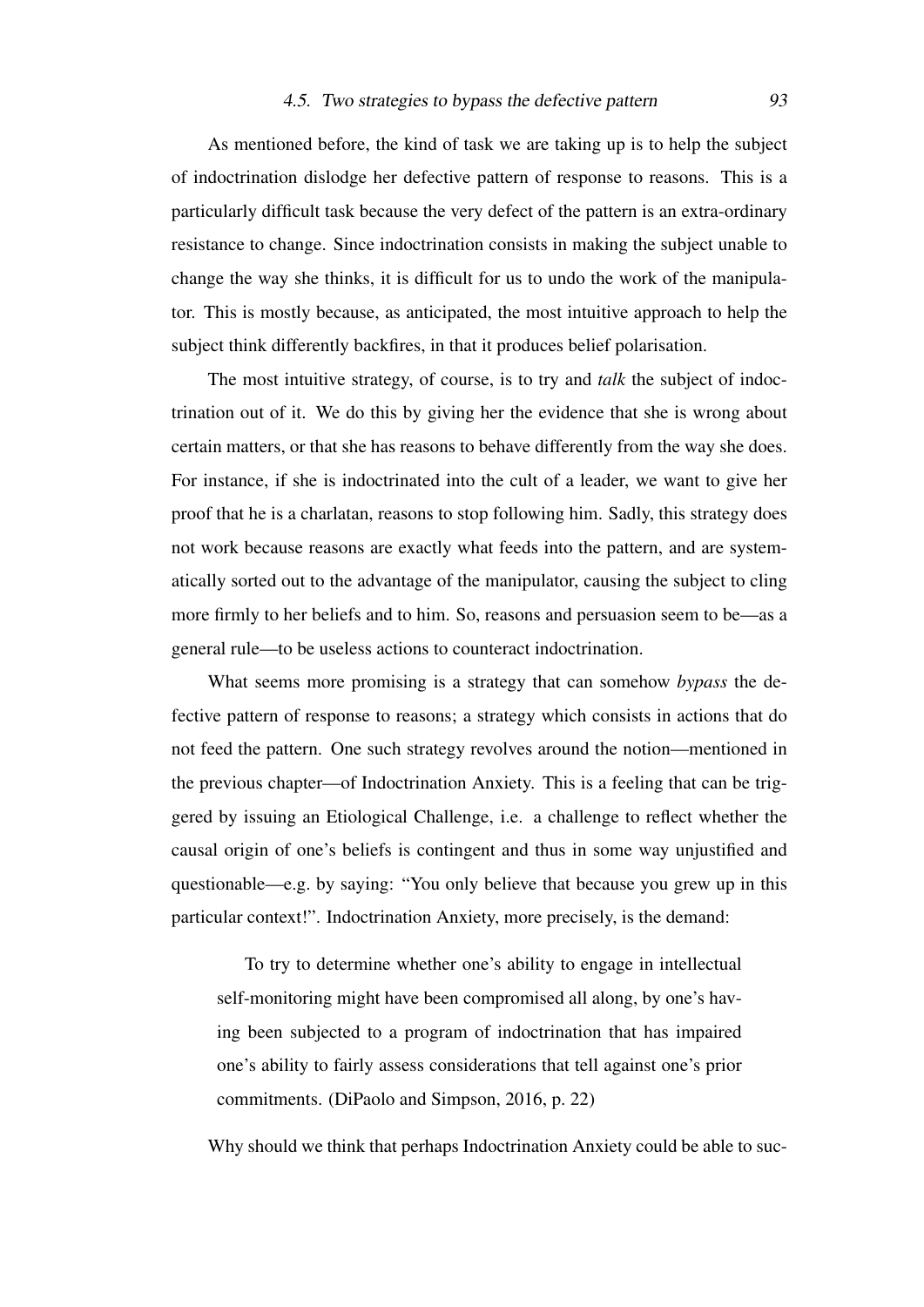As mentioned before, the kind of task we are taking up is to help the subject of indoctrination dislodge her defective pattern of response to reasons. This is a particularly difficult task because the very defect of the pattern is an extra-ordinary resistance to change. Since indoctrination consists in making the subject unable to change the way she thinks, it is difficult for us to undo the work of the manipulator. This is mostly because, as anticipated, the most intuitive approach to help the subject think differently backfires, in that it produces belief polarisation.

The most intuitive strategy, of course, is to try and *talk* the subject of indoctrination out of it. We do this by giving her the evidence that she is wrong about certain matters, or that she has reasons to behave differently from the way she does. For instance, if she is indoctrinated into the cult of a leader, we want to give her proof that he is a charlatan, reasons to stop following him. Sadly, this strategy does not work because reasons are exactly what feeds into the pattern, and are systematically sorted out to the advantage of the manipulator, causing the subject to cling more firmly to her beliefs and to him. So, reasons and persuasion seem to be—as a general rule—to be useless actions to counteract indoctrination.

What seems more promising is a strategy that can somehow *bypass* the defective pattern of response to reasons; a strategy which consists in actions that do not feed the pattern. One such strategy revolves around the notion—mentioned in the previous chapter—of Indoctrination Anxiety. This is a feeling that can be triggered by issuing an Etiological Challenge, i.e. a challenge to reflect whether the causal origin of one's beliefs is contingent and thus in some way unjustified and questionable—e.g. by saying: "You only believe that because you grew up in this particular context!". Indoctrination Anxiety, more precisely, is the demand:

> To try to determine whether one's ability to engage in intellectual self-monitoring might have been compromised all along, by one's having been subjected to a program of indoctrination that has impaired one's ability to fairly assess considerations that tell against one's prior commitments. (DiPaolo and Simpson, 2016, p. 22)

Why should we think that perhaps Indoctrination Anxiety could be able to suc-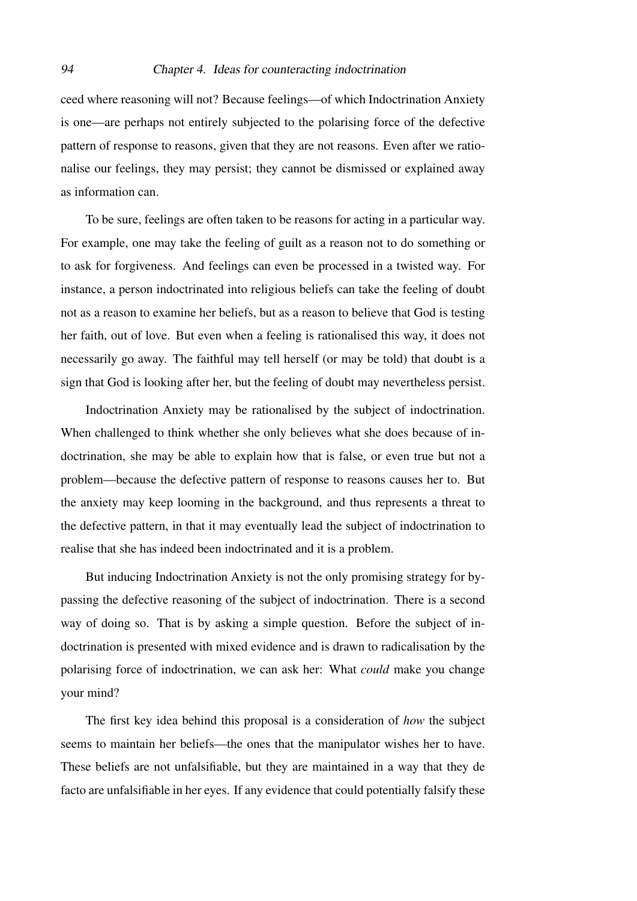ceed where reasoning will not? Because feelings—of which Indoctrination Anxiety is one—are perhaps not entirely subjected to the polarising force of the defective pattern of response to reasons, given that they are not reasons. Even after we rationalise our feelings, they may persist; they cannot be dismissed or explained away as information can.

To be sure, feelings are often taken to be reasons for acting in a particular way. For example, one may take the feeling of guilt as a reason not to do something or to ask for forgiveness. And feelings can even be processed in a twisted way. For instance, a person indoctrinated into religious beliefs can take the feeling of doubt not as a reason to examine her beliefs, but as a reason to believe that God is testing her faith, out of love. But even when a feeling is rationalised this way, it does not necessarily go away. The faithful may tell herself (or may be told) that doubt is a sign that God is looking after her, but the feeling of doubt may nevertheless persist.

Indoctrination Anxiety may be rationalised by the subject of indoctrination. When challenged to think whether she only believes what she does because of indoctrination, she may be able to explain how that is false, or even true but not a problem—because the defective pattern of response to reasons causes her to. But the anxiety may keep looming in the background, and thus represents a threat to the defective pattern, in that it may eventually lead the subject of indoctrination to realise that she has indeed been indoctrinated and it is a problem.

But inducing Indoctrination Anxiety is not the only promising strategy for bypassing the defective reasoning of the subject of indoctrination. There is a second way of doing so. That is by asking a simple question. Before the subject of indoctrination is presented with mixed evidence and is drawn to radicalisation by the polarising force of indoctrination, we can ask her: What *could* make you change your mind?

The first key idea behind this proposal is a consideration of *how* the subject seems to maintain her beliefs—the ones that the manipulator wishes her to have. These beliefs are not unfalsifiable, but they are maintained in a way that they de facto are unfalsifiable in her eyes. If any evidence that could potentially falsify these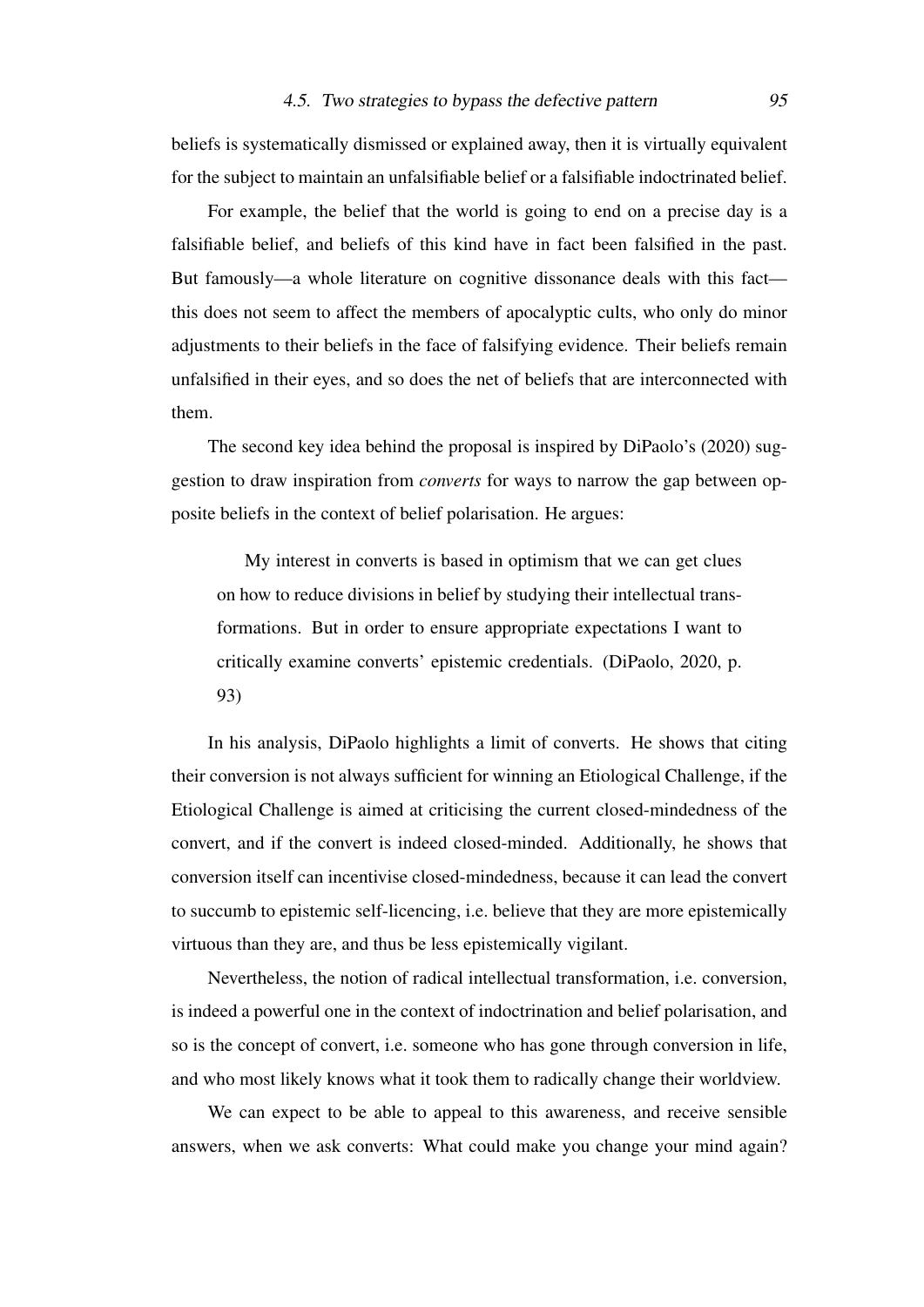beliefs is systematically dismissed or explained away, then it is virtually equivalent for the subject to maintain an unfalsifiable belief or a falsifiable indoctrinated belief.

For example, the belief that the world is going to end on a precise day is a falsifiable belief, and beliefs of this kind have in fact been falsified in the past. But famously—a whole literature on cognitive dissonance deals with this fact—this does not seem to affect the members of apocalyptic cults, who only do minor adjustments to their beliefs in the face of falsifying evidence. Their beliefs remain unfalsified in their eyes, and so does the net of beliefs that are interconnected with them.

The second key idea behind the proposal is inspired by DiPaolo's (2020) suggestion to draw inspiration from *converts* for ways to narrow the gap between opposite beliefs in the context of belief polarisation. He argues:

> My interest in converts is based in optimism that we can get clues on how to reduce divisions in belief by studying their intellectual transformations. But in order to ensure appropriate expectations I want to critically examine converts' epistemic credentials. (DiPaolo, 2020, p. 93)

In his analysis, DiPaolo highlights a limit of converts. He shows that citing their conversion is not always sufficient for winning an Etiological Challenge, if the Etiological Challenge is aimed at criticising the current closed-mindedness of the convert, and if the convert is indeed closed-minded. Additionally, he shows that conversion itself can incentivise closed-mindedness, because it can lead the convert to succumb to epistemic self-licencing, i.e. believe that they are more epistemically virtuous than they are, and thus be less epistemically vigilant.

Nevertheless, the notion of radical intellectual transformation, i.e. conversion, is indeed a powerful one in the context of indoctrination and belief polarisation, and so is the concept of convert, i.e. someone who has gone through conversion in life, and who most likely knows what it took them to radically change their worldview.

We can expect to be able to appeal to this awareness, and receive sensible answers, when we ask converts: What could make you change your mind again?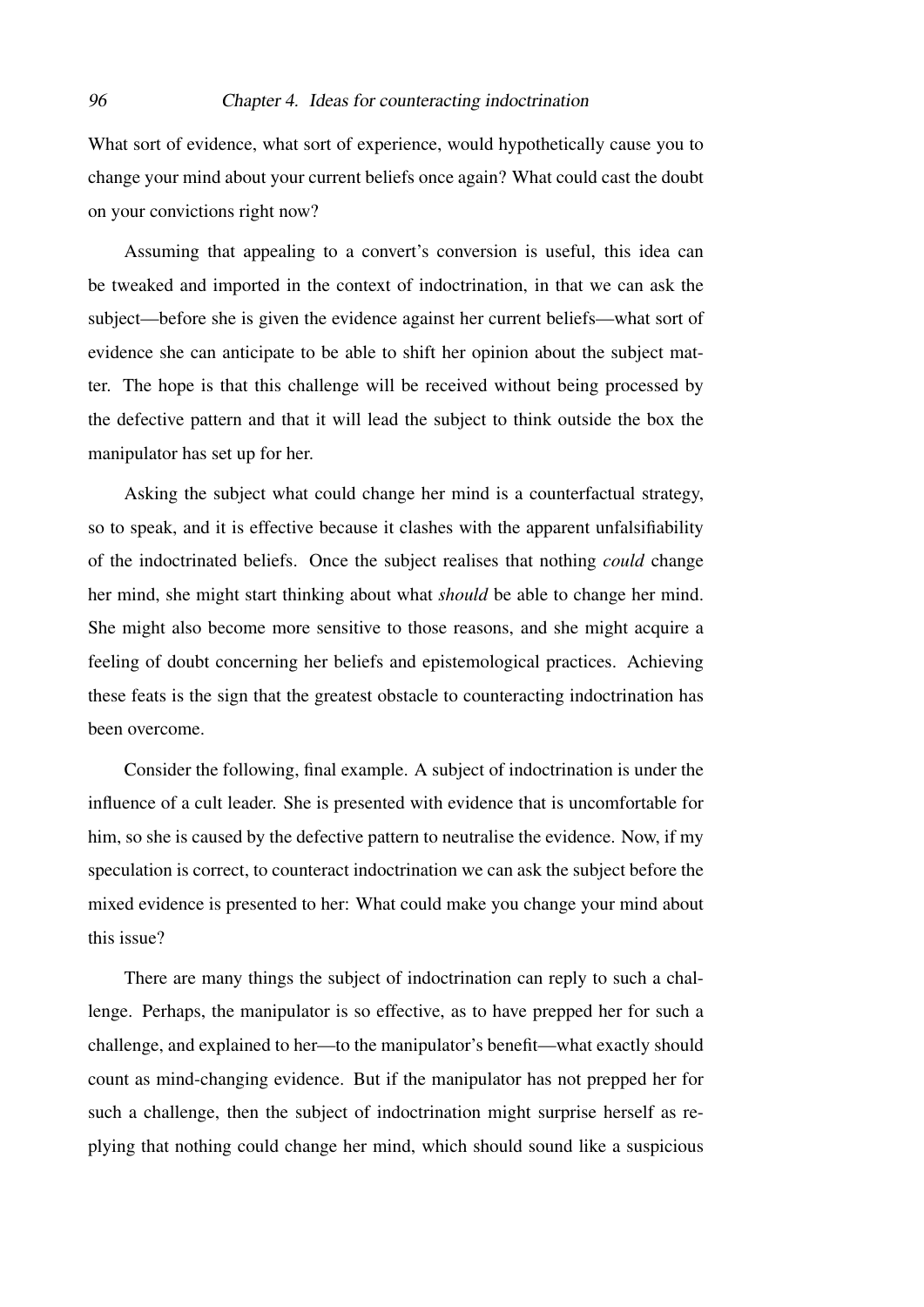What sort of evidence, what sort of experience, would hypothetically cause you to change your mind about your current beliefs once again? What could cast the doubt on your convictions right now?

Assuming that appealing to a convert's conversion is useful, this idea can be tweaked and imported in the context of indoctrination, in that we can ask the subject—before she is given the evidence against her current beliefs—what sort of evidence she can anticipate to be able to shift her opinion about the subject matter. The hope is that this challenge will be received without being processed by the defective pattern and that it will lead the subject to think outside the box the manipulator has set up for her.

Asking the subject what could change her mind is a counterfactual strategy, so to speak, and it is effective because it clashes with the apparent unfalsifiability of the indoctrinated beliefs. Once the subject realises that nothing *could* change her mind, she might start thinking about what *should* be able to change her mind. She might also become more sensitive to those reasons, and she might acquire a feeling of doubt concerning her beliefs and epistemological practices. Achieving these feats is the sign that the greatest obstacle to counteracting indoctrination has been overcome.

Consider the following, final example. A subject of indoctrination is under the influence of a cult leader. She is presented with evidence that is uncomfortable for him, so she is caused by the defective pattern to neutralise the evidence. Now, if my speculation is correct, to counteract indoctrination we can ask the subject before the mixed evidence is presented to her: What could make you change your mind about this issue?

There are many things the subject of indoctrination can reply to such a challenge. Perhaps, the manipulator is so effective, as to have prepped her for such a challenge, and explained to her—to the manipulator's benefit—what exactly should count as mind-changing evidence. But if the manipulator has not prepped her for such a challenge, then the subject of indoctrination might surprise herself as replying that nothing could change her mind, which should sound like a suspicious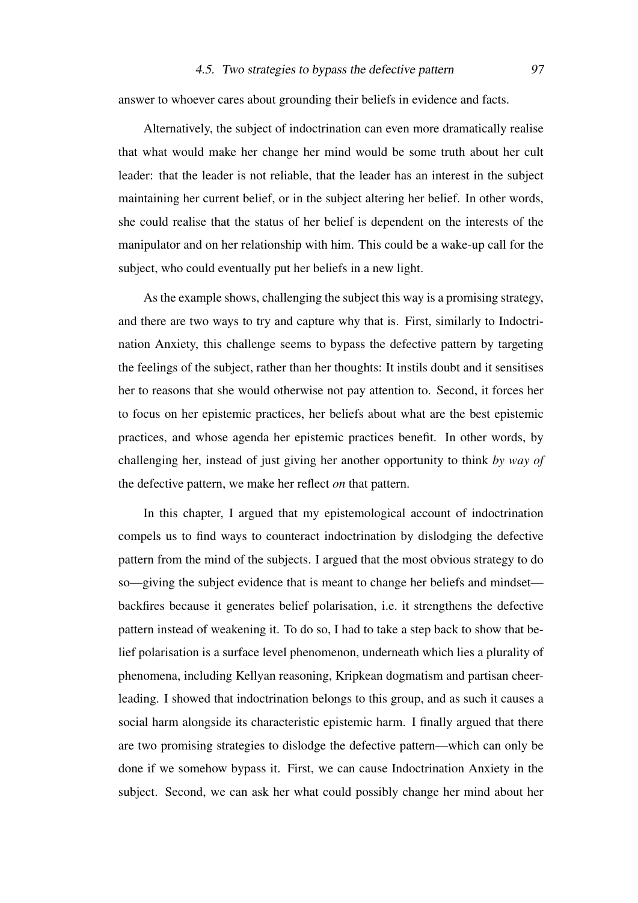answer to whoever cares about grounding their beliefs in evidence and facts.

Alternatively, the subject of indoctrination can even more dramatically realise that what would make her change her mind would be some truth about her cult leader: that the leader is not reliable, that the leader has an interest in the subject maintaining her current belief, or in the subject altering her belief. In other words, she could realise that the status of her belief is dependent on the interests of the manipulator and on her relationship with him. This could be a wake-up call for the subject, who could eventually put her beliefs in a new light.

As the example shows, challenging the subject this way is a promising strategy, and there are two ways to try and capture why that is. First, similarly to Indoctrination Anxiety, this challenge seems to bypass the defective pattern by targeting the feelings of the subject, rather than her thoughts: It instils doubt and it sensitises her to reasons that she would otherwise not pay attention to. Second, it forces her to focus on her epistemic practices, her beliefs about what are the best epistemic practices, and whose agenda her epistemic practices benefit. In other words, by challenging her, instead of just giving her another opportunity to think *by way of* the defective pattern, we make her reflect *on* that pattern.

In this chapter, I argued that my epistemological account of indoctrination compels us to find ways to counteract indoctrination by dislodging the defective pattern from the mind of the subjects. I argued that the most obvious strategy to do so—giving the subject evidence that is meant to change her beliefs and mindset—backfires because it generates belief polarisation, i.e. it strengthens the defective pattern instead of weakening it. To do so, I had to take a step back to show that belief polarisation is a surface level phenomenon, underneath which lies a plurality of phenomena, including Kellyan reasoning, Kripkean dogmatism and partisan cheerleading. I showed that indoctrination belongs to this group, and as such it causes a social harm alongside its characteristic epistemic harm. I finally argued that there are two promising strategies to dislodge the defective pattern—which can only be done if we somehow bypass it. First, we can cause Indoctrination Anxiety in the subject. Second, we can ask her what could possibly change her mind about her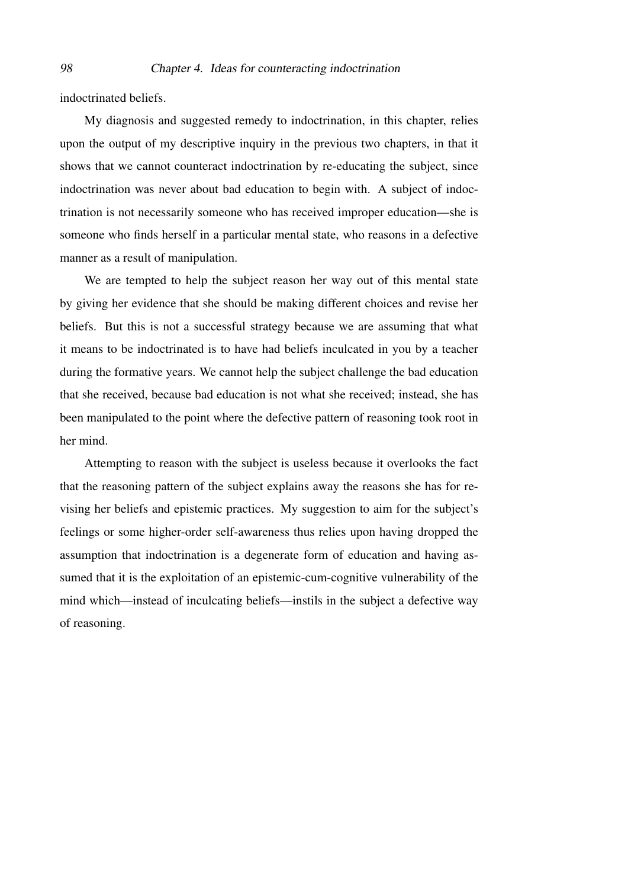indoctrinated beliefs.

My diagnosis and suggested remedy to indoctrination, in this chapter, relies upon the output of my descriptive inquiry in the previous two chapters, in that it shows that we cannot counteract indoctrination by re-educating the subject, since indoctrination was never about bad education to begin with. A subject of indoctrination is not necessarily someone who has received improper education—she is someone who finds herself in a particular mental state, who reasons in a defective manner as a result of manipulation.

We are tempted to help the subject reason her way out of this mental state by giving her evidence that she should be making different choices and revise her beliefs. But this is not a successful strategy because we are assuming that what it means to be indoctrinated is to have had beliefs inculcated in you by a teacher during the formative years. We cannot help the subject challenge the bad education that she received, because bad education is not what she received; instead, she has been manipulated to the point where the defective pattern of reasoning took root in her mind.

Attempting to reason with the subject is useless because it overlooks the fact that the reasoning pattern of the subject explains away the reasons she has for revising her beliefs and epistemic practices. My suggestion to aim for the subject's feelings or some higher-order self-awareness thus relies upon having dropped the assumption that indoctrination is a degenerate form of education and having assumed that it is the exploitation of an epistemic-cum-cognitive vulnerability of the mind which—instead of inculcating beliefs—instils in the subject a defective way of reasoning.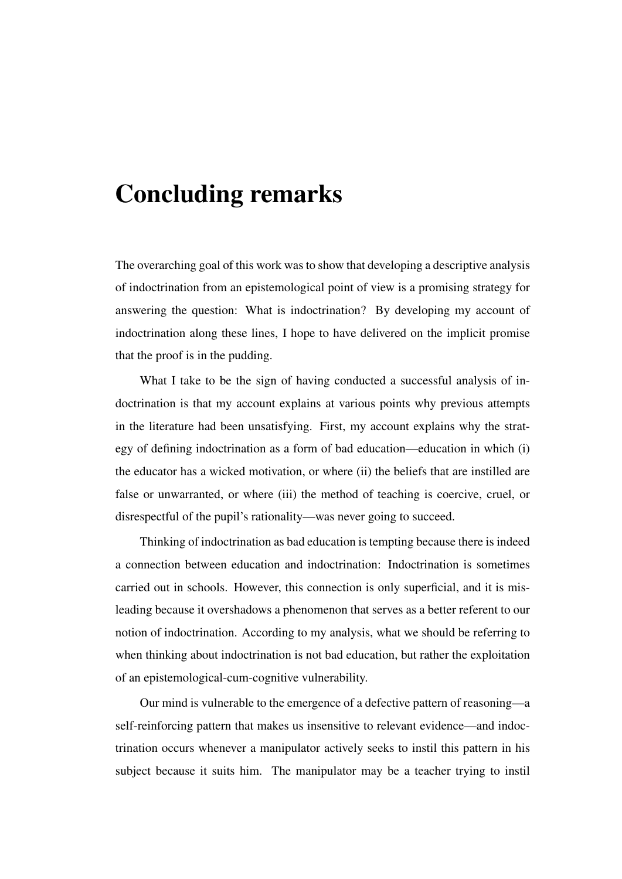# Concluding remarks

The overarching goal of this work was to show that developing a descriptive analysis of indoctrination from an epistemological point of view is a promising strategy for answering the question: What is indoctrination? By developing my account of indoctrination along these lines, I hope to have delivered on the implicit promise that the proof is in the pudding.

What I take to be the sign of having conducted a successful analysis of indoctrination is that my account explains at various points why previous attempts in the literature had been unsatisfying. First, my account explains why the strategy of defining indoctrination as a form of bad education—education in which (i) the educator has a wicked motivation, or where (ii) the beliefs that are instilled are false or unwarranted, or where (iii) the method of teaching is coercive, cruel, or disrespectful of the pupil's rationality—was never going to succeed.

Thinking of indoctrination as bad education is tempting because there is indeed a connection between education and indoctrination: Indoctrination is sometimes carried out in schools. However, this connection is only superficial, and it is misleading because it overshadows a phenomenon that serves as a better referent to our notion of indoctrination. According to my analysis, what we should be referring to when thinking about indoctrination is not bad education, but rather the exploitation of an epistemological-cum-cognitive vulnerability.

Our mind is vulnerable to the emergence of a defective pattern of reasoning—a self-reinforcing pattern that makes us insensitive to relevant evidence—and indoctrination occurs whenever a manipulator actively seeks to instil this pattern in his subject because it suits him. The manipulator may be a teacher trying to instil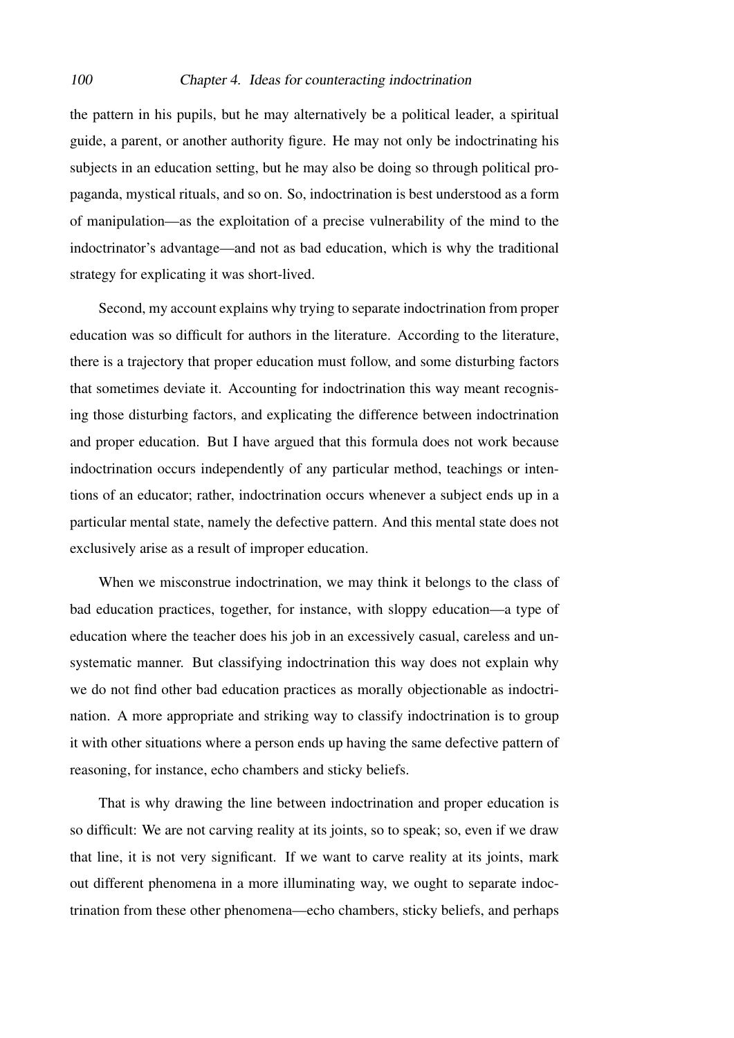the pattern in his pupils, but he may alternatively be a political leader, a spiritual guide, a parent, or another authority figure. He may not only be indoctrinating his subjects in an education setting, but he may also be doing so through political propaganda, mystical rituals, and so on. So, indoctrination is best understood as a form of manipulation—as the exploitation of a precise vulnerability of the mind to the indoctrinator's advantage—and not as bad education, which is why the traditional strategy for explicating it was short-lived.

Second, my account explains why trying to separate indoctrination from proper education was so difficult for authors in the literature. According to the literature, there is a trajectory that proper education must follow, and some disturbing factors that sometimes deviate it. Accounting for indoctrination this way meant recognising those disturbing factors, and explicating the difference between indoctrination and proper education. But I have argued that this formula does not work because indoctrination occurs independently of any particular method, teachings or intentions of an educator; rather, indoctrination occurs whenever a subject ends up in a particular mental state, namely the defective pattern. And this mental state does not exclusively arise as a result of improper education.

When we misconstrue indoctrination, we may think it belongs to the class of bad education practices, together, for instance, with sloppy education—a type of education where the teacher does his job in an excessively casual, careless and unsystematic manner. But classifying indoctrination this way does not explain why we do not find other bad education practices as morally objectionable as indoctrination. A more appropriate and striking way to classify indoctrination is to group it with other situations where a person ends up having the same defective pattern of reasoning, for instance, echo chambers and sticky beliefs.

That is why drawing the line between indoctrination and proper education is so difficult: We are not carving reality at its joints, so to speak; so, even if we draw that line, it is not very significant. If we want to carve reality at its joints, mark out different phenomena in a more illuminating way, we ought to separate indoctrination from these other phenomena—echo chambers, sticky beliefs, and perhaps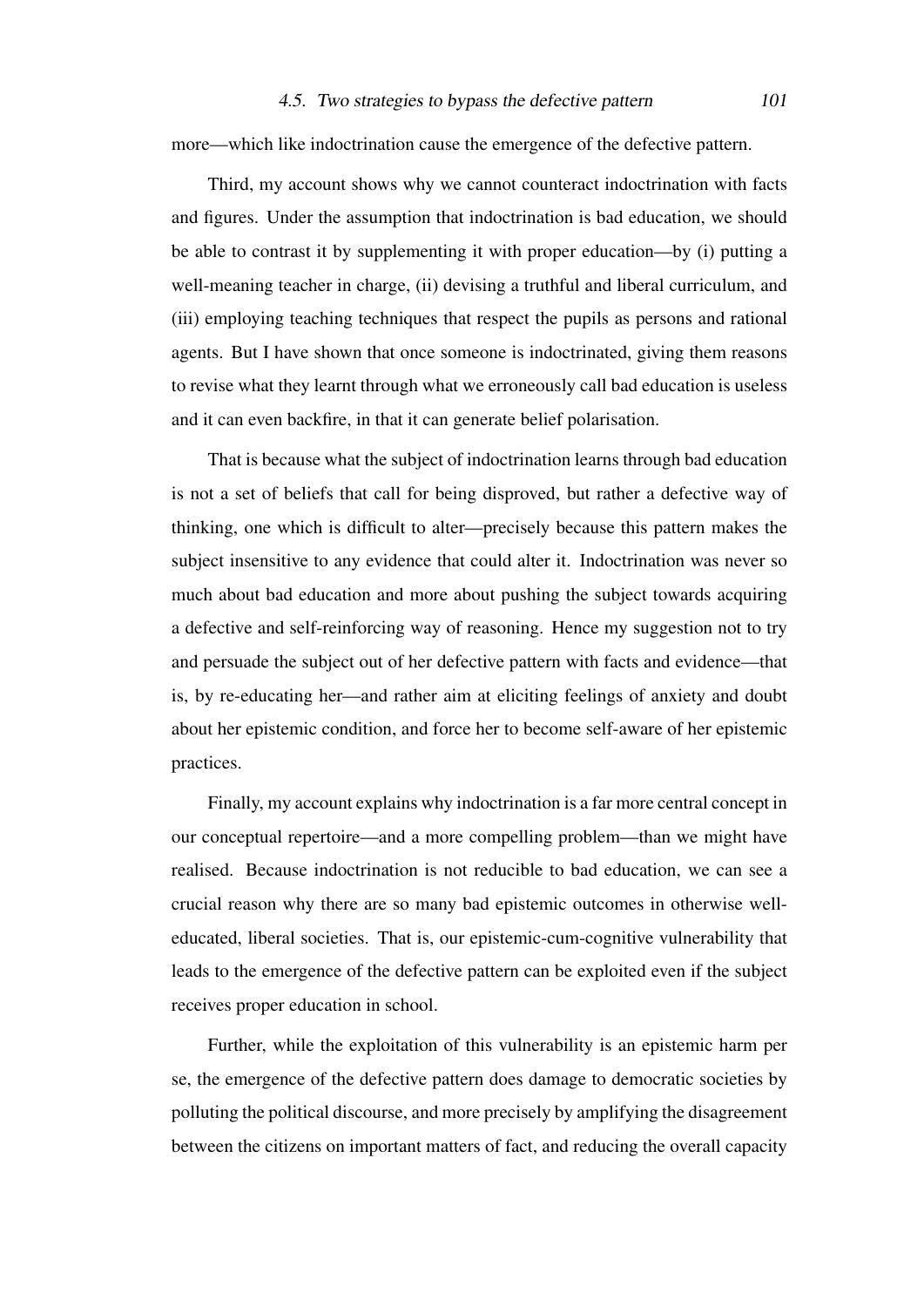more—which like indoctrination cause the emergence of the defective pattern.

Third, my account shows why we cannot counteract indoctrination with facts and figures. Under the assumption that indoctrination is bad education, we should be able to contrast it by supplementing it with proper education—by (i) putting a well-meaning teacher in charge, (ii) devising a truthful and liberal curriculum, and (iii) employing teaching techniques that respect the pupils as persons and rational agents. But I have shown that once someone is indoctrinated, giving them reasons to revise what they learnt through what we erroneously call bad education is useless and it can even backfire, in that it can generate belief polarisation.

That is because what the subject of indoctrination learns through bad education is not a set of beliefs that call for being disproved, but rather a defective way of thinking, one which is difficult to alter—precisely because this pattern makes the subject insensitive to any evidence that could alter it. Indoctrination was never so much about bad education and more about pushing the subject towards acquiring a defective and self-reinforcing way of reasoning. Hence my suggestion not to try and persuade the subject out of her defective pattern with facts and evidence—that is, by re-educating her—and rather aim at eliciting feelings of anxiety and doubt about her epistemic condition, and force her to become self-aware of her epistemic practices.

Finally, my account explains why indoctrination is a far more central concept in our conceptual repertoire—and a more compelling problem—than we might have realised. Because indoctrination is not reducible to bad education, we can see a crucial reason why there are so many bad epistemic outcomes in otherwise well-educated, liberal societies. That is, our epistemic-cum-cognitive vulnerability that leads to the emergence of the defective pattern can be exploited even if the subject receives proper education in school.

Further, while the exploitation of this vulnerability is an epistemic harm per se, the emergence of the defective pattern does damage to democratic societies by polluting the political discourse, and more precisely by amplifying the disagreement between the citizens on important matters of fact, and reducing the overall capacity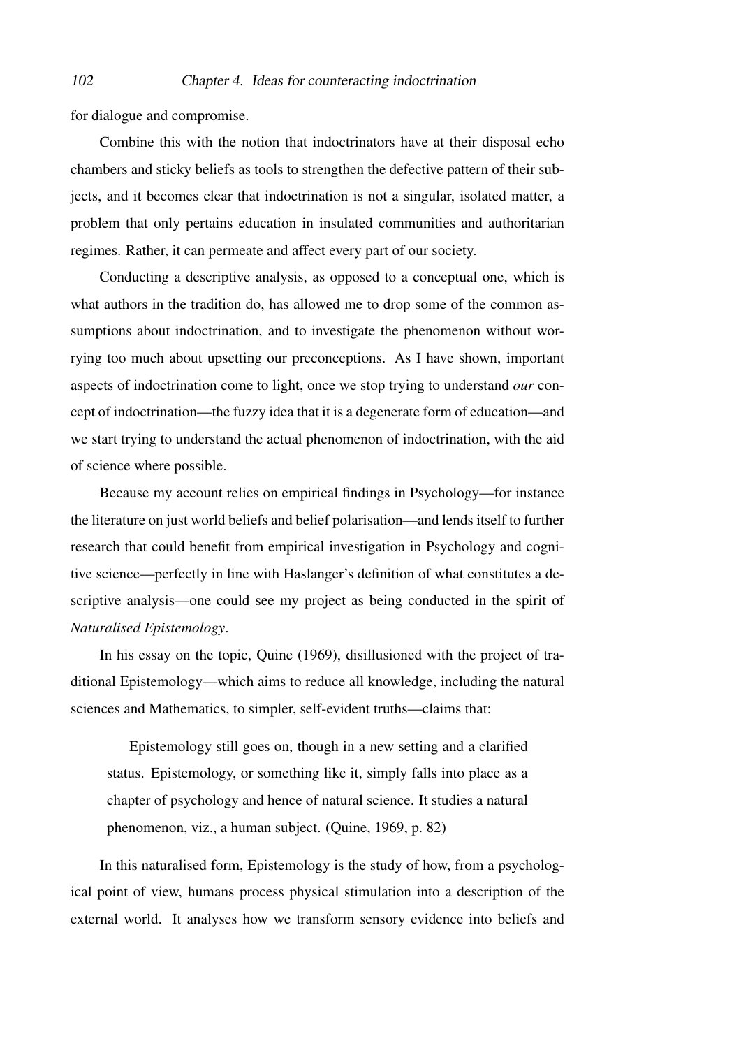for dialogue and compromise.

Combine this with the notion that indoctrinators have at their disposal echo chambers and sticky beliefs as tools to strengthen the defective pattern of their subjects, and it becomes clear that indoctrination is not a singular, isolated matter, a problem that only pertains education in insulated communities and authoritarian regimes. Rather, it can permeate and affect every part of our society.

Conducting a descriptive analysis, as opposed to a conceptual one, which is what authors in the tradition do, has allowed me to drop some of the common assumptions about indoctrination, and to investigate the phenomenon without worrying too much about upsetting our preconceptions. As I have shown, important aspects of indoctrination come to light, once we stop trying to understand *our* concept of indoctrination—the fuzzy idea that it is a degenerate form of education—and we start trying to understand the actual phenomenon of indoctrination, with the aid of science where possible.

Because my account relies on empirical findings in Psychology—for instance the literature on just world beliefs and belief polarisation—and lends itself to further research that could benefit from empirical investigation in Psychology and cognitive science—perfectly in line with Haslanger's definition of what constitutes a descriptive analysis—one could see my project as being conducted in the spirit of *Naturalised Epistemology*.

In his essay on the topic, Quine (1969), disillusioned with the project of traditional Epistemology—which aims to reduce all knowledge, including the natural sciences and Mathematics, to simpler, self-evident truths—claims that:

> Epistemology still goes on, though in a new setting and a clarified status. Epistemology, or something like it, simply falls into place as a chapter of psychology and hence of natural science. It studies a natural phenomenon, viz., a human subject. (Quine, 1969, p. 82)

In this naturalised form, Epistemology is the study of how, from a psychological point of view, humans process physical stimulation into a description of the external world. It analyses how we transform sensory evidence into beliefs and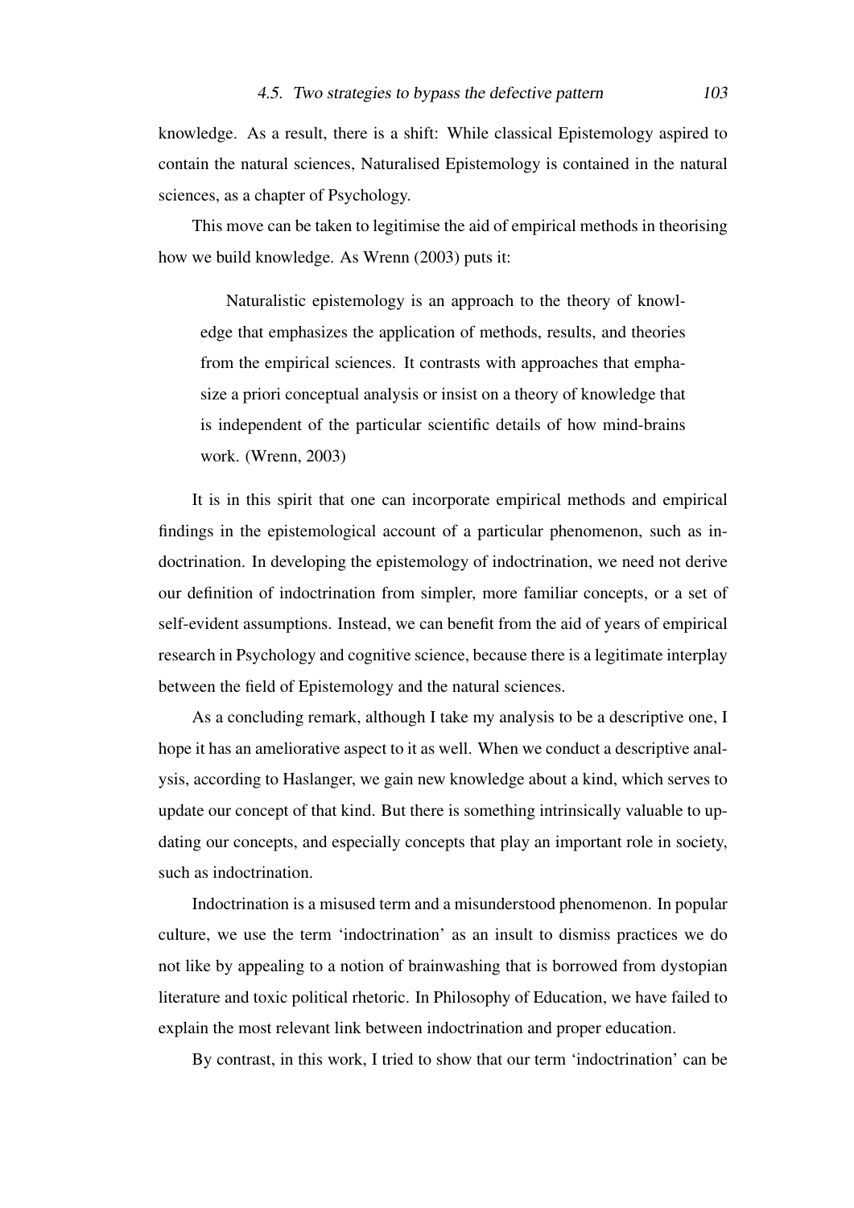knowledge. As a result, there is a shift: While classical Epistemology aspired to contain the natural sciences, Naturalised Epistemology is contained in the natural sciences, as a chapter of Psychology.

This move can be taken to legitimise the aid of empirical methods in theorising how we build knowledge. As Wrenn (2003) puts it:

> Naturalistic epistemology is an approach to the theory of knowledge that emphasizes the application of methods, results, and theories from the empirical sciences. It contrasts with approaches that emphasize a priori conceptual analysis or insist on a theory of knowledge that is independent of the particular scientific details of how mind-brains work. (Wrenn, 2003)

It is in this spirit that one can incorporate empirical methods and empirical findings in the epistemological account of a particular phenomenon, such as indoctrination. In developing the epistemology of indoctrination, we need not derive our definition of indoctrination from simpler, more familiar concepts, or a set of self-evident assumptions. Instead, we can benefit from the aid of years of empirical research in Psychology and cognitive science, because there is a legitimate interplay between the field of Epistemology and the natural sciences.

As a concluding remark, although I take my analysis to be a descriptive one, I hope it has an ameliorative aspect to it as well. When we conduct a descriptive analysis, according to Haslanger, we gain new knowledge about a kind, which serves to update our concept of that kind. But there is something intrinsically valuable to updating our concepts, and especially concepts that play an important role in society, such as indoctrination.

Indoctrination is a misused term and a misunderstood phenomenon. In popular culture, we use the term 'indoctrination' as an insult to dismiss practices we do not like by appealing to a notion of brainwashing that is borrowed from dystopian literature and toxic political rhetoric. In Philosophy of Education, we have failed to explain the most relevant link between indoctrination and proper education.

By contrast, in this work, I tried to show that our term 'indoctrination' can be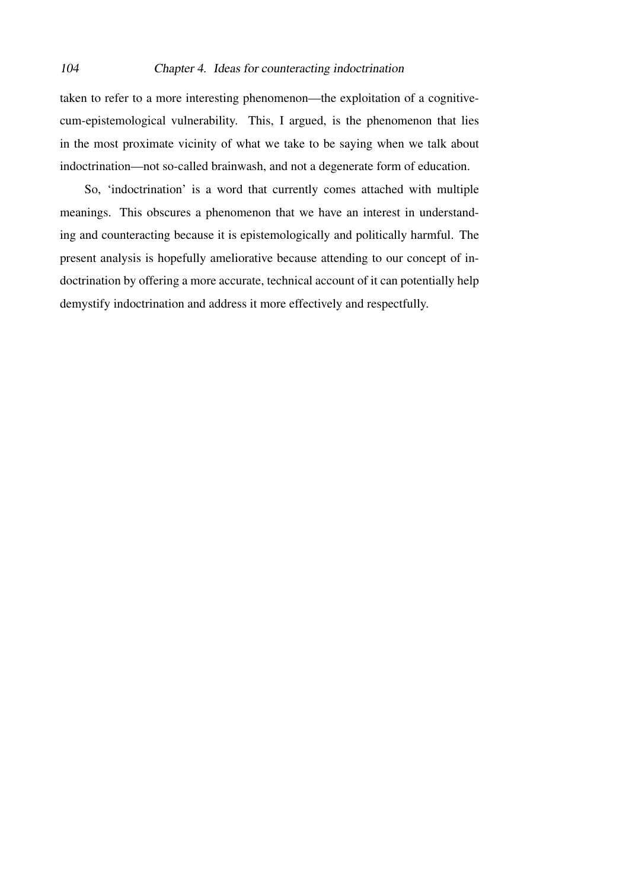taken to refer to a more interesting phenomenon—the exploitation of a cognitive-cum-epistemological vulnerability. This, I argued, is the phenomenon that lies in the most proximate vicinity of what we take to be saying when we talk about indoctrination—not so-called brainwash, and not a degenerate form of education.

So, 'indoctrination' is a word that currently comes attached with multiple meanings. This obscures a phenomenon that we have an interest in understanding and counteracting because it is epistemologically and politically harmful. The present analysis is hopefully ameliorative because attending to our concept of indoctrination by offering a more accurate, technical account of it can potentially help demystify indoctrination and address it more effectively and respectfully.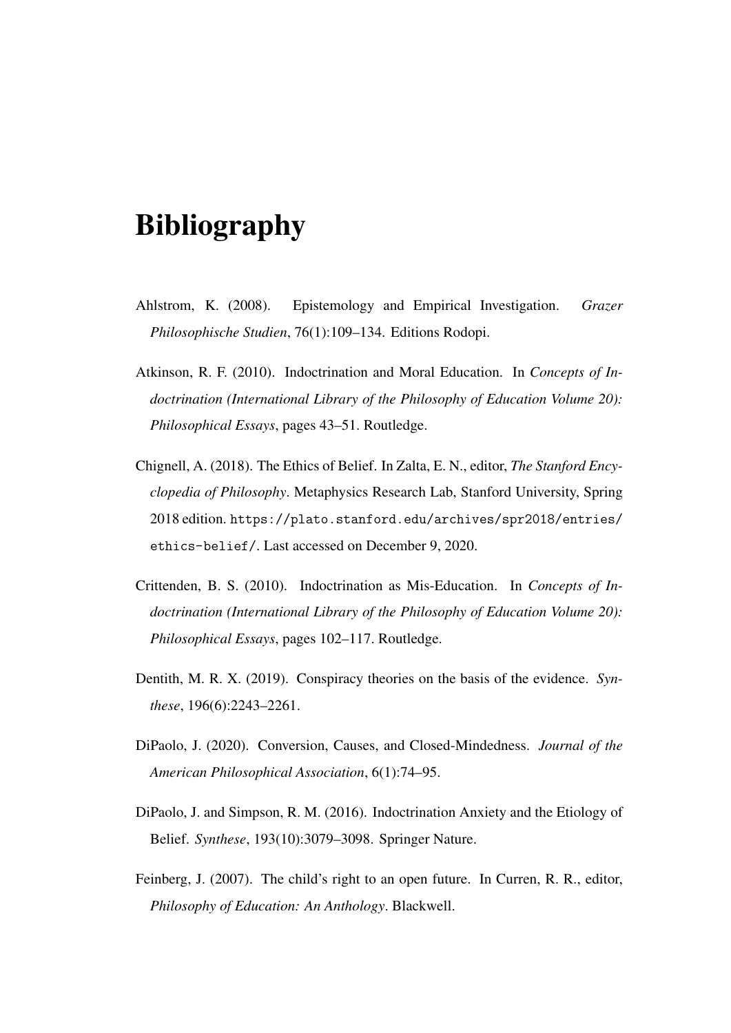# Bibliography

Ahlstrom, K. (2008). Epistemology and Empirical Investigation. *Grazer Philosophische Studien*, 76(1):109–134. Editions Rodopi.

Atkinson, R. F. (2010). Indoctrination and Moral Education. In *Concepts of Indoctrination (International Library of the Philosophy of Education Volume 20): Philosophical Essays*, pages 43–51. Routledge.

Chignell, A. (2018). The Ethics of Belief. In Zalta, E. N., editor, *The Stanford Encyclopedia of Philosophy*. Metaphysics Research Lab, Stanford University, Spring 2018 edition. https://plato.stanford.edu/archives/spr2018/entries/ethics-belief/. Last accessed on December 9, 2020.

Crittenden, B. S. (2010). Indoctrination as Mis-Education. In *Concepts of Indoctrination (International Library of the Philosophy of Education Volume 20): Philosophical Essays*, pages 102–117. Routledge.

Dentith, M. R. X. (2019). Conspiracy theories on the basis of the evidence. *Synthese*, 196(6):2243–2261.

DiPaolo, J. (2020). Conversion, Causes, and Closed-Mindedness. *Journal of the American Philosophical Association*, 6(1):74–95.

DiPaolo, J. and Simpson, R. M. (2016). Indoctrination Anxiety and the Etiology of Belief. *Synthese*, 193(10):3079–3098. Springer Nature.

Feinberg, J. (2007). The child's right to an open future. In Curren, R. R., editor, *Philosophy of Education: An Anthology*. Blackwell.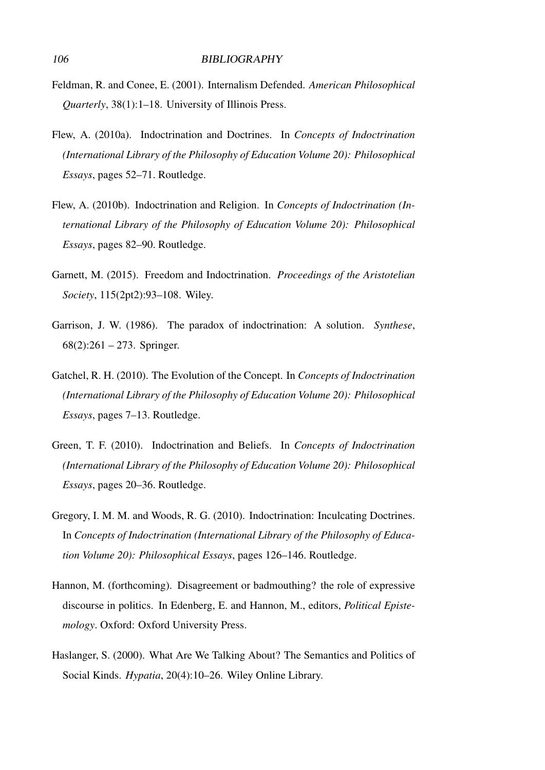Feldman, R. and Conee, E. (2001). Internalism Defended. *American Philosophical Quarterly*, 38(1):1–18. University of Illinois Press.

Flew, A. (2010a). Indoctrination and Doctrines. In *Concepts of Indoctrination (International Library of the Philosophy of Education Volume 20): Philosophical Essays*, pages 52–71. Routledge.

Flew, A. (2010b). Indoctrination and Religion. In *Concepts of Indoctrination (International Library of the Philosophy of Education Volume 20): Philosophical Essays*, pages 82–90. Routledge.

Garnett, M. (2015). Freedom and Indoctrination. *Proceedings of the Aristotelian Society*, 115(2pt2):93–108. Wiley.

Garrison, J. W. (1986). The paradox of indoctrination: A solution. *Synthese*, 68(2):261 – 273. Springer.

Gatchel, R. H. (2010). The Evolution of the Concept. In *Concepts of Indoctrination (International Library of the Philosophy of Education Volume 20): Philosophical Essays*, pages 7–13. Routledge.

Green, T. F. (2010). Indoctrination and Beliefs. In *Concepts of Indoctrination (International Library of the Philosophy of Education Volume 20): Philosophical Essays*, pages 20–36. Routledge.

Gregory, I. M. M. and Woods, R. G. (2010). Indoctrination: Inculcating Doctrines. In *Concepts of Indoctrination (International Library of the Philosophy of Education Volume 20): Philosophical Essays*, pages 126–146. Routledge.

Hannon, M. (forthcoming). Disagreement or badmouthing? the role of expressive discourse in politics. In Edenberg, E. and Hannon, M., editors, *Political Epistemology*. Oxford: Oxford University Press.

Haslanger, S. (2000). What Are We Talking About? The Semantics and Politics of Social Kinds. *Hypatia*, 20(4):10–26. Wiley Online Library.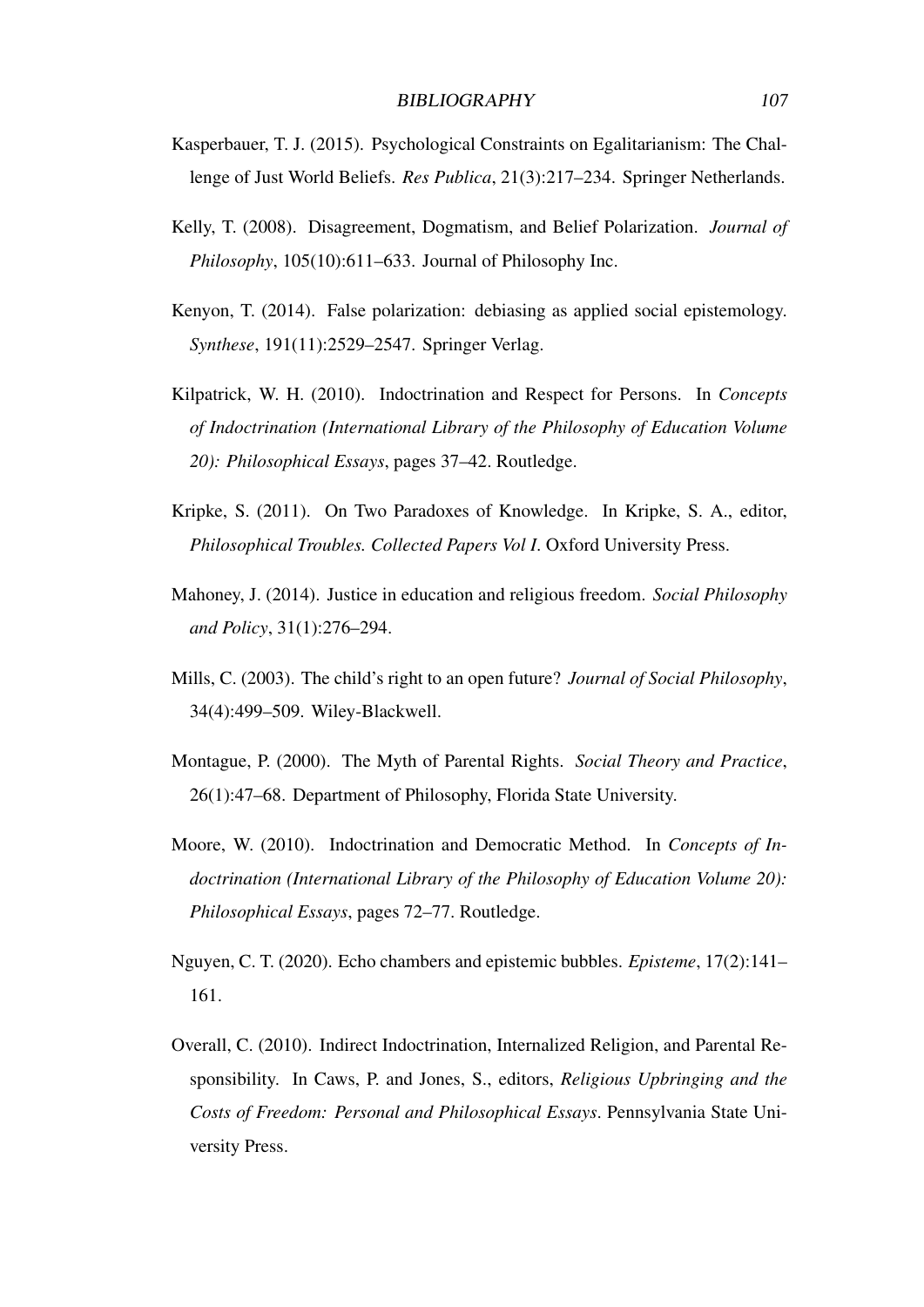Kasperbauer, T. J. (2015). Psychological Constraints on Egalitarianism: The Challenge of Just World Beliefs. *Res Publica*, 21(3):217–234. Springer Netherlands.

Kelly, T. (2008). Disagreement, Dogmatism, and Belief Polarization. *Journal of Philosophy*, 105(10):611–633. Journal of Philosophy Inc.

Kenyon, T. (2014). False polarization: debiasing as applied social epistemology. *Synthese*, 191(11):2529–2547. Springer Verlag.

Kilpatrick, W. H. (2010). Indoctrination and Respect for Persons. In *Concepts of Indoctrination (International Library of the Philosophy of Education Volume 20): Philosophical Essays*, pages 37–42. Routledge.

Kripke, S. (2011). On Two Paradoxes of Knowledge. In Kripke, S. A., editor, *Philosophical Troubles. Collected Papers Vol I*. Oxford University Press.

Mahoney, J. (2014). Justice in education and religious freedom. *Social Philosophy and Policy*, 31(1):276–294.

Mills, C. (2003). The child's right to an open future? *Journal of Social Philosophy*, 34(4):499–509. Wiley-Blackwell.

Montague, P. (2000). The Myth of Parental Rights. *Social Theory and Practice*, 26(1):47–68. Department of Philosophy, Florida State University.

Moore, W. (2010). Indoctrination and Democratic Method. In *Concepts of Indoctrination (International Library of the Philosophy of Education Volume 20): Philosophical Essays*, pages 72–77. Routledge.

Nguyen, C. T. (2020). Echo chambers and epistemic bubbles. *Episteme*, 17(2):141–161.

Overall, C. (2010). Indirect Indoctrination, Internalized Religion, and Parental Responsibility. In Caws, P. and Jones, S., editors, *Religious Upbringing and the Costs of Freedom: Personal and Philosophical Essays*. Pennsylvania State University Press.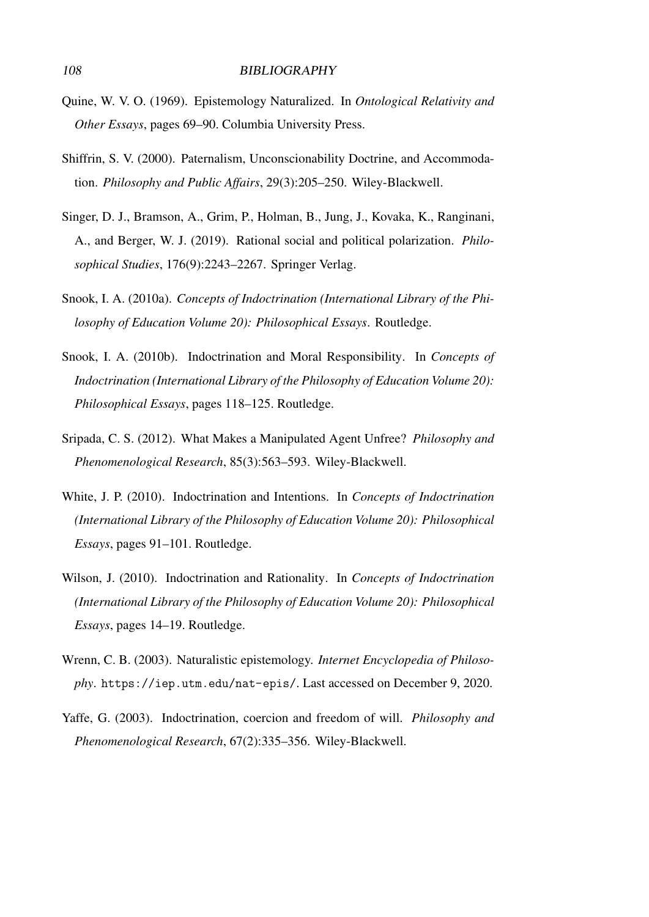Quine, W. V. O. (1969). Epistemology Naturalized. In *Ontological Relativity and Other Essays*, pages 69–90. Columbia University Press.

Shiffrin, S. V. (2000). Paternalism, Unconscionability Doctrine, and Accommodation. *Philosophy and Public Affairs*, 29(3):205–250. Wiley-Blackwell.

Singer, D. J., Bramson, A., Grim, P., Holman, B., Jung, J., Kovaka, K., Ranginani, A., and Berger, W. J. (2019). Rational social and political polarization. *Philosophical Studies*, 176(9):2243–2267. Springer Verlag.

Snook, I. A. (2010a). *Concepts of Indoctrination (International Library of the Philosophy of Education Volume 20): Philosophical Essays*. Routledge.

Snook, I. A. (2010b). Indoctrination and Moral Responsibility. In *Concepts of Indoctrination (International Library of the Philosophy of Education Volume 20): Philosophical Essays*, pages 118–125. Routledge.

Sripada, C. S. (2012). What Makes a Manipulated Agent Unfree? *Philosophy and Phenomenological Research*, 85(3):563–593. Wiley-Blackwell.

White, J. P. (2010). Indoctrination and Intentions. In *Concepts of Indoctrination (International Library of the Philosophy of Education Volume 20): Philosophical Essays*, pages 91–101. Routledge.

Wilson, J. (2010). Indoctrination and Rationality. In *Concepts of Indoctrination (International Library of the Philosophy of Education Volume 20): Philosophical Essays*, pages 14–19. Routledge.

Wrenn, C. B. (2003). Naturalistic epistemology. *Internet Encyclopedia of Philosophy*. https://iep.utm.edu/nat-epis/. Last accessed on December 9, 2020.

Yaffe, G. (2003). Indoctrination, coercion and freedom of will. *Philosophy and Phenomenological Research*, 67(2):335–356. Wiley-Blackwell.